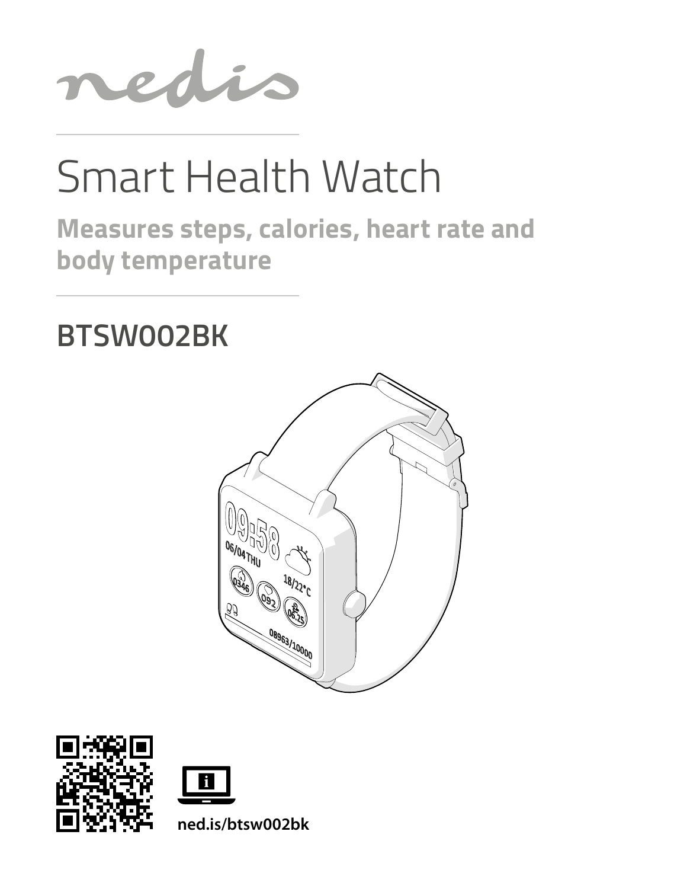nedis

# Smart Health Watch

**Measures steps, calories, heart rate and body temperature**

## BTSW002BK

ned.is/btsw002bk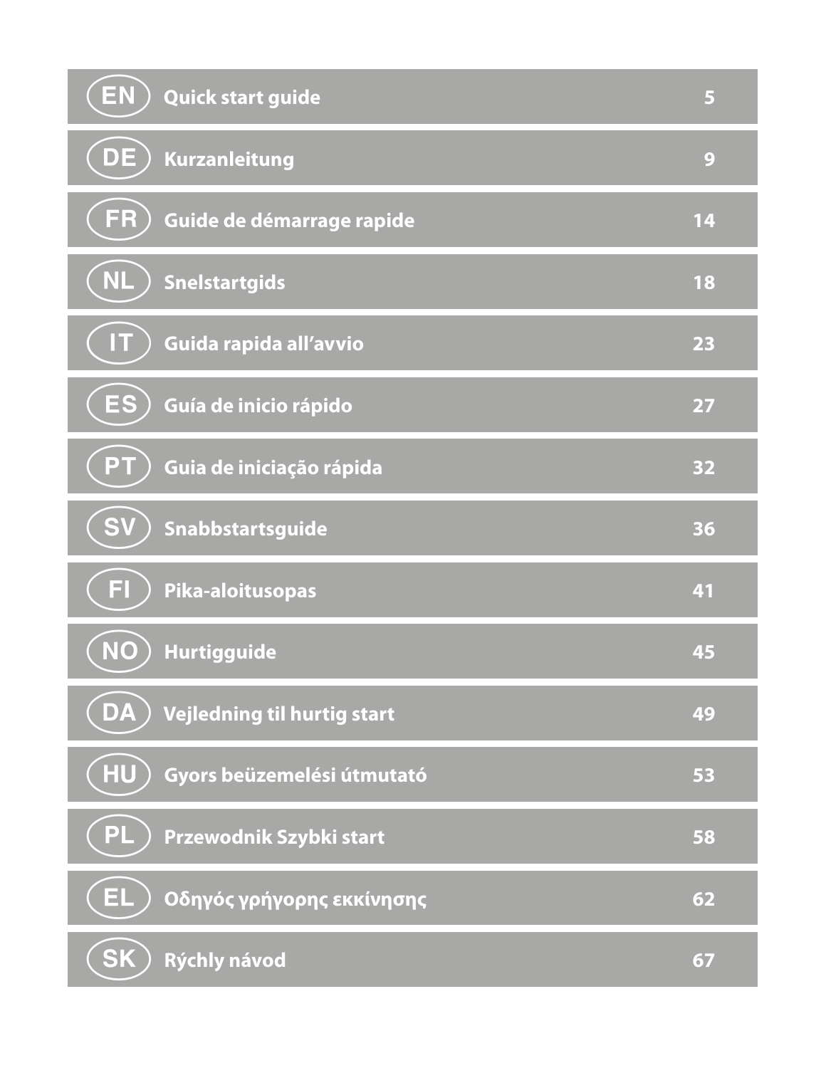| | | |
|---|---|---|
| EN | **Quick start guide** | 5 |
| DE | **Kurzanleitung** | 9 |
| FR | **Guide de démarrage rapide** | 14 |
| NL | **Snelstartgids** | 18 |
| IT | **Guida rapida all'avvio** | 23 |
| ES | **Guía de inicio rápido** | 27 |
| PT | **Guia de iniciação rápida** | 32 |
| SV | **Snabbstartsguide** | 36 |
| FI | **Pika-aloitusopas** | 41 |
| NO | **Hurtigguide** | 45 |
| DA | **Vejledning til hurtig start** | 49 |
| HU | **Gyors beüzemelési útmutató** | 53 |
| PL | **Przewodnik Szybki start** | 58 |
| EL | **Οδηγός γρήγορης εκκίνησης** | 62 |
| SK | **Rýchly návod** | 67 |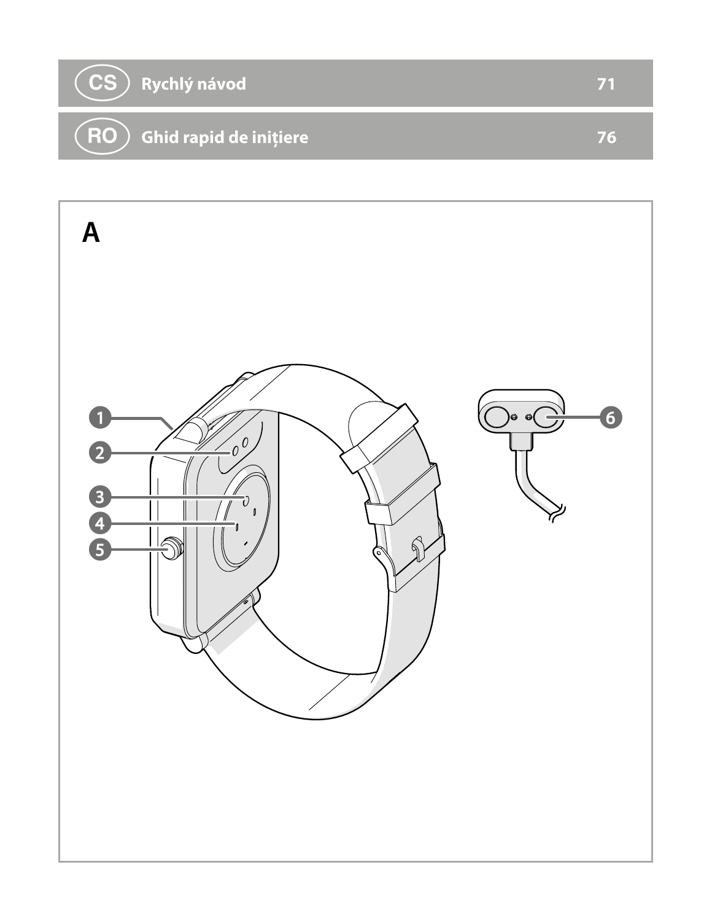| | | |
|---|---|---|
| CS | Rychlý návod | 71 |
| RO | Ghid rapid de inițiere | 76 |

A

1
2
3
4
5
6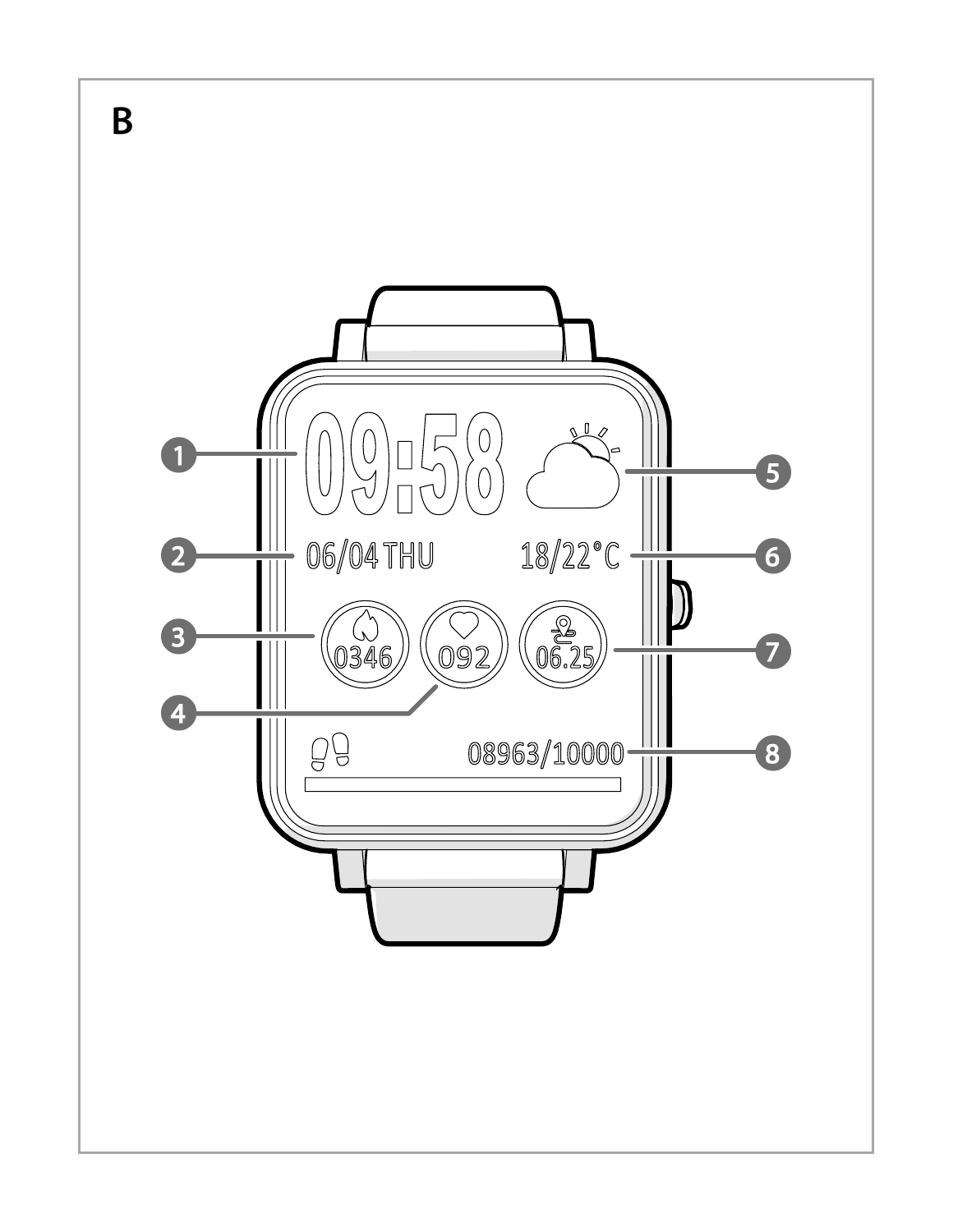B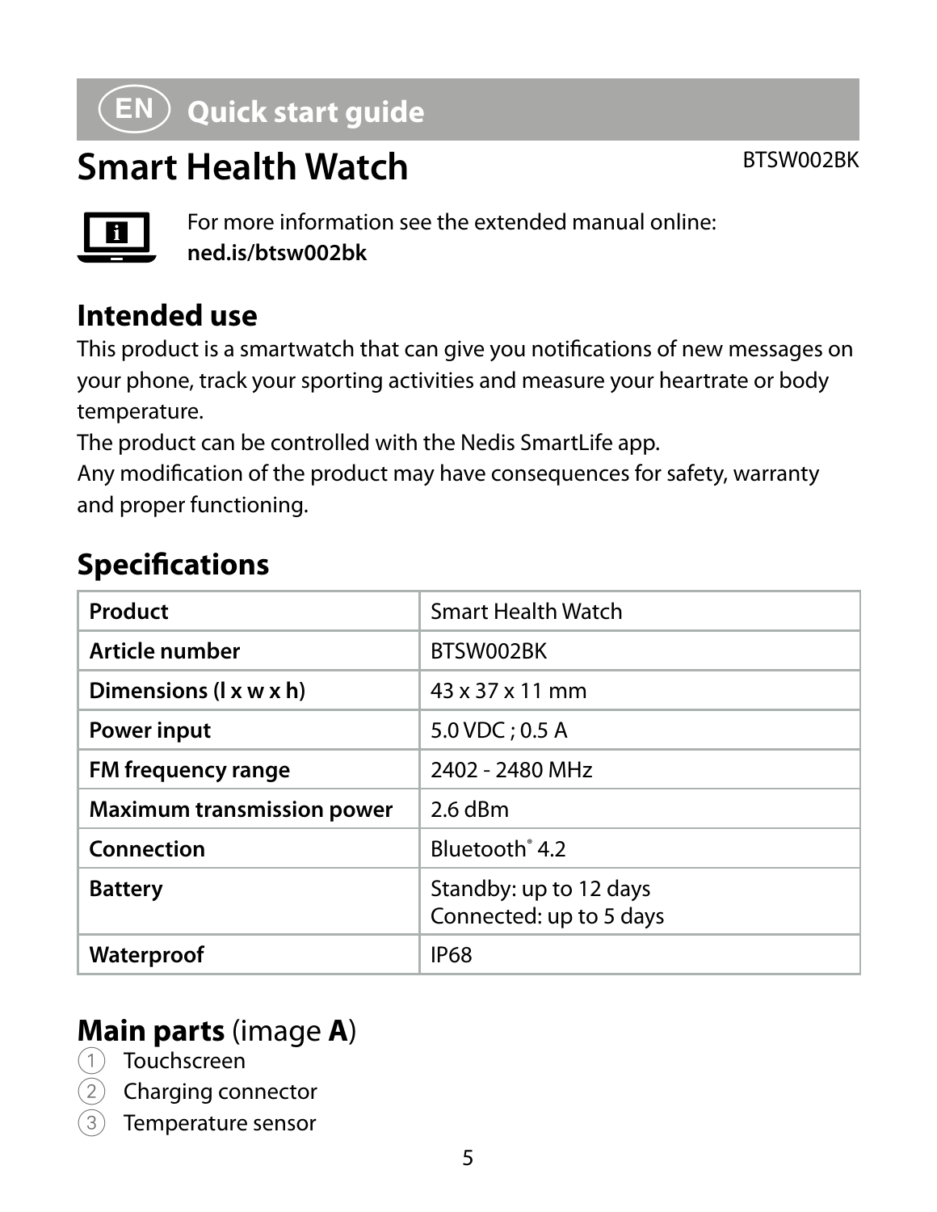# EN Quick start guide

## Smart Health Watch

BTSW002BK

For more information see the extended manual online:
**ned.is/btsw002bk**

## Intended use

This product is a smartwatch that can give you notifications of new messages on your phone, track your sporting activities and measure your heartrate or body temperature.

The product can be controlled with the Nedis SmartLife app.

Any modification of the product may have consequences for safety, warranty and proper functioning.

## Specifications

| **Product** | Smart Health Watch |
|---|---|
| **Article number** | BTSW002BK |
| **Dimensions (l x w x h)** | 43 x 37 x 11 mm |
| **Power input** | 5.0 VDC ; 0.5 A |
| **FM frequency range** | 2402 - 2480 MHz |
| **Maximum transmission power** | 2.6 dBm |
| **Connection** | Bluetooth® 4.2 |
| **Battery** | Standby: up to 12 days<br>Connected: up to 5 days |
| **Waterproof** | IP68 |

## Main parts (image A)

1. Touchscreen
2. Charging connector
3. Temperature sensor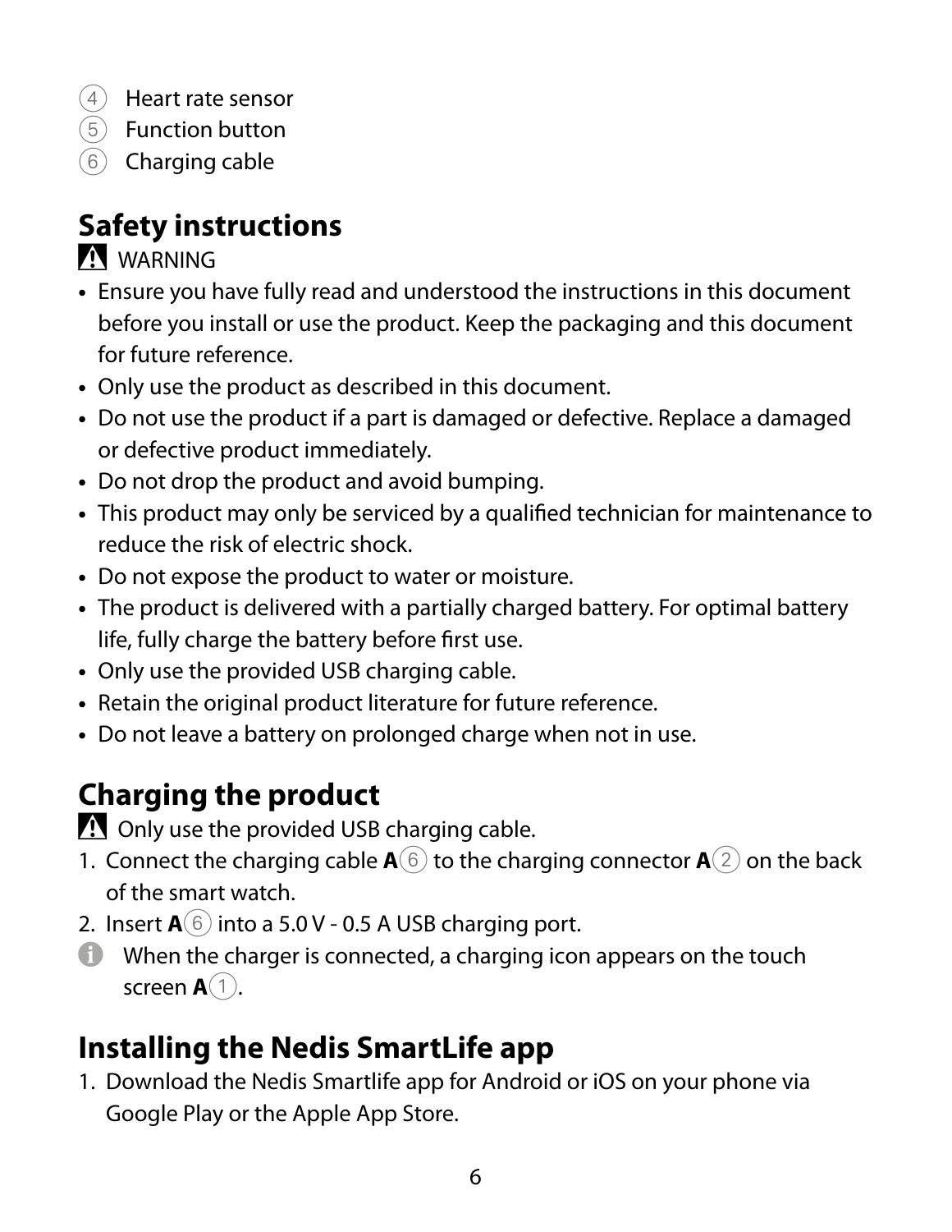4. Heart rate sensor
5. Function button
6. Charging cable

## Safety instructions

⚠ WARNING

- Ensure you have fully read and understood the instructions in this document before you install or use the product. Keep the packaging and this document for future reference.
- Only use the product as described in this document.
- Do not use the product if a part is damaged or defective. Replace a damaged or defective product immediately.
- Do not drop the product and avoid bumping.
- This product may only be serviced by a qualified technician for maintenance to reduce the risk of electric shock.
- Do not expose the product to water or moisture.
- The product is delivered with a partially charged battery. For optimal battery life, fully charge the battery before first use.
- Only use the provided USB charging cable.
- Retain the original product literature for future reference.
- Do not leave a battery on prolonged charge when not in use.

## Charging the product

⚠ Only use the provided USB charging cable.

1. Connect the charging cable **A**⑥ to the charging connector **A**② on the back of the smart watch.
2. Insert **A**⑥ into a 5.0 V - 0.5 A USB charging port.

ⓘ When the charger is connected, a charging icon appears on the touch screen **A**①.

## Installing the Nedis SmartLife app

1. Download the Nedis Smartlife app for Android or iOS on your phone via Google Play or the Apple App Store.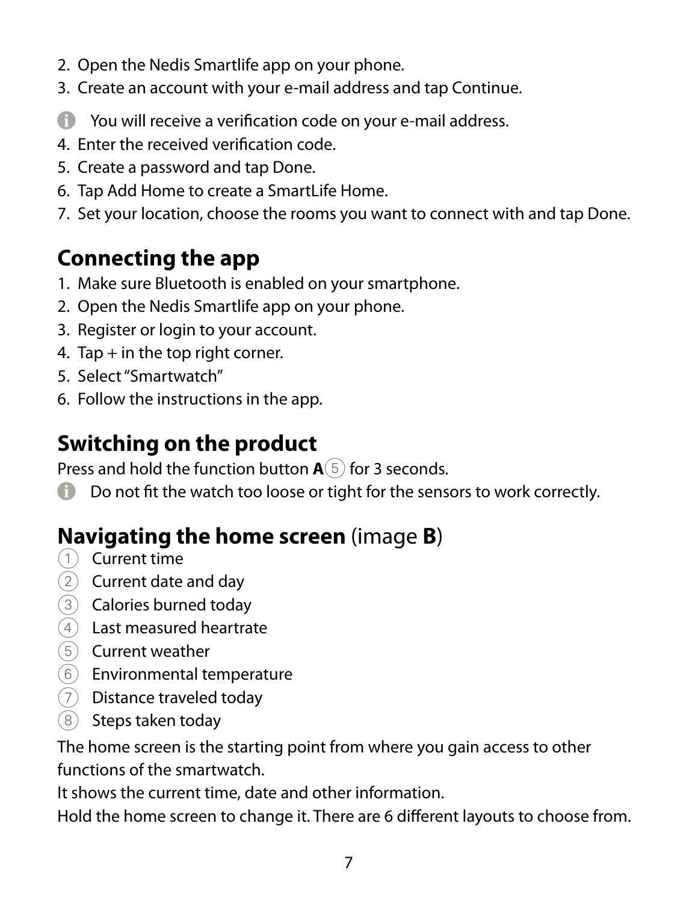2. Open the Nedis Smartlife app on your phone.
3. Create an account with your e-mail address and tap Continue.

ℹ You will receive a verification code on your e-mail address.

4. Enter the received verification code.
5. Create a password and tap Done.
6. Tap Add Home to create a SmartLife Home.
7. Set your location, choose the rooms you want to connect with and tap Done.

## Connecting the app

1. Make sure Bluetooth is enabled on your smartphone.
2. Open the Nedis Smartlife app on your phone.
3. Register or login to your account.
4. Tap + in the top right corner.
5. Select "Smartwatch"
6. Follow the instructions in the app.

## Switching on the product

Press and hold the function button **A**⑤ for 3 seconds.

ℹ Do not fit the watch too loose or tight for the sensors to work correctly.

## Navigating the home screen (image **B**)

① Current time
② Current date and day
③ Calories burned today
④ Last measured heartrate
⑤ Current weather
⑥ Environmental temperature
⑦ Distance traveled today
⑧ Steps taken today

The home screen is the starting point from where you gain access to other functions of the smartwatch.

It shows the current time, date and other information.

Hold the home screen to change it. There are 6 different layouts to choose from.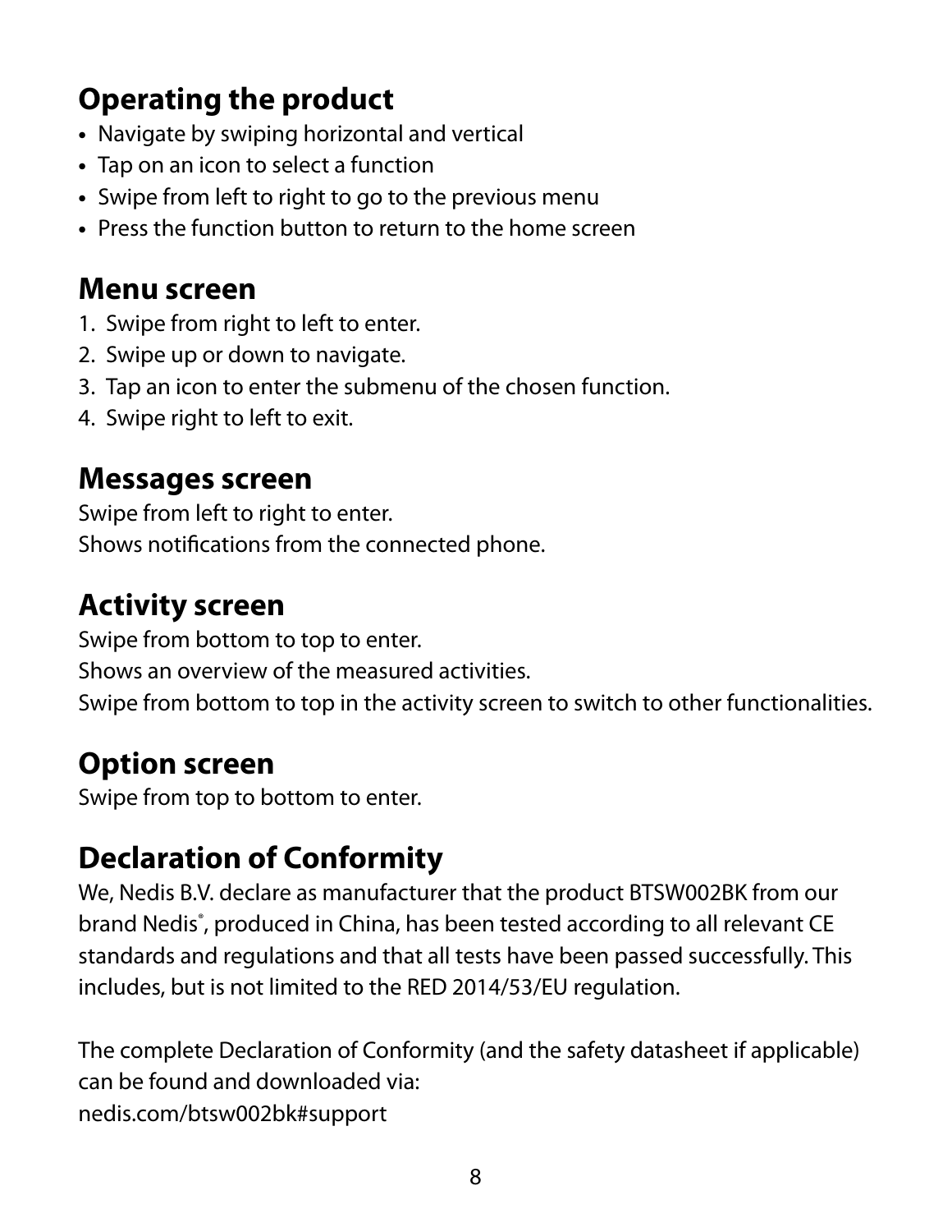## Operating the product

- Navigate by swiping horizontal and vertical
- Tap on an icon to select a function
- Swipe from left to right to go to the previous menu
- Press the function button to return to the home screen

## Menu screen

1. Swipe from right to left to enter.
2. Swipe up or down to navigate.
3. Tap an icon to enter the submenu of the chosen function.
4. Swipe right to left to exit.

## Messages screen

Swipe from left to right to enter.
Shows notifications from the connected phone.

## Activity screen

Swipe from bottom to top to enter.
Shows an overview of the measured activities.
Swipe from bottom to top in the activity screen to switch to other functionalities.

## Option screen

Swipe from top to bottom to enter.

## Declaration of Conformity

We, Nedis B.V. declare as manufacturer that the product BTSW002BK from our brand Nedis®, produced in China, has been tested according to all relevant CE standards and regulations and that all tests have been passed successfully. This includes, but is not limited to the RED 2014/53/EU regulation.

The complete Declaration of Conformity (and the safety datasheet if applicable) can be found and downloaded via:
nedis.com/btsw002bk#support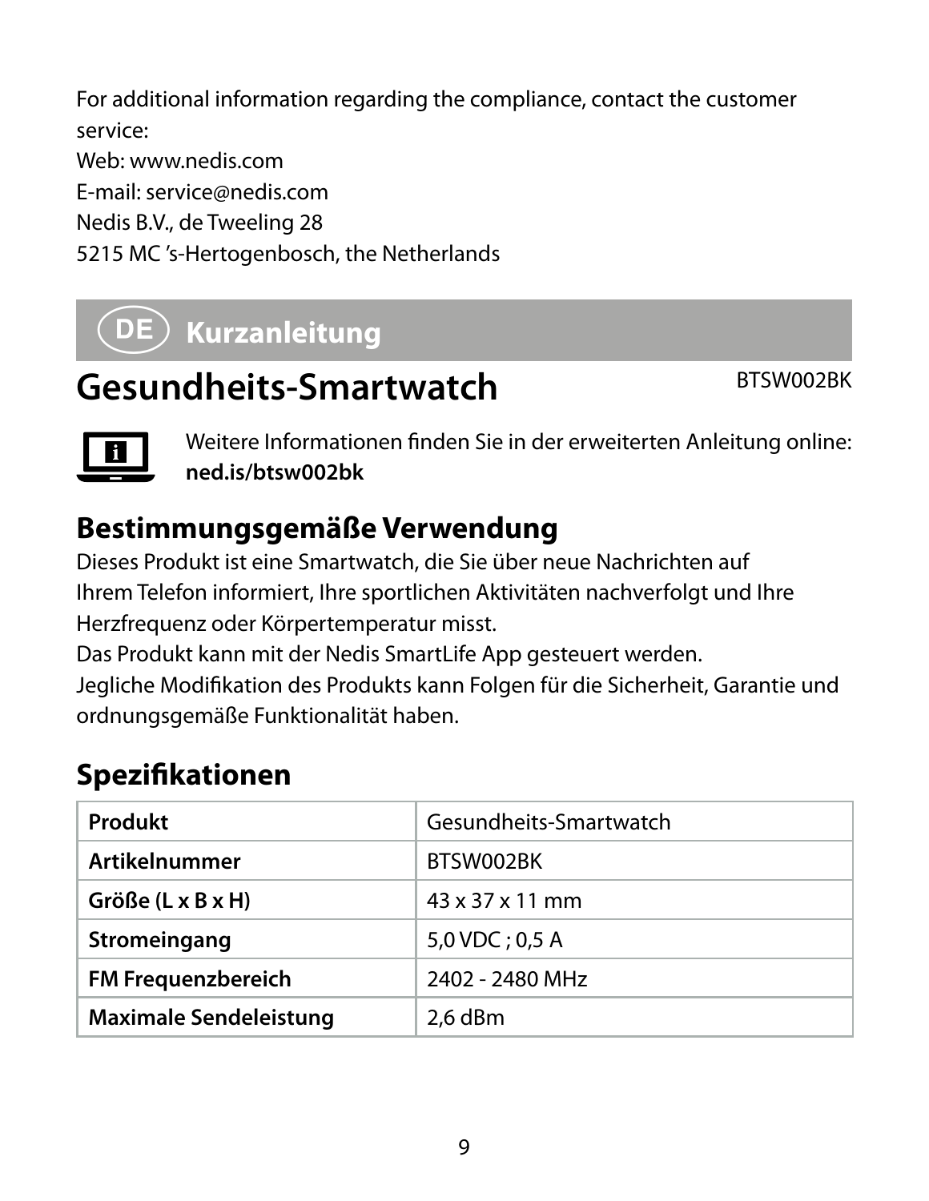For additional information regarding the compliance, contact the customer service:
Web: www.nedis.com
E-mail: service@nedis.com
Nedis B.V., de Tweeling 28
5215 MC 's-Hertogenbosch, the Netherlands

## DE Kurzanleitung

# Gesundheits-Smartwatch

BTSW002BK

Weitere Informationen finden Sie in der erweiterten Anleitung online:
**ned.is/btsw002bk**

## Bestimmungsgemäße Verwendung

Dieses Produkt ist eine Smartwatch, die Sie über neue Nachrichten auf Ihrem Telefon informiert, Ihre sportlichen Aktivitäten nachverfolgt und Ihre Herzfrequenz oder Körpertemperatur misst.
Das Produkt kann mit der Nedis SmartLife App gesteuert werden.
Jegliche Modifikation des Produkts kann Folgen für die Sicherheit, Garantie und ordnungsgemäße Funktionalität haben.

## Spezifikationen

| Produkt | Gesundheits-Smartwatch |
|---|---|
| **Artikelnummer** | BTSW002BK |
| **Größe (L x B x H)** | 43 x 37 x 11 mm |
| **Stromeingang** | 5,0 VDC ; 0,5 A |
| **FM Frequenzbereich** | 2402 - 2480 MHz |
| **Maximale Sendeleistung** | 2,6 dBm |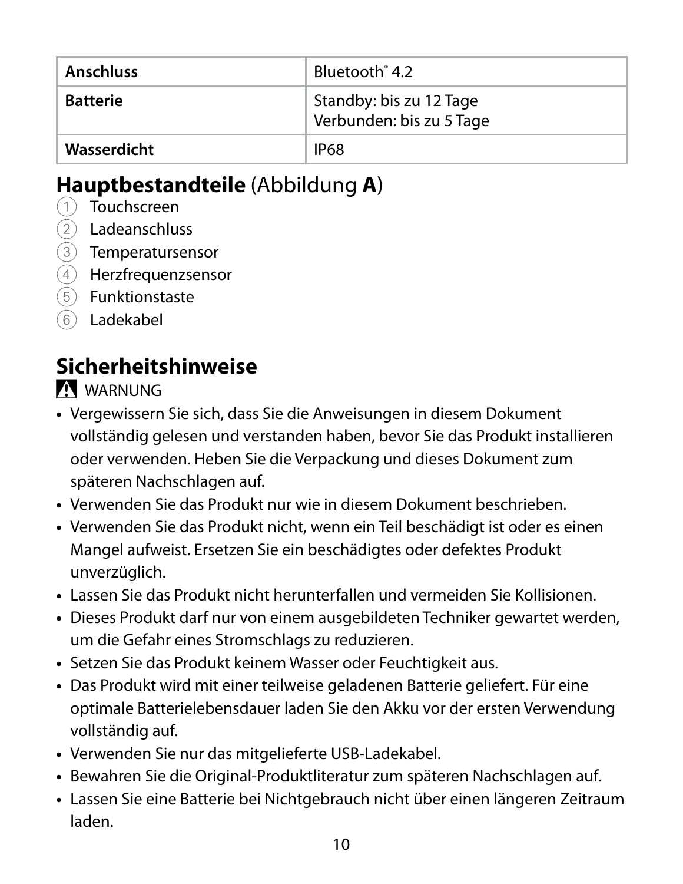| Anschluss | Bluetooth® 4.2 |
|---|---|
| Batterie | Standby: bis zu 12 Tage<br>Verbunden: bis zu 5 Tage |
| Wasserdicht | IP68 |

## **Hauptbestandteile** (Abbildung **A**)

1. Touchscreen
2. Ladeanschluss
3. Temperatursensor
4. Herzfrequenzsensor
5. Funktionstaste
6. Ladekabel

## Sicherheitshinweise

⚠ WARNUNG

- Vergewissern Sie sich, dass Sie die Anweisungen in diesem Dokument vollständig gelesen und verstanden haben, bevor Sie das Produkt installieren oder verwenden. Heben Sie die Verpackung und dieses Dokument zum späteren Nachschlagen auf.
- Verwenden Sie das Produkt nur wie in diesem Dokument beschrieben.
- Verwenden Sie das Produkt nicht, wenn ein Teil beschädigt ist oder es einen Mangel aufweist. Ersetzen Sie ein beschädigtes oder defektes Produkt unverzüglich.
- Lassen Sie das Produkt nicht herunterfallen und vermeiden Sie Kollisionen.
- Dieses Produkt darf nur von einem ausgebildeten Techniker gewartet werden, um die Gefahr eines Stromschlags zu reduzieren.
- Setzen Sie das Produkt keinem Wasser oder Feuchtigkeit aus.
- Das Produkt wird mit einer teilweise geladenen Batterie geliefert. Für eine optimale Batterielebensdauer laden Sie den Akku vor der ersten Verwendung vollständig auf.
- Verwenden Sie nur das mitgelieferte USB-Ladekabel.
- Bewahren Sie die Original-Produktliteratur zum späteren Nachschlagen auf.
- Lassen Sie eine Batterie bei Nichtgebrauch nicht über einen längeren Zeitraum laden.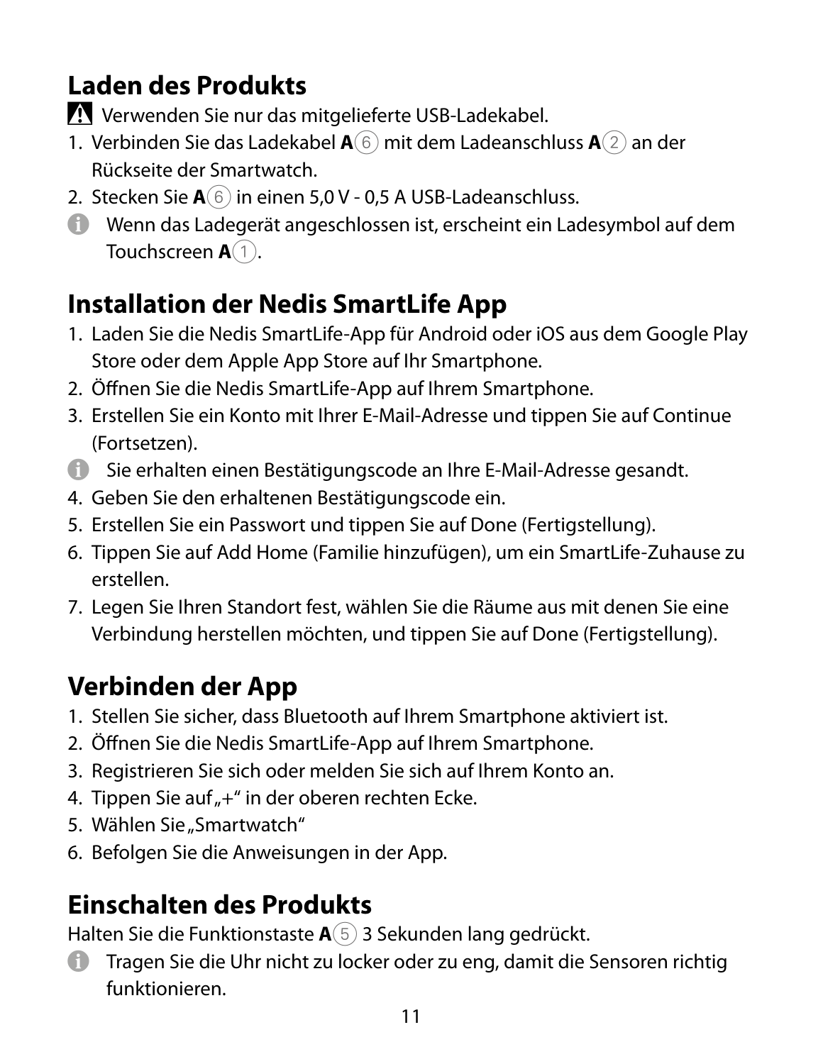## Laden des Produkts

⚠ Verwenden Sie nur das mitgelieferte USB-Ladekabel.

1. Verbinden Sie das Ladekabel **A**⑥ mit dem Ladeanschluss **A**② an der Rückseite der Smartwatch.
2. Stecken Sie **A**⑥ in einen 5,0 V - 0,5 A USB-Ladeanschluss.

ⓘ Wenn das Ladegerät angeschlossen ist, erscheint ein Ladesymbol auf dem Touchscreen **A**①.

## Installation der Nedis SmartLife App

1. Laden Sie die Nedis SmartLife-App für Android oder iOS aus dem Google Play Store oder dem Apple App Store auf Ihr Smartphone.
2. Öffnen Sie die Nedis SmartLife-App auf Ihrem Smartphone.
3. Erstellen Sie ein Konto mit Ihrer E-Mail-Adresse und tippen Sie auf Continue (Fortsetzen).

ⓘ Sie erhalten einen Bestätigungscode an Ihre E-Mail-Adresse gesandt.

4. Geben Sie den erhaltenen Bestätigungscode ein.
5. Erstellen Sie ein Passwort und tippen Sie auf Done (Fertigstellung).
6. Tippen Sie auf Add Home (Familie hinzufügen), um ein SmartLife-Zuhause zu erstellen.
7. Legen Sie Ihren Standort fest, wählen Sie die Räume aus mit denen Sie eine Verbindung herstellen möchten, und tippen Sie auf Done (Fertigstellung).

## Verbinden der App

1. Stellen Sie sicher, dass Bluetooth auf Ihrem Smartphone aktiviert ist.
2. Öffnen Sie die Nedis SmartLife-App auf Ihrem Smartphone.
3. Registrieren Sie sich oder melden Sie sich auf Ihrem Konto an.
4. Tippen Sie auf „+“ in der oberen rechten Ecke.
5. Wählen Sie „Smartwatch“
6. Befolgen Sie die Anweisungen in der App.

## Einschalten des Produkts

Halten Sie die Funktionstaste **A**⑤ 3 Sekunden lang gedrückt.

ⓘ Tragen Sie die Uhr nicht zu locker oder zu eng, damit die Sensoren richtig funktionieren.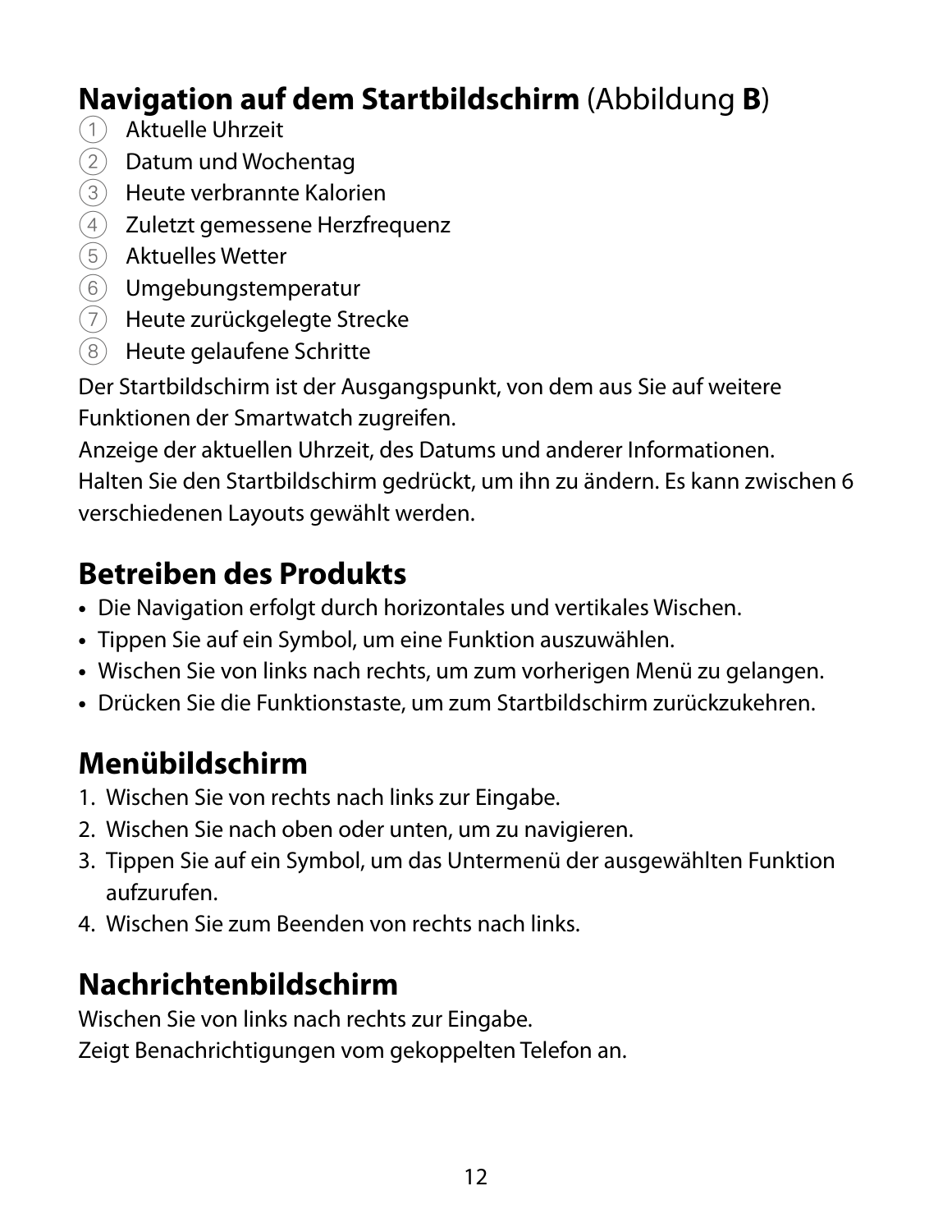## **Navigation auf dem Startbildschirm** (Abbildung **B**)

① Aktuelle Uhrzeit
② Datum und Wochentag
③ Heute verbrannte Kalorien
④ Zuletzt gemessene Herzfrequenz
⑤ Aktuelles Wetter
⑥ Umgebungstemperatur
⑦ Heute zurückgelegte Strecke
⑧ Heute gelaufene Schritte

Der Startbildschirm ist der Ausgangspunkt, von dem aus Sie auf weitere Funktionen der Smartwatch zugreifen.
Anzeige der aktuellen Uhrzeit, des Datums und anderer Informationen.
Halten Sie den Startbildschirm gedrückt, um ihn zu ändern. Es kann zwischen 6 verschiedenen Layouts gewählt werden.

## Betreiben des Produkts

- Die Navigation erfolgt durch horizontales und vertikales Wischen.
- Tippen Sie auf ein Symbol, um eine Funktion auszuwählen.
- Wischen Sie von links nach rechts, um zum vorherigen Menü zu gelangen.
- Drücken Sie die Funktionstaste, um zum Startbildschirm zurückzukehren.

## Menübildschirm

1. Wischen Sie von rechts nach links zur Eingabe.
2. Wischen Sie nach oben oder unten, um zu navigieren.
3. Tippen Sie auf ein Symbol, um das Untermenü der ausgewählten Funktion aufzurufen.
4. Wischen Sie zum Beenden von rechts nach links.

## Nachrichtenbildschirm

Wischen Sie von links nach rechts zur Eingabe.
Zeigt Benachrichtigungen vom gekoppelten Telefon an.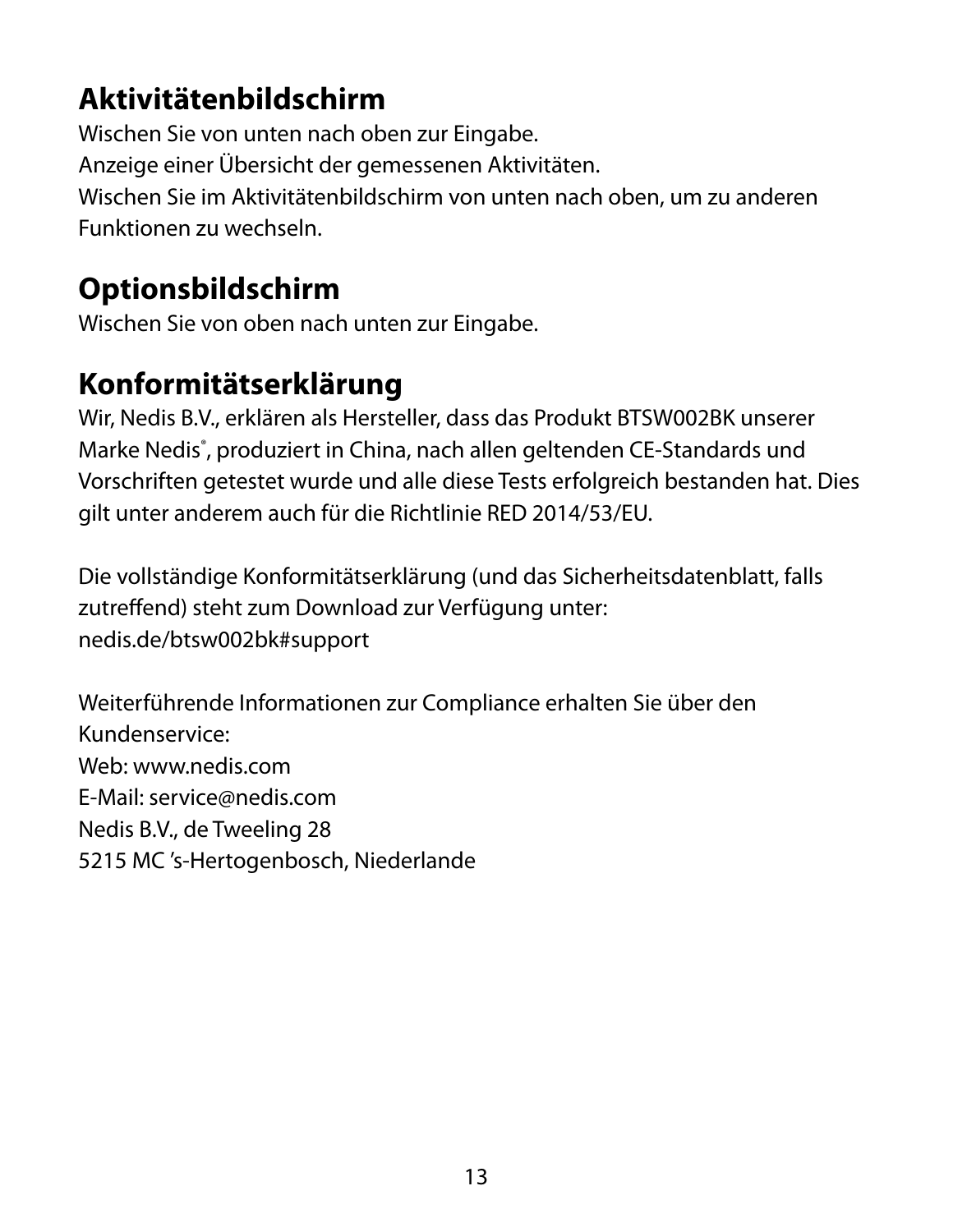## Aktivitätenbildschirm

Wischen Sie von unten nach oben zur Eingabe.
Anzeige einer Übersicht der gemessenen Aktivitäten.
Wischen Sie im Aktivitätenbildschirm von unten nach oben, um zu anderen Funktionen zu wechseln.

## Optionsbildschirm

Wischen Sie von oben nach unten zur Eingabe.

## Konformitätserklärung

Wir, Nedis B.V., erklären als Hersteller, dass das Produkt BTSW002BK unserer Marke Nedis®, produziert in China, nach allen geltenden CE-Standards und Vorschriften getestet wurde und alle diese Tests erfolgreich bestanden hat. Dies gilt unter anderem auch für die Richtlinie RED 2014/53/EU.

Die vollständige Konformitätserklärung (und das Sicherheitsdatenblatt, falls zutreffend) steht zum Download zur Verfügung unter:
nedis.de/btsw002bk#support

Weiterführende Informationen zur Compliance erhalten Sie über den Kundenservice:
Web: www.nedis.com
E-Mail: service@nedis.com
Nedis B.V., de Tweeling 28
5215 MC 's-Hertogenbosch, Niederlande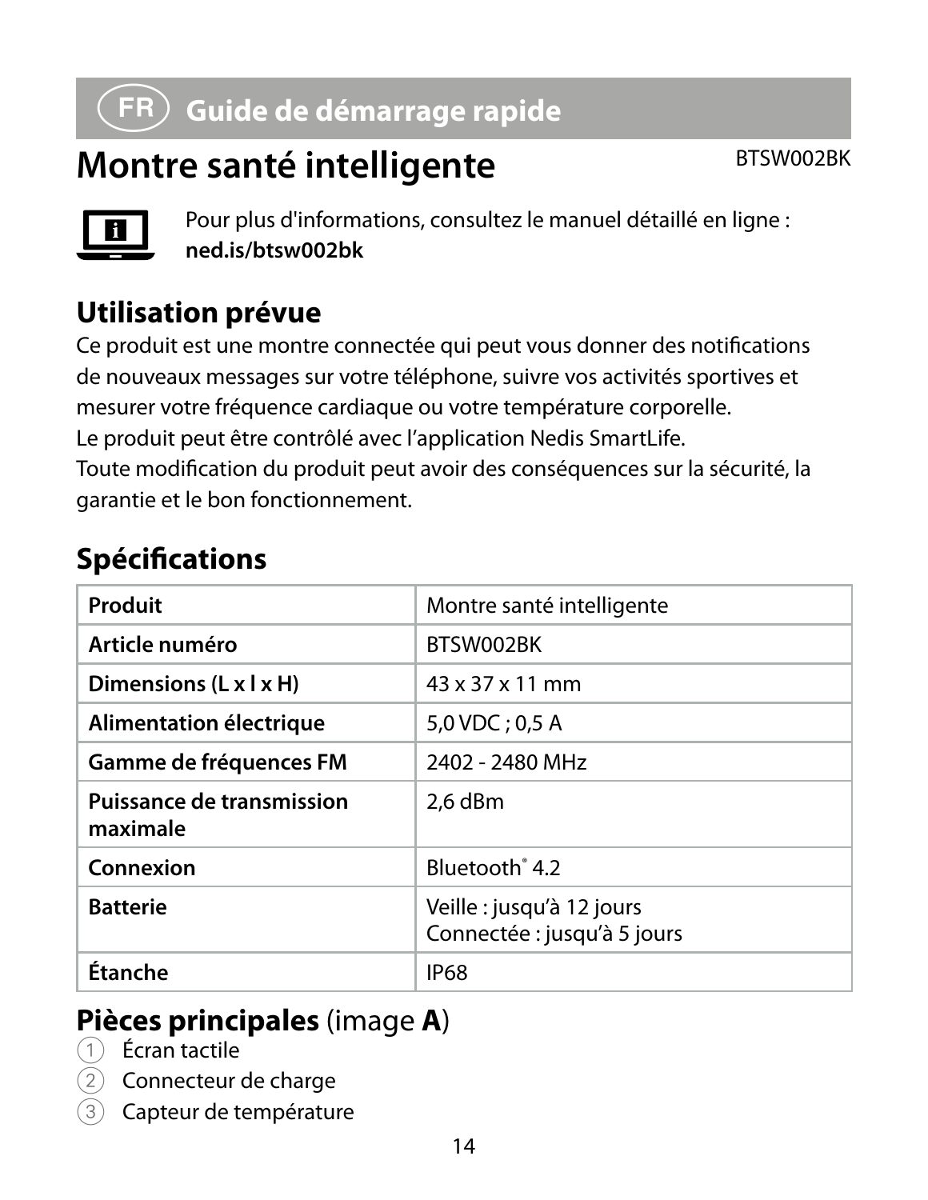## FR Guide de démarrage rapide

# Montre santé intelligente

BTSW002BK

Pour plus d'informations, consultez le manuel détaillé en ligne : **ned.is/btsw002bk**

## Utilisation prévue

Ce produit est une montre connectée qui peut vous donner des notifications de nouveaux messages sur votre téléphone, suivre vos activités sportives et mesurer votre fréquence cardiaque ou votre température corporelle.
Le produit peut être contrôlé avec l'application Nedis SmartLife.
Toute modification du produit peut avoir des conséquences sur la sécurité, la garantie et le bon fonctionnement.

## Spécifications

| Produit | Montre santé intelligente |
|---|---|
| **Article numéro** | BTSW002BK |
| **Dimensions (L x l x H)** | 43 x 37 x 11 mm |
| **Alimentation électrique** | 5,0 VDC ; 0,5 A |
| **Gamme de fréquences FM** | 2402 - 2480 MHz |
| **Puissance de transmission maximale** | 2,6 dBm |
| **Connexion** | Bluetooth® 4.2 |
| **Batterie** | Veille : jusqu'à 12 jours<br>Connectée : jusqu'à 5 jours |
| **Étanche** | IP68 |

## Pièces principales (image A)

1. Écran tactile
2. Connecteur de charge
3. Capteur de température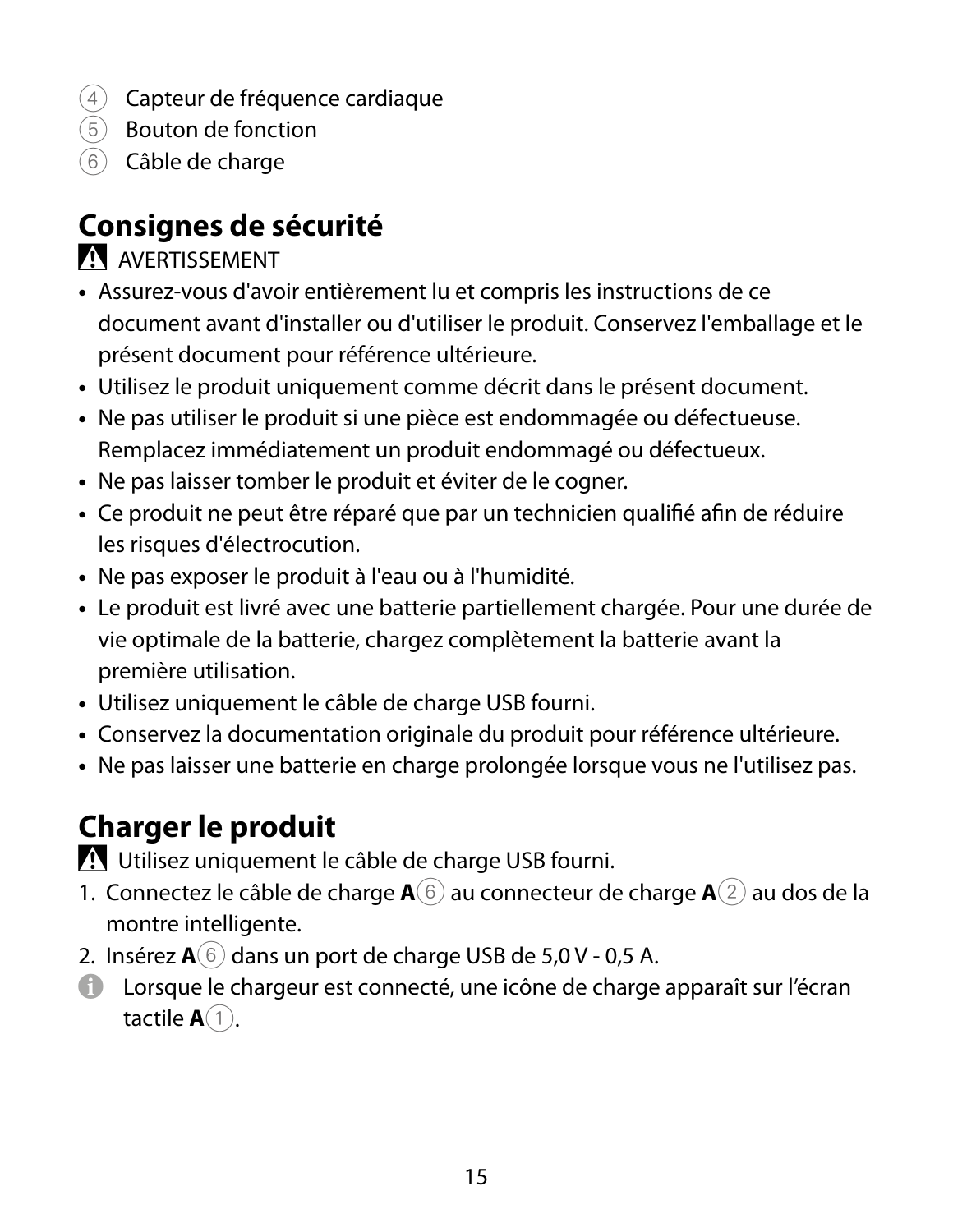4. Capteur de fréquence cardiaque
5. Bouton de fonction
6. Câble de charge

## Consignes de sécurité

⚠ AVERTISSEMENT

- Assurez-vous d'avoir entièrement lu et compris les instructions de ce document avant d'installer ou d'utiliser le produit. Conservez l'emballage et le présent document pour référence ultérieure.
- Utilisez le produit uniquement comme décrit dans le présent document.
- Ne pas utiliser le produit si une pièce est endommagée ou défectueuse. Remplacez immédiatement un produit endommagé ou défectueux.
- Ne pas laisser tomber le produit et éviter de le cogner.
- Ce produit ne peut être réparé que par un technicien qualifié afin de réduire les risques d'électrocution.
- Ne pas exposer le produit à l'eau ou à l'humidité.
- Le produit est livré avec une batterie partiellement chargée. Pour une durée de vie optimale de la batterie, chargez complètement la batterie avant la première utilisation.
- Utilisez uniquement le câble de charge USB fourni.
- Conservez la documentation originale du produit pour référence ultérieure.
- Ne pas laisser une batterie en charge prolongée lorsque vous ne l'utilisez pas.

## Charger le produit

⚠ Utilisez uniquement le câble de charge USB fourni.

1. Connectez le câble de charge **A**6 au connecteur de charge **A**2 au dos de la montre intelligente.
2. Insérez **A**6 dans un port de charge USB de 5,0 V - 0,5 A.

ℹ Lorsque le chargeur est connecté, une icône de charge apparaît sur l'écran tactile **A**1.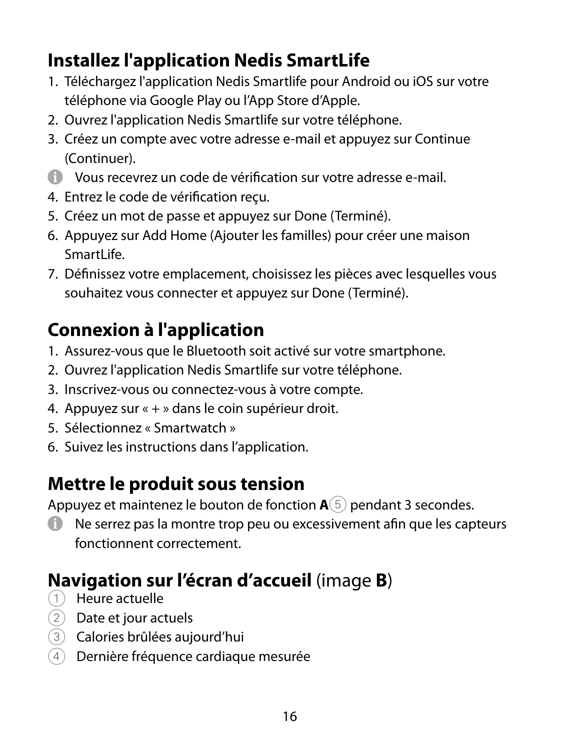## Installez l'application Nedis SmartLife

1. Téléchargez l'application Nedis Smartlife pour Android ou iOS sur votre téléphone via Google Play ou l'App Store d'Apple.
2. Ouvrez l'application Nedis Smartlife sur votre téléphone.
3. Créez un compte avec votre adresse e-mail et appuyez sur Continue (Continuer).

ℹ Vous recevrez un code de vérification sur votre adresse e-mail.

4. Entrez le code de vérification reçu.
5. Créez un mot de passe et appuyez sur Done (Terminé).
6. Appuyez sur Add Home (Ajouter les familles) pour créer une maison SmartLife.
7. Définissez votre emplacement, choisissez les pièces avec lesquelles vous souhaitez vous connecter et appuyez sur Done (Terminé).

## Connexion à l'application

1. Assurez-vous que le Bluetooth soit activé sur votre smartphone.
2. Ouvrez l'application Nedis Smartlife sur votre téléphone.
3. Inscrivez-vous ou connectez-vous à votre compte.
4. Appuyez sur « + » dans le coin supérieur droit.
5. Sélectionnez « Smartwatch »
6. Suivez les instructions dans l'application.

## Mettre le produit sous tension

Appuyez et maintenez le bouton de fonction **A**⑤ pendant 3 secondes.

ℹ Ne serrez pas la montre trop peu ou excessivement afin que les capteurs fonctionnent correctement.

## Navigation sur l'écran d'accueil (image **B**)

① Heure actuelle
② Date et jour actuels
③ Calories brûlées aujourd'hui
④ Dernière fréquence cardiaque mesurée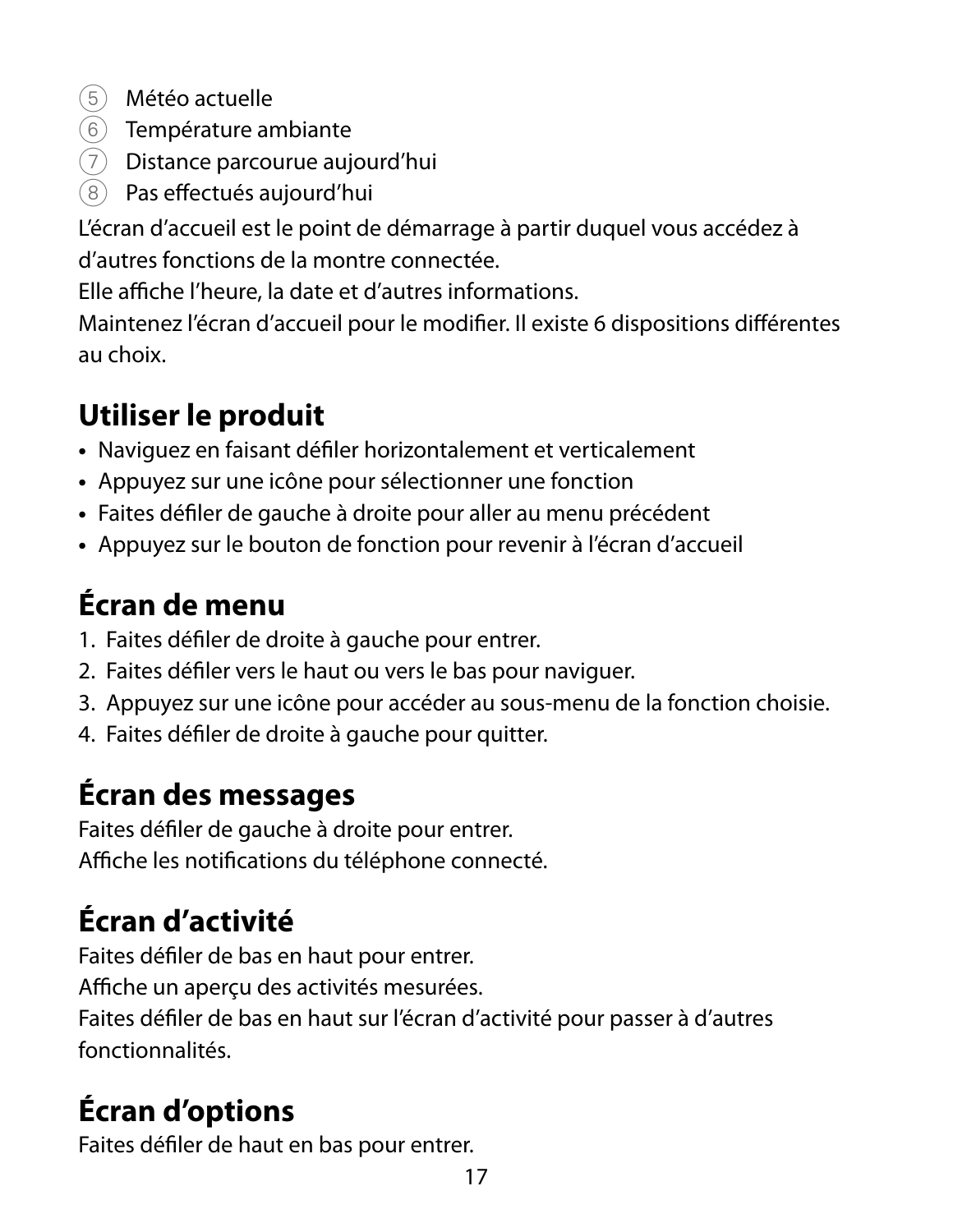5. Météo actuelle
6. Température ambiante
7. Distance parcourue aujourd'hui
8. Pas effectués aujourd'hui

L'écran d'accueil est le point de démarrage à partir duquel vous accédez à d'autres fonctions de la montre connectée.
Elle affiche l'heure, la date et d'autres informations.
Maintenez l'écran d'accueil pour le modifier. Il existe 6 dispositions différentes au choix.

## Utiliser le produit

- Naviguez en faisant défiler horizontalement et verticalement
- Appuyez sur une icône pour sélectionner une fonction
- Faites défiler de gauche à droite pour aller au menu précédent
- Appuyez sur le bouton de fonction pour revenir à l'écran d'accueil

## Écran de menu

1. Faites défiler de droite à gauche pour entrer.
2. Faites défiler vers le haut ou vers le bas pour naviguer.
3. Appuyez sur une icône pour accéder au sous-menu de la fonction choisie.
4. Faites défiler de droite à gauche pour quitter.

## Écran des messages

Faites défiler de gauche à droite pour entrer.
Affiche les notifications du téléphone connecté.

## Écran d'activité

Faites défiler de bas en haut pour entrer.
Affiche un aperçu des activités mesurées.
Faites défiler de bas en haut sur l'écran d'activité pour passer à d'autres fonctionnalités.

## Écran d'options

Faites défiler de haut en bas pour entrer.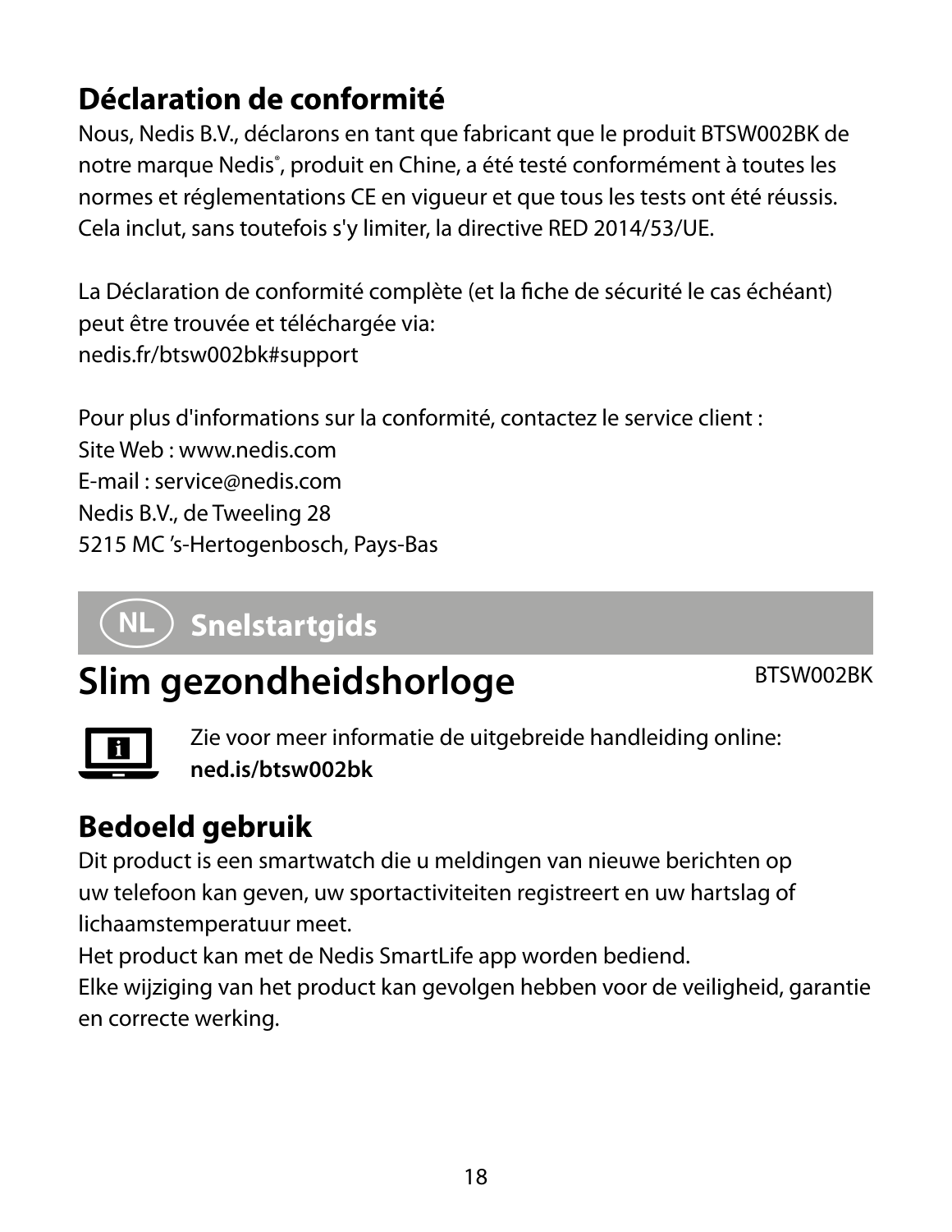## Déclaration de conformité

Nous, Nedis B.V., déclarons en tant que fabricant que le produit BTSW002BK de notre marque Nedis®, produit en Chine, a été testé conformément à toutes les normes et réglementations CE en vigueur et que tous les tests ont été réussis. Cela inclut, sans toutefois s'y limiter, la directive RED 2014/53/UE.

La Déclaration de conformité complète (et la fiche de sécurité le cas échéant) peut être trouvée et téléchargée via:
nedis.fr/btsw002bk#support

Pour plus d'informations sur la conformité, contactez le service client :
Site Web : www.nedis.com
E-mail : service@nedis.com
Nedis B.V., de Tweeling 28
5215 MC 's-Hertogenbosch, Pays-Bas

# NL Snelstartgids

# Slim gezondheidshorloge

BTSW002BK

Zie voor meer informatie de uitgebreide handleiding online:
**ned.is/btsw002bk**

## Bedoeld gebruik

Dit product is een smartwatch die u meldingen van nieuwe berichten op uw telefoon kan geven, uw sportactiviteiten registreert en uw hartslag of lichaamstemperatuur meet.
Het product kan met de Nedis SmartLife app worden bediend.
Elke wijziging van het product kan gevolgen hebben voor de veiligheid, garantie en correcte werking.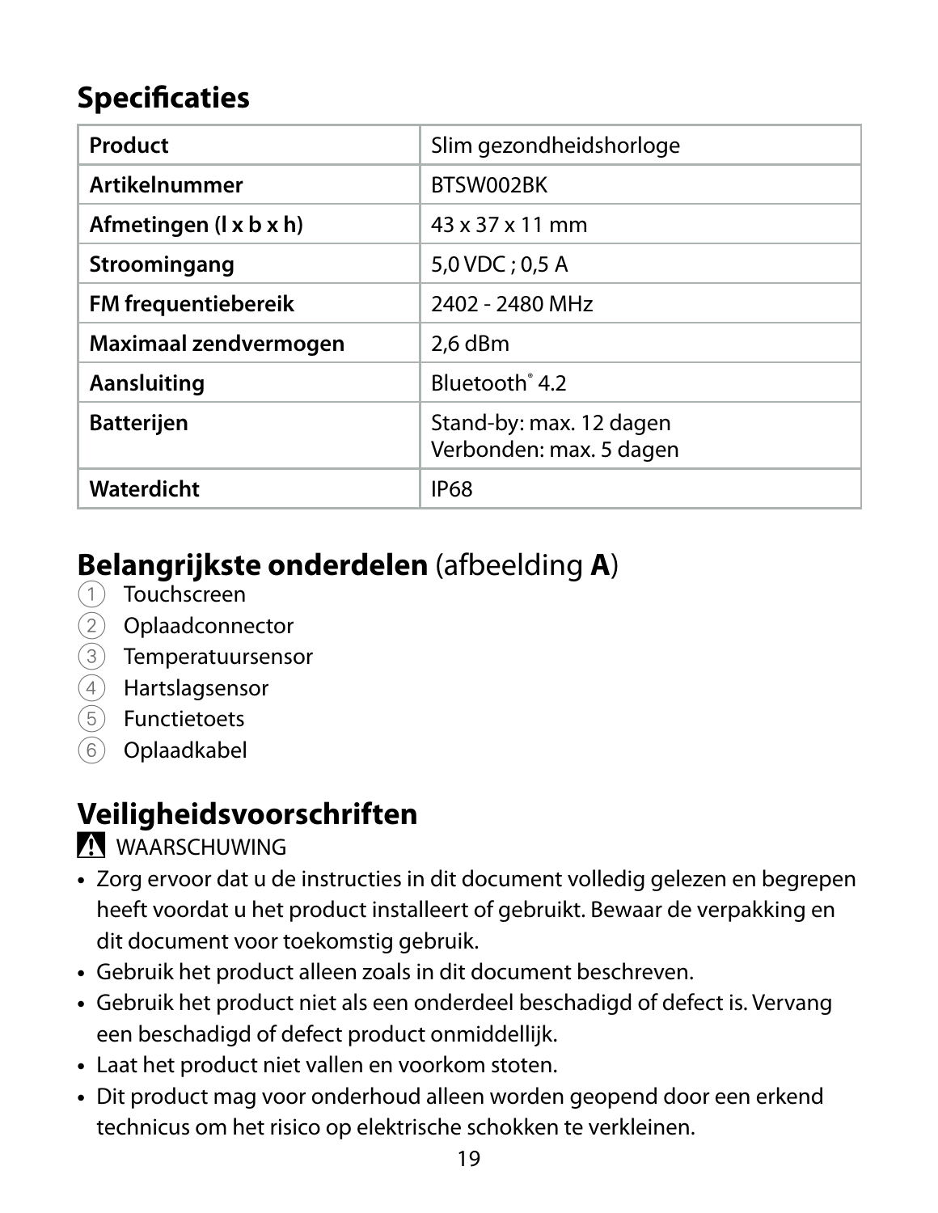## Specificaties

| Product | Slim gezondheidshorloge |
| --- | --- |
| Artikelnummer | BTSW002BK |
| Afmetingen (l x b x h) | 43 x 37 x 11 mm |
| Stroomingang | 5,0 VDC ; 0,5 A |
| FM frequentiebereik | 2402 - 2480 MHz |
| Maximaal zendvermogen | 2,6 dBm |
| Aansluiting | Bluetooth® 4.2 |
| Batterijen | Stand-by: max. 12 dagen<br>Verbonden: max. 5 dagen |
| Waterdicht | IP68 |

## **Belangrijkste onderdelen** (afbeelding **A**)

1. Touchscreen
2. Oplaadconnector
3. Temperatuursensor
4. Hartslagsensor
5. Functietoets
6. Oplaadkabel

## Veiligheidsvoorschriften

⚠ WAARSCHUWING

- Zorg ervoor dat u de instructies in dit document volledig gelezen en begrepen heeft voordat u het product installeert of gebruikt. Bewaar de verpakking en dit document voor toekomstig gebruik.
- Gebruik het product alleen zoals in dit document beschreven.
- Gebruik het product niet als een onderdeel beschadigd of defect is. Vervang een beschadigd of defect product onmiddellijk.
- Laat het product niet vallen en voorkom stoten.
- Dit product mag voor onderhoud alleen worden geopend door een erkend technicus om het risico op elektrische schokken te verkleinen.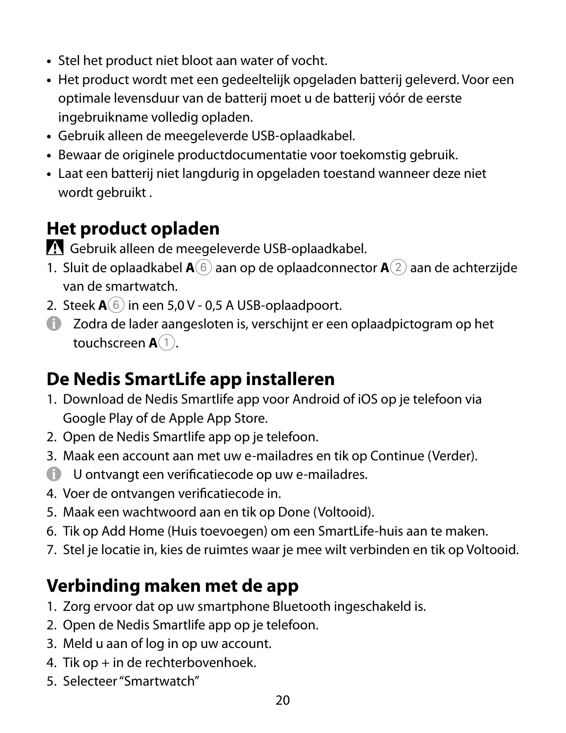- Stel het product niet bloot aan water of vocht.
- Het product wordt met een gedeeltelijk opgeladen batterij geleverd. Voor een optimale levensduur van de batterij moet u de batterij vóór de eerste ingebruikname volledig opladen.
- Gebruik alleen de meegeleverde USB-oplaadkabel.
- Bewaar de originele productdocumentatie voor toekomstig gebruik.
- Laat een batterij niet langdurig in opgeladen toestand wanneer deze niet wordt gebruikt .

## Het product opladen

⚠ Gebruik alleen de meegeleverde USB-oplaadkabel.

1. Sluit de oplaadkabel **A**⑥ aan op de oplaadconnector **A**② aan de achterzijde van de smartwatch.
2. Steek **A**⑥ in een 5,0 V - 0,5 A USB-oplaadpoort.

ℹ Zodra de lader aangesloten is, verschijnt er een oplaadpictogram op het touchscreen **A**①.

## De Nedis SmartLife app installeren

1. Download de Nedis Smartlife app voor Android of iOS op je telefoon via Google Play of de Apple App Store.
2. Open de Nedis Smartlife app op je telefoon.
3. Maak een account aan met uw e-mailadres en tik op Continue (Verder).

ℹ U ontvangt een verificatiecode op uw e-mailadres.

4. Voer de ontvangen verificatiecode in.
5. Maak een wachtwoord aan en tik op Done (Voltooid).
6. Tik op Add Home (Huis toevoegen) om een SmartLife-huis aan te maken.
7. Stel je locatie in, kies de ruimtes waar je mee wilt verbinden en tik op Voltooid.

## Verbinding maken met de app

1. Zorg ervoor dat op uw smartphone Bluetooth ingeschakeld is.
2. Open de Nedis Smartlife app op je telefoon.
3. Meld u aan of log in op uw account.
4. Tik op + in de rechterbovenhoek.
5. Selecteer "Smartwatch"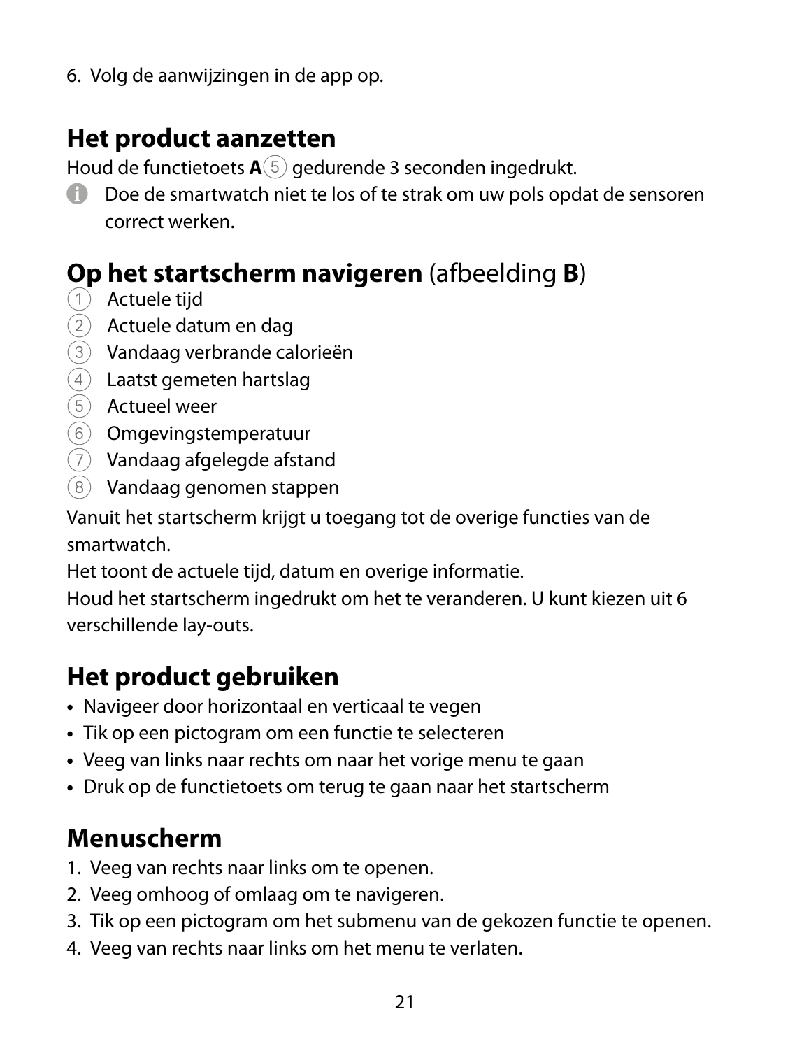6. Volg de aanwijzingen in de app op.

## Het product aanzetten

Houd de functietoets **A**⑤ gedurende 3 seconden ingedrukt.

ⓘ Doe de smartwatch niet te los of te strak om uw pols opdat de sensoren correct werken.

## Op het startscherm navigeren (afbeelding **B**)

① Actuele tijd
② Actuele datum en dag
③ Vandaag verbrande calorieën
④ Laatst gemeten hartslag
⑤ Actueel weer
⑥ Omgevingstemperatuur
⑦ Vandaag afgelegde afstand
⑧ Vandaag genomen stappen

Vanuit het startscherm krijgt u toegang tot de overige functies van de smartwatch.
Het toont de actuele tijd, datum en overige informatie.
Houd het startscherm ingedrukt om het te veranderen. U kunt kiezen uit 6 verschillende lay-outs.

## Het product gebruiken

- Navigeer door horizontaal en verticaal te vegen
- Tik op een pictogram om een functie te selecteren
- Veeg van links naar rechts om naar het vorige menu te gaan
- Druk op de functietoets om terug te gaan naar het startscherm

## Menuscherm

1. Veeg van rechts naar links om te openen.
2. Veeg omhoog of omlaag om te navigeren.
3. Tik op een pictogram om het submenu van de gekozen functie te openen.
4. Veeg van rechts naar links om het menu te verlaten.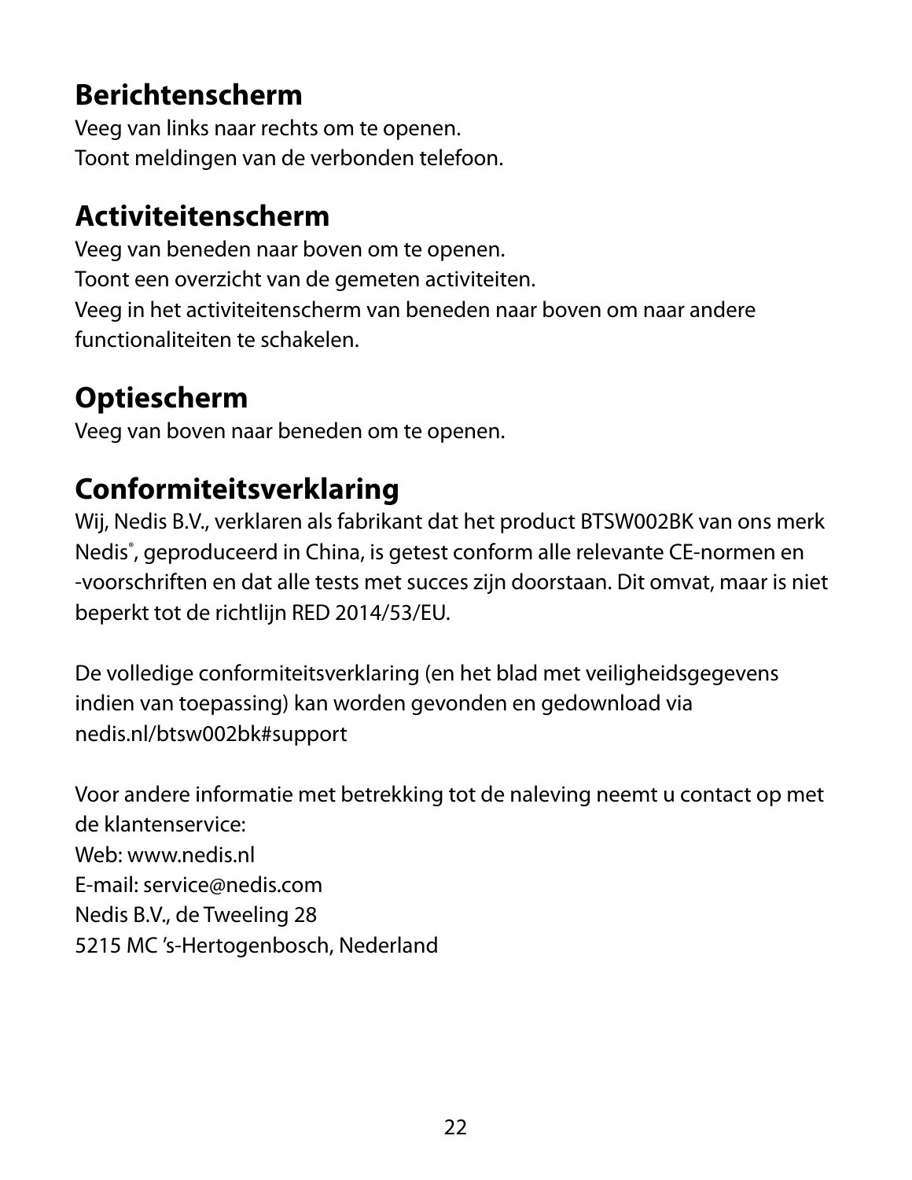## Berichtenscherm

Veeg van links naar rechts om te openen.
Toont meldingen van de verbonden telefoon.

## Activiteitenscherm

Veeg van beneden naar boven om te openen.
Toont een overzicht van de gemeten activiteiten.
Veeg in het activiteitenscherm van beneden naar boven om naar andere functionaliteiten te schakelen.

## Optiescherm

Veeg van boven naar beneden om te openen.

## Conformiteitsverklaring

Wij, Nedis B.V., verklaren als fabrikant dat het product BTSW002BK van ons merk Nedis®, geproduceerd in China, is getest conform alle relevante CE-normen en -voorschriften en dat alle tests met succes zijn doorstaan. Dit omvat, maar is niet beperkt tot de richtlijn RED 2014/53/EU.

De volledige conformiteitsverklaring (en het blad met veiligheidsgegevens indien van toepassing) kan worden gevonden en gedownload via nedis.nl/btsw002bk#support

Voor andere informatie met betrekking tot de naleving neemt u contact op met de klantenservice:
Web: www.nedis.nl
E-mail: service@nedis.com
Nedis B.V., de Tweeling 28
5215 MC 's-Hertogenbosch, Nederland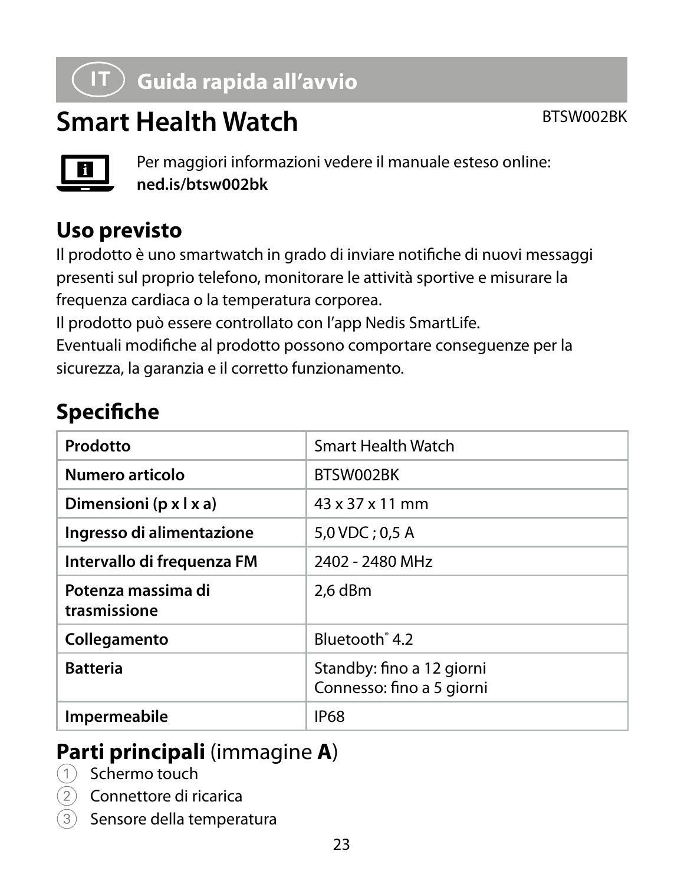## IT Guida rapida all’avvio

# Smart Health Watch

BTSW002BK

Per maggiori informazioni vedere il manuale esteso online:
**ned.is/btsw002bk**

## Uso previsto

Il prodotto è uno smartwatch in grado di inviare notifiche di nuovi messaggi presenti sul proprio telefono, monitorare le attività sportive e misurare la frequenza cardiaca o la temperatura corporea.
Il prodotto può essere controllato con l’app Nedis SmartLife.
Eventuali modifiche al prodotto possono comportare conseguenze per la sicurezza, la garanzia e il corretto funzionamento.

## Specifiche

| **Prodotto** | Smart Health Watch |
|---|---|
| **Numero articolo** | BTSW002BK |
| **Dimensioni (p x l x a)** | 43 x 37 x 11 mm |
| **Ingresso di alimentazione** | 5,0 VDC ; 0,5 A |
| **Intervallo di frequenza FM** | 2402 - 2480 MHz |
| **Potenza massima di trasmissione** | 2,6 dBm |
| **Collegamento** | Bluetooth® 4.2 |
| **Batteria** | Standby: fino a 12 giorni<br>Connesso: fino a 5 giorni |
| **Impermeabile** | IP68 |

## **Parti principali** (immagine **A**)

1. Schermo touch
2. Connettore di ricarica
3. Sensore della temperatura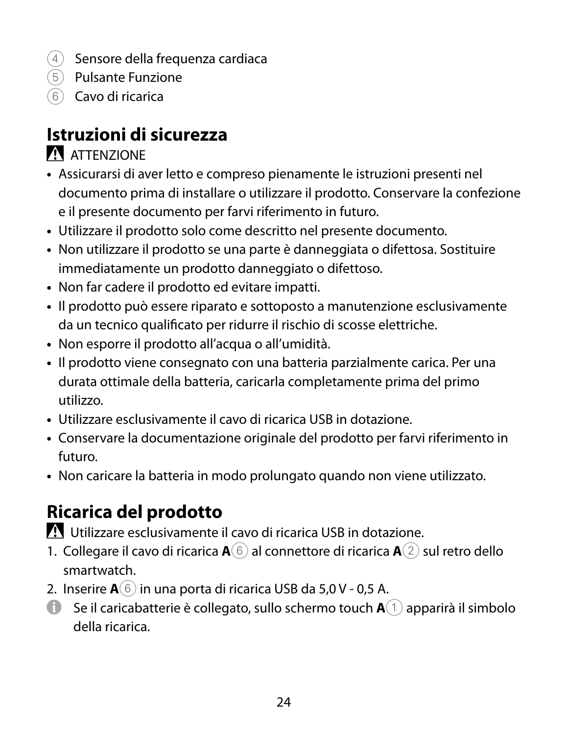(4) Sensore della frequenza cardiaca
(5) Pulsante Funzione
(6) Cavo di ricarica

## Istruzioni di sicurezza

⚠ ATTENZIONE

- Assicurarsi di aver letto e compreso pienamente le istruzioni presenti nel documento prima di installare o utilizzare il prodotto. Conservare la confezione e il presente documento per farvi riferimento in futuro.
- Utilizzare il prodotto solo come descritto nel presente documento.
- Non utilizzare il prodotto se una parte è danneggiata o difettosa. Sostituire immediatamente un prodotto danneggiato o difettoso.
- Non far cadere il prodotto ed evitare impatti.
- Il prodotto può essere riparato e sottoposto a manutenzione esclusivamente da un tecnico qualificato per ridurre il rischio di scosse elettriche.
- Non esporre il prodotto all'acqua o all'umidità.
- Il prodotto viene consegnato con una batteria parzialmente carica. Per una durata ottimale della batteria, caricarla completamente prima del primo utilizzo.
- Utilizzare esclusivamente il cavo di ricarica USB in dotazione.
- Conservare la documentazione originale del prodotto per farvi riferimento in futuro.
- Non caricare la batteria in modo prolungato quando non viene utilizzato.

## Ricarica del prodotto

⚠ Utilizzare esclusivamente il cavo di ricarica USB in dotazione.

1. Collegare il cavo di ricarica **A**(6) al connettore di ricarica **A**(2) sul retro dello smartwatch.
2. Inserire **A**(6) in una porta di ricarica USB da 5,0 V - 0,5 A.

ℹ Se il caricabatterie è collegato, sullo schermo touch **A**(1) apparirà il simbolo della ricarica.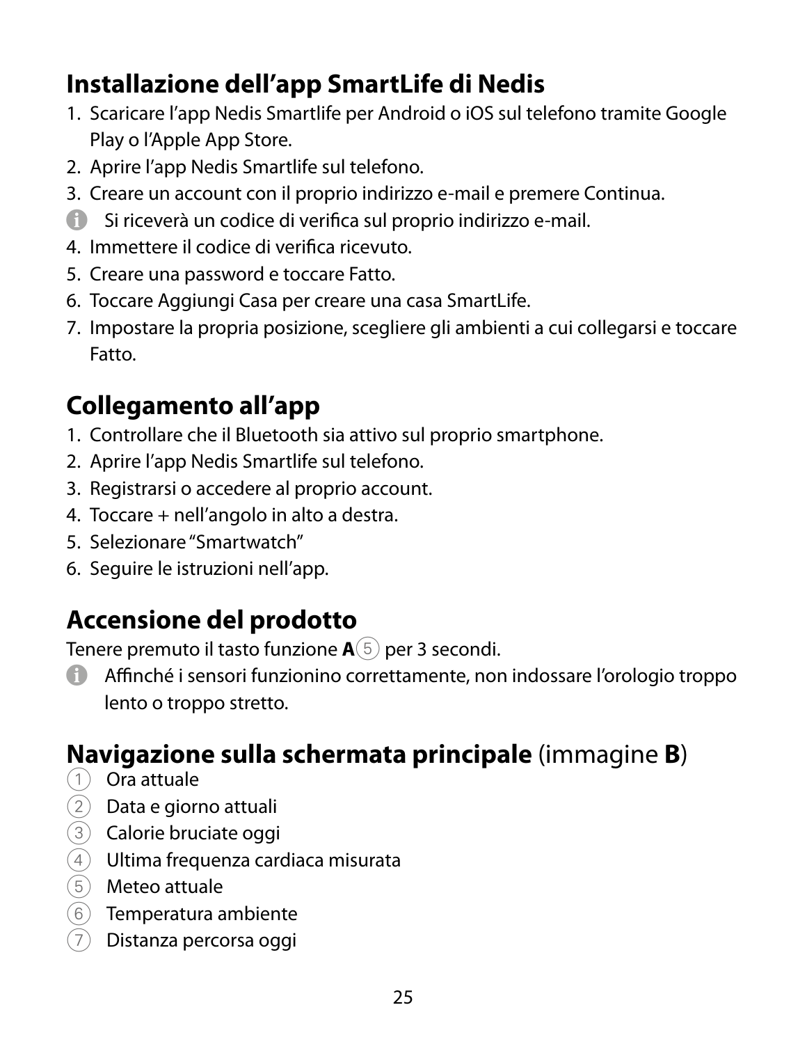## Installazione dell'app SmartLife di Nedis

1. Scaricare l'app Nedis Smartlife per Android o iOS sul telefono tramite Google Play o l'Apple App Store.
2. Aprire l'app Nedis Smartlife sul telefono.
3. Creare un account con il proprio indirizzo e-mail e premere Continua.

ℹ Si riceverà un codice di verifica sul proprio indirizzo e-mail.

4. Immettere il codice di verifica ricevuto.
5. Creare una password e toccare Fatto.
6. Toccare Aggiungi Casa per creare una casa SmartLife.
7. Impostare la propria posizione, scegliere gli ambienti a cui collegarsi e toccare Fatto.

## Collegamento all'app

1. Controllare che il Bluetooth sia attivo sul proprio smartphone.
2. Aprire l'app Nedis Smartlife sul telefono.
3. Registrarsi o accedere al proprio account.
4. Toccare + nell'angolo in alto a destra.
5. Selezionare "Smartwatch"
6. Seguire le istruzioni nell'app.

## Accensione del prodotto

Tenere premuto il tasto funzione **A**⑤ per 3 secondi.

ℹ Affinché i sensori funzionino correttamente, non indossare l'orologio troppo lento o troppo stretto.

## Navigazione sulla schermata principale (immagine **B**)

① Ora attuale
② Data e giorno attuali
③ Calorie bruciate oggi
④ Ultima frequenza cardiaca misurata
⑤ Meteo attuale
⑥ Temperatura ambiente
⑦ Distanza percorsa oggi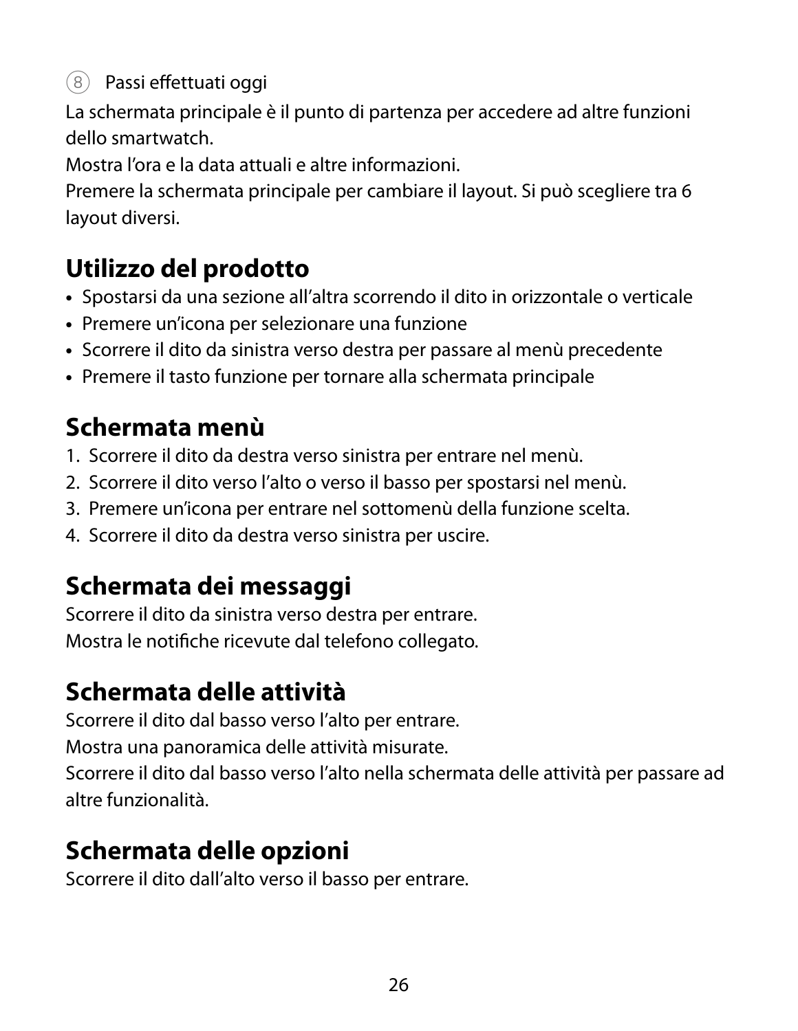(8) Passi effettuati oggi

La schermata principale è il punto di partenza per accedere ad altre funzioni dello smartwatch.
Mostra l'ora e la data attuali e altre informazioni.
Premere la schermata principale per cambiare il layout. Si può scegliere tra 6 layout diversi.

## Utilizzo del prodotto

- Spostarsi da una sezione all'altra scorrendo il dito in orizzontale o verticale
- Premere un'icona per selezionare una funzione
- Scorrere il dito da sinistra verso destra per passare al menù precedente
- Premere il tasto funzione per tornare alla schermata principale

## Schermata menù

1. Scorrere il dito da destra verso sinistra per entrare nel menù.
2. Scorrere il dito verso l'alto o verso il basso per spostarsi nel menù.
3. Premere un'icona per entrare nel sottomenù della funzione scelta.
4. Scorrere il dito da destra verso sinistra per uscire.

## Schermata dei messaggi

Scorrere il dito da sinistra verso destra per entrare.
Mostra le notifiche ricevute dal telefono collegato.

## Schermata delle attività

Scorrere il dito dal basso verso l'alto per entrare.
Mostra una panoramica delle attività misurate.
Scorrere il dito dal basso verso l'alto nella schermata delle attività per passare ad altre funzionalità.

## Schermata delle opzioni

Scorrere il dito dall'alto verso il basso per entrare.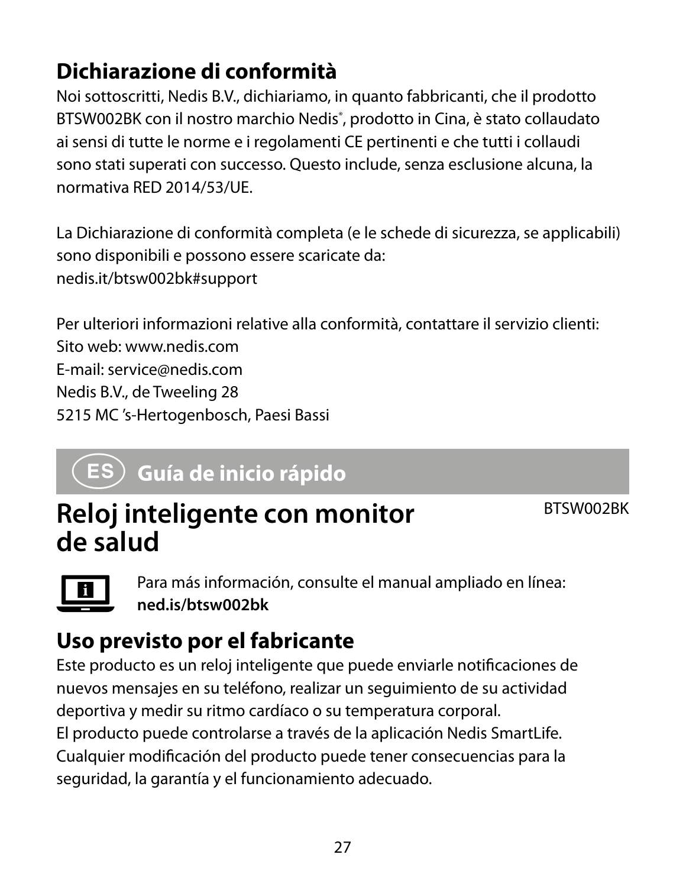## Dichiarazione di conformità

Noi sottoscritti, Nedis B.V., dichiariamo, in quanto fabbricanti, che il prodotto BTSW002BK con il nostro marchio Nedis®, prodotto in Cina, è stato collaudato ai sensi di tutte le norme e i regolamenti CE pertinenti e che tutti i collaudi sono stati superati con successo. Questo include, senza esclusione alcuna, la normativa RED 2014/53/UE.

La Dichiarazione di conformità completa (e le schede di sicurezza, se applicabili) sono disponibili e possono essere scaricate da:
nedis.it/btsw002bk#support

Per ulteriori informazioni relative alla conformità, contattare il servizio clienti:
Sito web: www.nedis.com
E-mail: service@nedis.com
Nedis B.V., de Tweeling 28
5215 MC 's-Hertogenbosch, Paesi Bassi

# ES Guía de inicio rápido

# Reloj inteligente con monitor de salud

BTSW002BK

Para más información, consulte el manual ampliado en línea:
**ned.is/btsw002bk**

## Uso previsto por el fabricante

Este producto es un reloj inteligente que puede enviarle notificaciones de nuevos mensajes en su teléfono, realizar un seguimiento de su actividad deportiva y medir su ritmo cardíaco o su temperatura corporal.
El producto puede controlarse a través de la aplicación Nedis SmartLife.
Cualquier modificación del producto puede tener consecuencias para la seguridad, la garantía y el funcionamiento adecuado.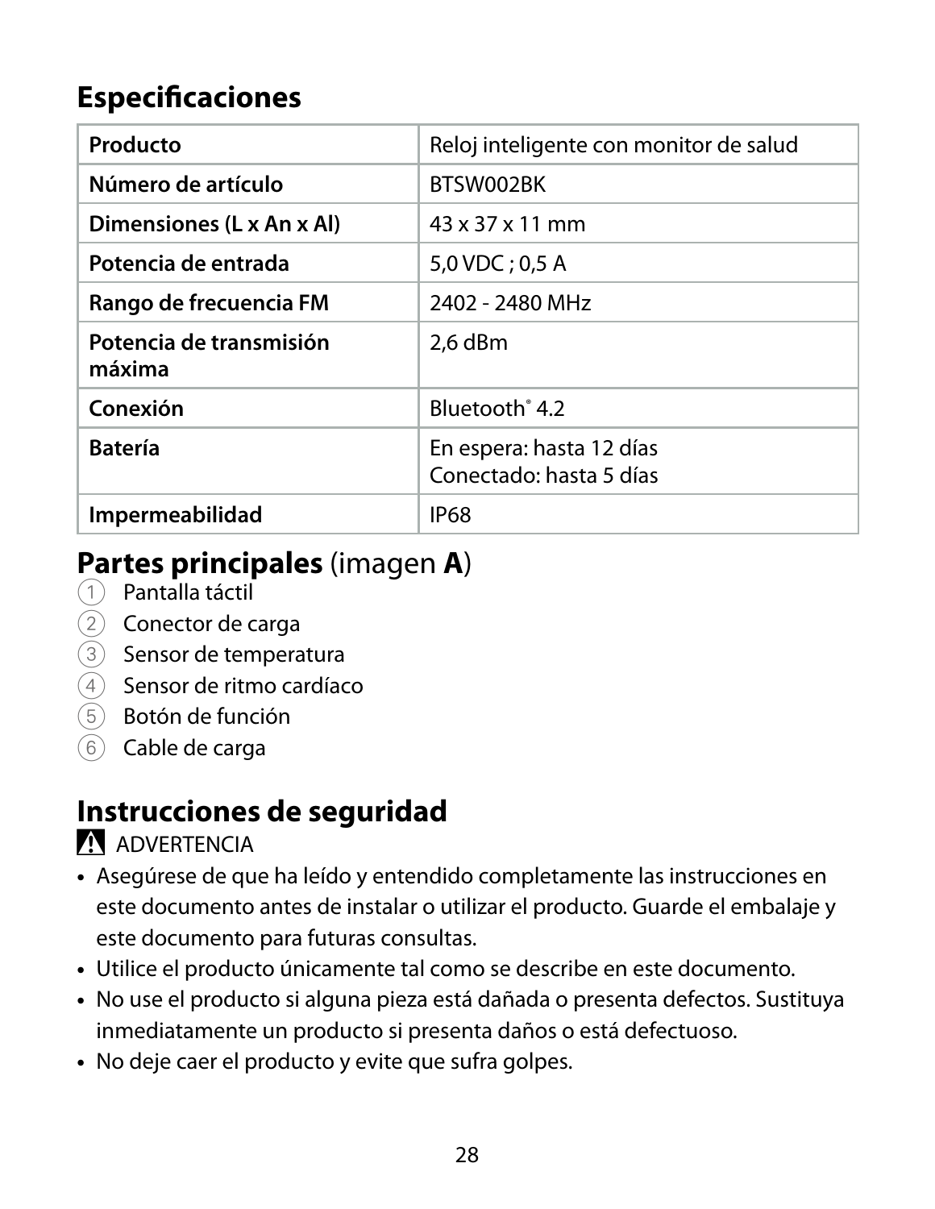## Especificaciones

| Producto | Reloj inteligente con monitor de salud |
| --- | --- |
| Número de artículo | BTSW002BK |
| Dimensiones (L x An x Al) | 43 x 37 x 11 mm |
| Potencia de entrada | 5,0 VDC ; 0,5 A |
| Rango de frecuencia FM | 2402 - 2480 MHz |
| Potencia de transmisión máxima | 2,6 dBm |
| Conexión | Bluetooth® 4.2 |
| Batería | En espera: hasta 12 días<br>Conectado: hasta 5 días |
| Impermeabilidad | IP68 |

## Partes principales (imagen A)

1. Pantalla táctil
2. Conector de carga
3. Sensor de temperatura
4. Sensor de ritmo cardíaco
5. Botón de función
6. Cable de carga

## Instrucciones de seguridad

⚠ ADVERTENCIA

- Asegúrese de que ha leído y entendido completamente las instrucciones en este documento antes de instalar o utilizar el producto. Guarde el embalaje y este documento para futuras consultas.
- Utilice el producto únicamente tal como se describe en este documento.
- No use el producto si alguna pieza está dañada o presenta defectos. Sustituya inmediatamente un producto si presenta daños o está defectuoso.
- No deje caer el producto y evite que sufra golpes.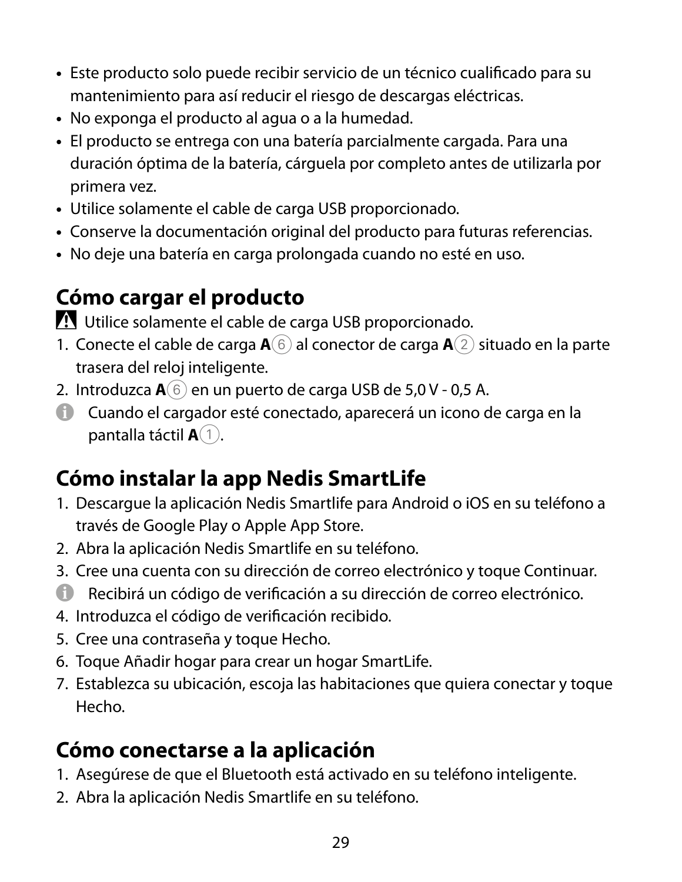- Este producto solo puede recibir servicio de un técnico cualificado para su mantenimiento para así reducir el riesgo de descargas eléctricas.
- No exponga el producto al agua o a la humedad.
- El producto se entrega con una batería parcialmente cargada. Para una duración óptima de la batería, cárguela por completo antes de utilizarla por primera vez.
- Utilice solamente el cable de carga USB proporcionado.
- Conserve la documentación original del producto para futuras referencias.
- No deje una batería en carga prolongada cuando no esté en uso.

## Cómo cargar el producto

⚠ Utilice solamente el cable de carga USB proporcionado.

1. Conecte el cable de carga **A**⑥ al conector de carga **A**② situado en la parte trasera del reloj inteligente.
2. Introduzca **A**⑥ en un puerto de carga USB de 5,0 V - 0,5 A.

ℹ Cuando el cargador esté conectado, aparecerá un icono de carga en la pantalla táctil **A**①.

## Cómo instalar la app Nedis SmartLife

1. Descargue la aplicación Nedis Smartlife para Android o iOS en su teléfono a través de Google Play o Apple App Store.
2. Abra la aplicación Nedis Smartlife en su teléfono.
3. Cree una cuenta con su dirección de correo electrónico y toque Continuar.

ℹ Recibirá un código de verificación a su dirección de correo electrónico.

4. Introduzca el código de verificación recibido.
5. Cree una contraseña y toque Hecho.
6. Toque Añadir hogar para crear un hogar SmartLife.
7. Establezca su ubicación, escoja las habitaciones que quiera conectar y toque Hecho.

## Cómo conectarse a la aplicación

1. Asegúrese de que el Bluetooth está activado en su teléfono inteligente.
2. Abra la aplicación Nedis Smartlife en su teléfono.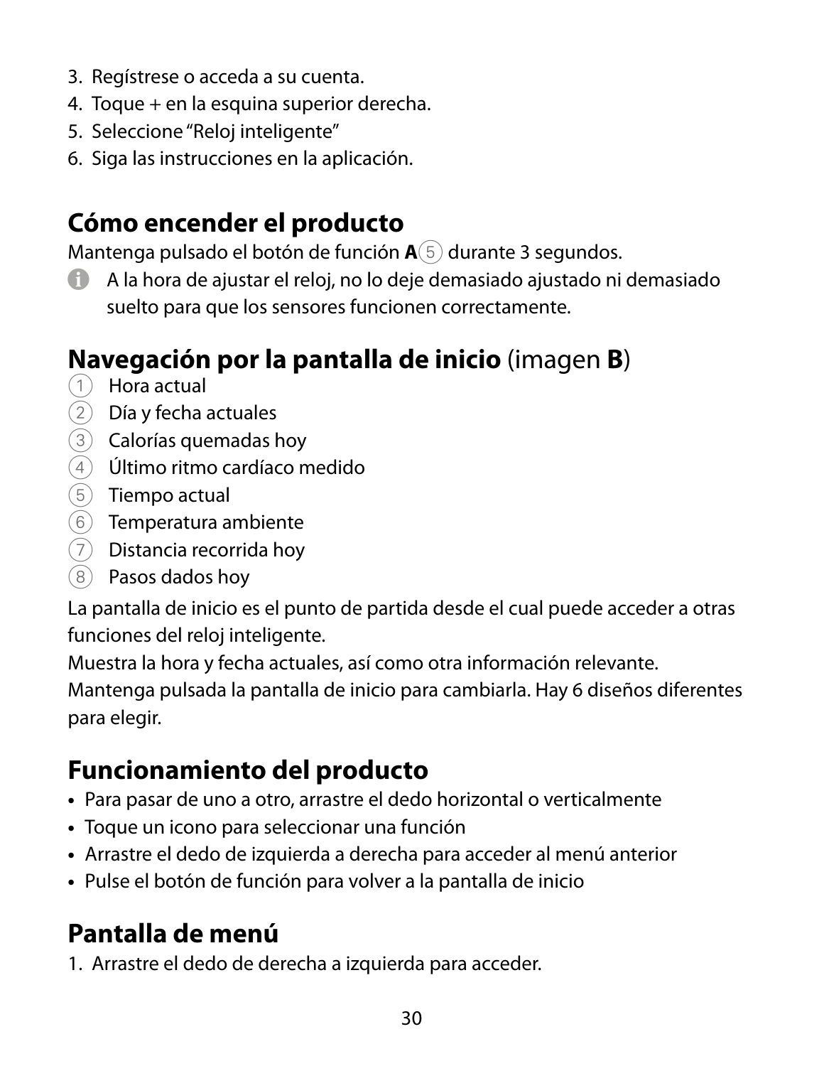3. Regístrese o acceda a su cuenta.
4. Toque + en la esquina superior derecha.
5. Seleccione “Reloj inteligente”
6. Siga las instrucciones en la aplicación.

## Cómo encender el producto

Mantenga pulsado el botón de función **A**⑤ durante 3 segundos.

ℹ A la hora de ajustar el reloj, no lo deje demasiado ajustado ni demasiado suelto para que los sensores funcionen correctamente.

## Navegación por la pantalla de inicio (imagen **B**)

① Hora actual
② Día y fecha actuales
③ Calorías quemadas hoy
④ Último ritmo cardíaco medido
⑤ Tiempo actual
⑥ Temperatura ambiente
⑦ Distancia recorrida hoy
⑧ Pasos dados hoy

La pantalla de inicio es el punto de partida desde el cual puede acceder a otras funciones del reloj inteligente.
Muestra la hora y fecha actuales, así como otra información relevante.
Mantenga pulsada la pantalla de inicio para cambiarla. Hay 6 diseños diferentes para elegir.

## Funcionamiento del producto

- Para pasar de uno a otro, arrastre el dedo horizontal o verticalmente
- Toque un icono para seleccionar una función
- Arrastre el dedo de izquierda a derecha para acceder al menú anterior
- Pulse el botón de función para volver a la pantalla de inicio

## Pantalla de menú

1. Arrastre el dedo de derecha a izquierda para acceder.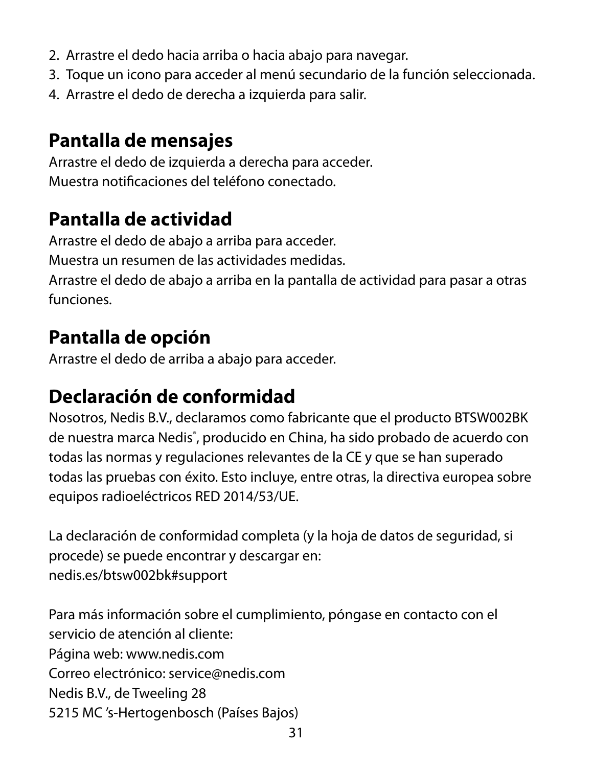2. Arrastre el dedo hacia arriba o hacia abajo para navegar.
3. Toque un icono para acceder al menú secundario de la función seleccionada.
4. Arrastre el dedo de derecha a izquierda para salir.

## Pantalla de mensajes

Arrastre el dedo de izquierda a derecha para acceder.
Muestra notificaciones del teléfono conectado.

## Pantalla de actividad

Arrastre el dedo de abajo a arriba para acceder.
Muestra un resumen de las actividades medidas.
Arrastre el dedo de abajo a arriba en la pantalla de actividad para pasar a otras funciones.

## Pantalla de opción

Arrastre el dedo de arriba a abajo para acceder.

## Declaración de conformidad

Nosotros, Nedis B.V., declaramos como fabricante que el producto BTSW002BK de nuestra marca Nedis®, producido en China, ha sido probado de acuerdo con todas las normas y regulaciones relevantes de la CE y que se han superado todas las pruebas con éxito. Esto incluye, entre otras, la directiva europea sobre equipos radioeléctricos RED 2014/53/UE.

La declaración de conformidad completa (y la hoja de datos de seguridad, si procede) se puede encontrar y descargar en:
nedis.es/btsw002bk#support

Para más información sobre el cumplimiento, póngase en contacto con el servicio de atención al cliente:
Página web: www.nedis.com
Correo electrónico: service@nedis.com
Nedis B.V., de Tweeling 28
5215 MC 's-Hertogenbosch (Países Bajos)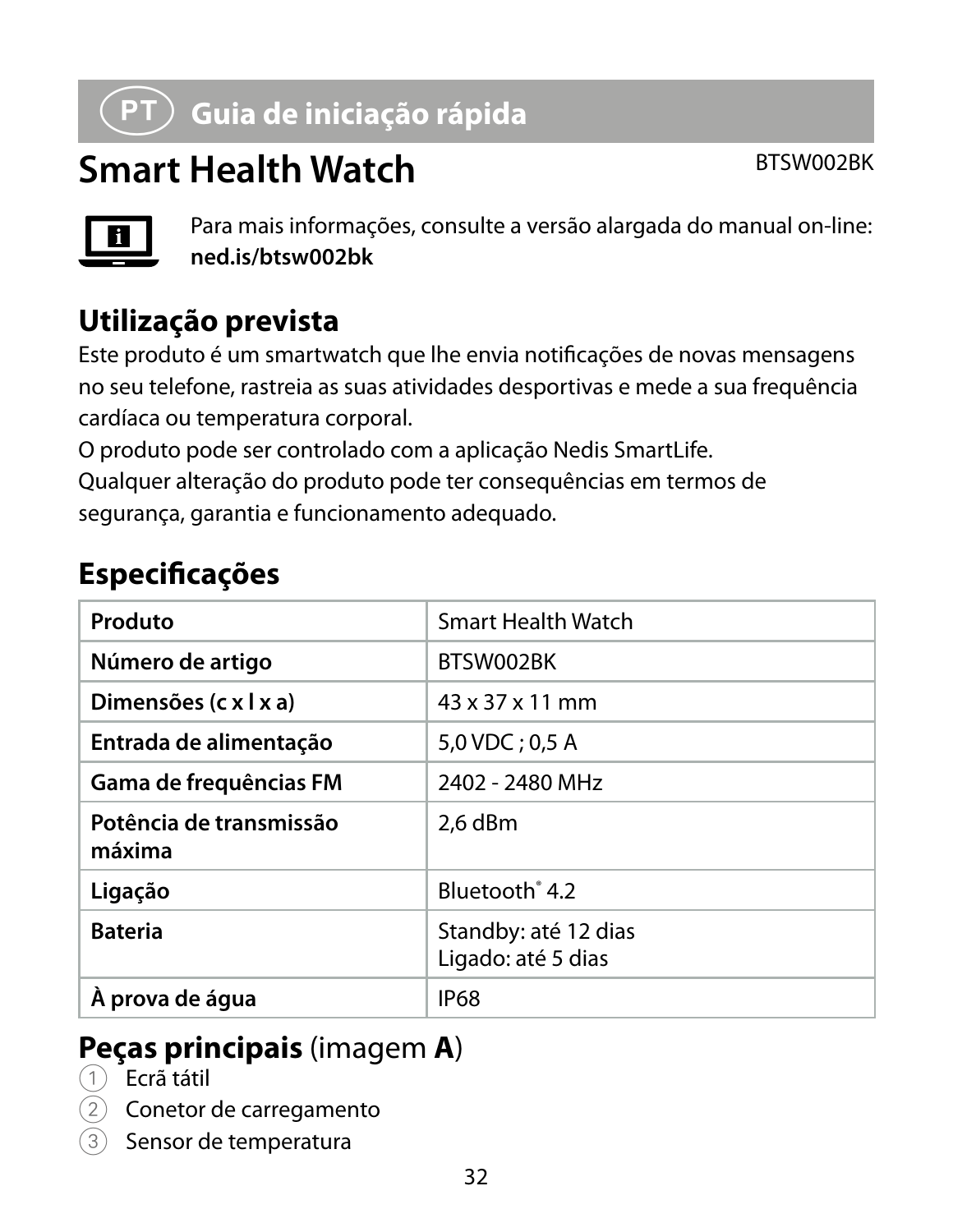## PT Guia de iniciação rápida

# Smart Health Watch

BTSW002BK

Para mais informações, consulte a versão alargada do manual on-line: **ned.is/btsw002bk**

## Utilização prevista

Este produto é um smartwatch que lhe envia notificações de novas mensagens no seu telefone, rastreia as suas atividades desportivas e mede a sua frequência cardíaca ou temperatura corporal.

O produto pode ser controlado com a aplicação Nedis SmartLife.

Qualquer alteração do produto pode ter consequências em termos de segurança, garantia e funcionamento adequado.

## Especificações

| | |
|---|---|
| **Produto** | Smart Health Watch |
| **Número de artigo** | BTSW002BK |
| **Dimensões (c x l x a)** | 43 x 37 x 11 mm |
| **Entrada de alimentação** | 5,0 VDC ; 0,5 A |
| **Gama de frequências FM** | 2402 - 2480 MHz |
| **Potência de transmissão máxima** | 2,6 dBm |
| **Ligação** | Bluetooth® 4.2 |
| **Bateria** | Standby: até 12 dias<br>Ligado: até 5 dias |
| **À prova de água** | IP68 |

## Peças principais (imagem **A**)

1. Ecrã tátil
2. Conetor de carregamento
3. Sensor de temperatura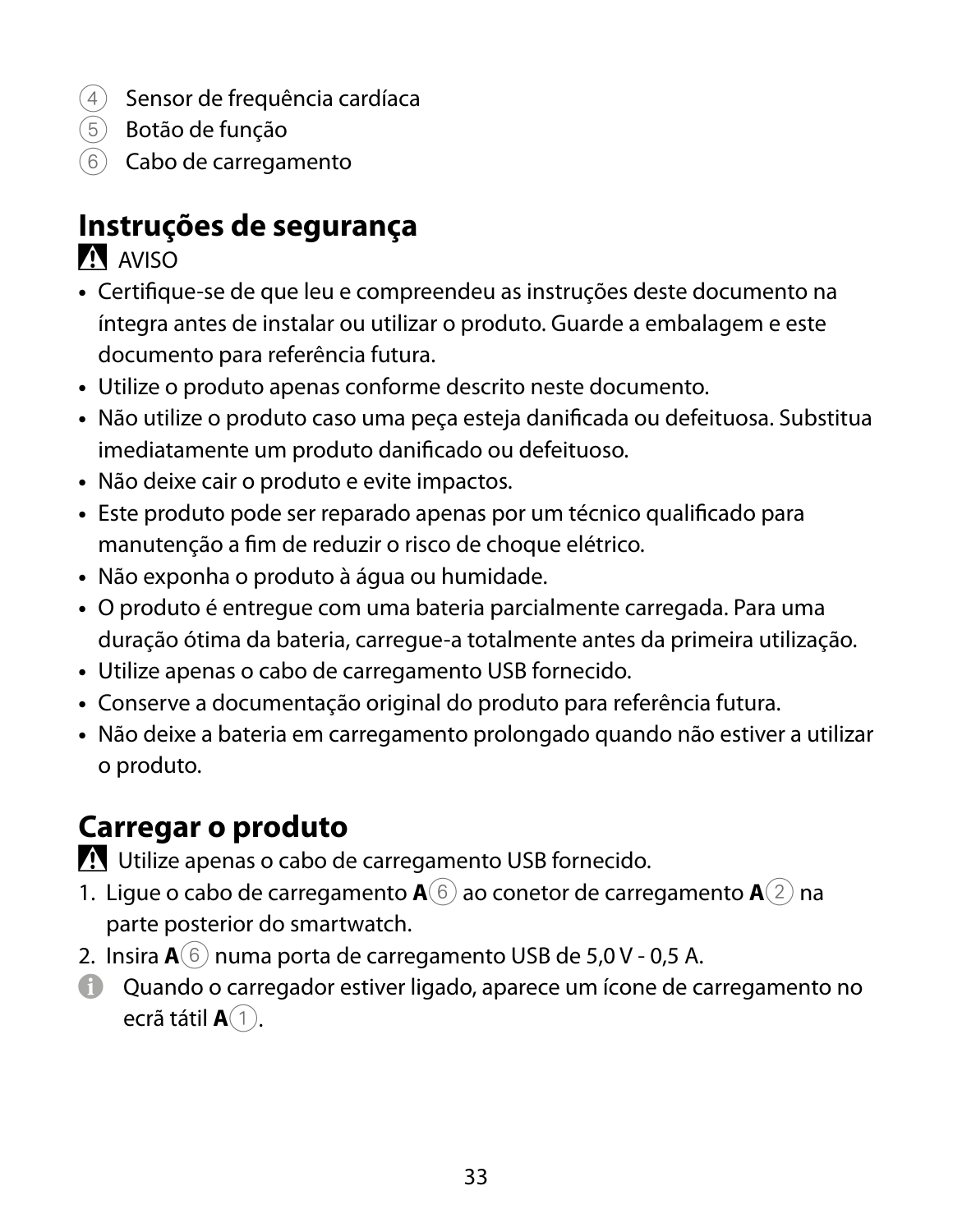④ Sensor de frequência cardíaca
⑤ Botão de função
⑥ Cabo de carregamento

## Instruções de segurança

⚠ AVISO

- Certifique-se de que leu e compreendeu as instruções deste documento na íntegra antes de instalar ou utilizar o produto. Guarde a embalagem e este documento para referência futura.
- Utilize o produto apenas conforme descrito neste documento.
- Não utilize o produto caso uma peça esteja danificada ou defeituosa. Substitua imediatamente um produto danificado ou defeituoso.
- Não deixe cair o produto e evite impactos.
- Este produto pode ser reparado apenas por um técnico qualificado para manutenção a fim de reduzir o risco de choque elétrico.
- Não exponha o produto à água ou humidade.
- O produto é entregue com uma bateria parcialmente carregada. Para uma duração ótima da bateria, carregue-a totalmente antes da primeira utilização.
- Utilize apenas o cabo de carregamento USB fornecido.
- Conserve a documentação original do produto para referência futura.
- Não deixe a bateria em carregamento prolongado quando não estiver a utilizar o produto.

## Carregar o produto

⚠ Utilize apenas o cabo de carregamento USB fornecido.

1. Ligue o cabo de carregamento **A**⑥ ao conetor de carregamento **A**② na parte posterior do smartwatch.
2. Insira **A**⑥ numa porta de carregamento USB de 5,0 V - 0,5 A.

ℹ Quando o carregador estiver ligado, aparece um ícone de carregamento no ecrã tátil **A**①.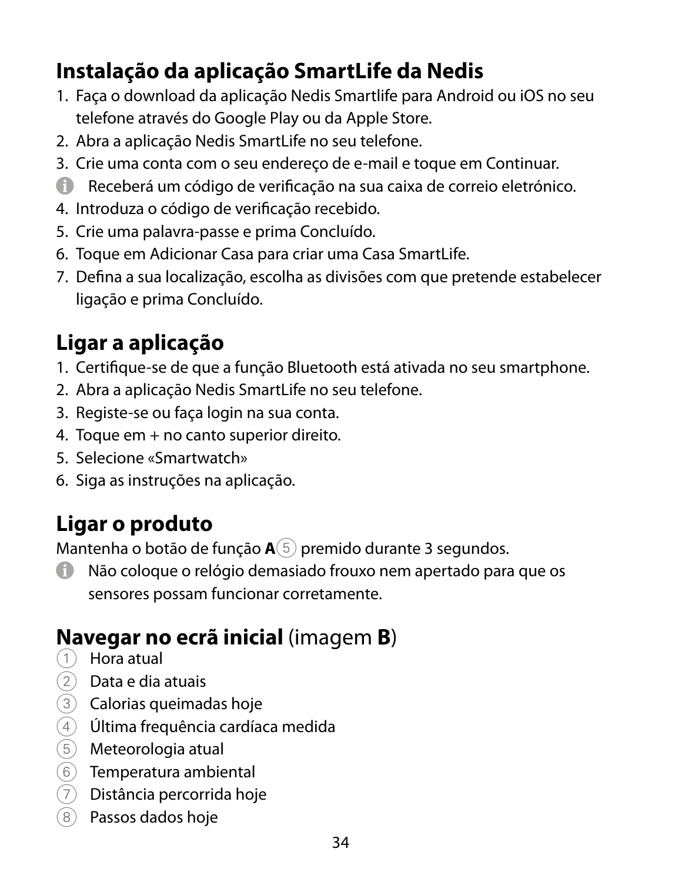## Instalação da aplicação SmartLife da Nedis

1. Faça o download da aplicação Nedis Smartlife para Android ou iOS no seu telefone através do Google Play ou da Apple Store.
2. Abra a aplicação Nedis SmartLife no seu telefone.
3. Crie uma conta com o seu endereço de e-mail e toque em Continuar.

ℹ Receberá um código de verificação na sua caixa de correio eletrónico.

4. Introduza o código de verificação recebido.
5. Crie uma palavra-passe e prima Concluído.
6. Toque em Adicionar Casa para criar uma Casa SmartLife.
7. Defina a sua localização, escolha as divisões com que pretende estabelecer ligação e prima Concluído.

## Ligar a aplicação

1. Certifique-se de que a função Bluetooth está ativada no seu smartphone.
2. Abra a aplicação Nedis SmartLife no seu telefone.
3. Registe-se ou faça login na sua conta.
4. Toque em + no canto superior direito.
5. Selecione «Smartwatch»
6. Siga as instruções na aplicação.

## Ligar o produto

Mantenha o botão de função **A**⑤ premido durante 3 segundos.

ℹ Não coloque o relógio demasiado frouxo nem apertado para que os sensores possam funcionar corretamente.

## Navegar no ecrã inicial (imagem **B**)

① Hora atual
② Data e dia atuais
③ Calorias queimadas hoje
④ Última frequência cardíaca medida
⑤ Meteorologia atual
⑥ Temperatura ambiental
⑦ Distância percorrida hoje
⑧ Passos dados hoje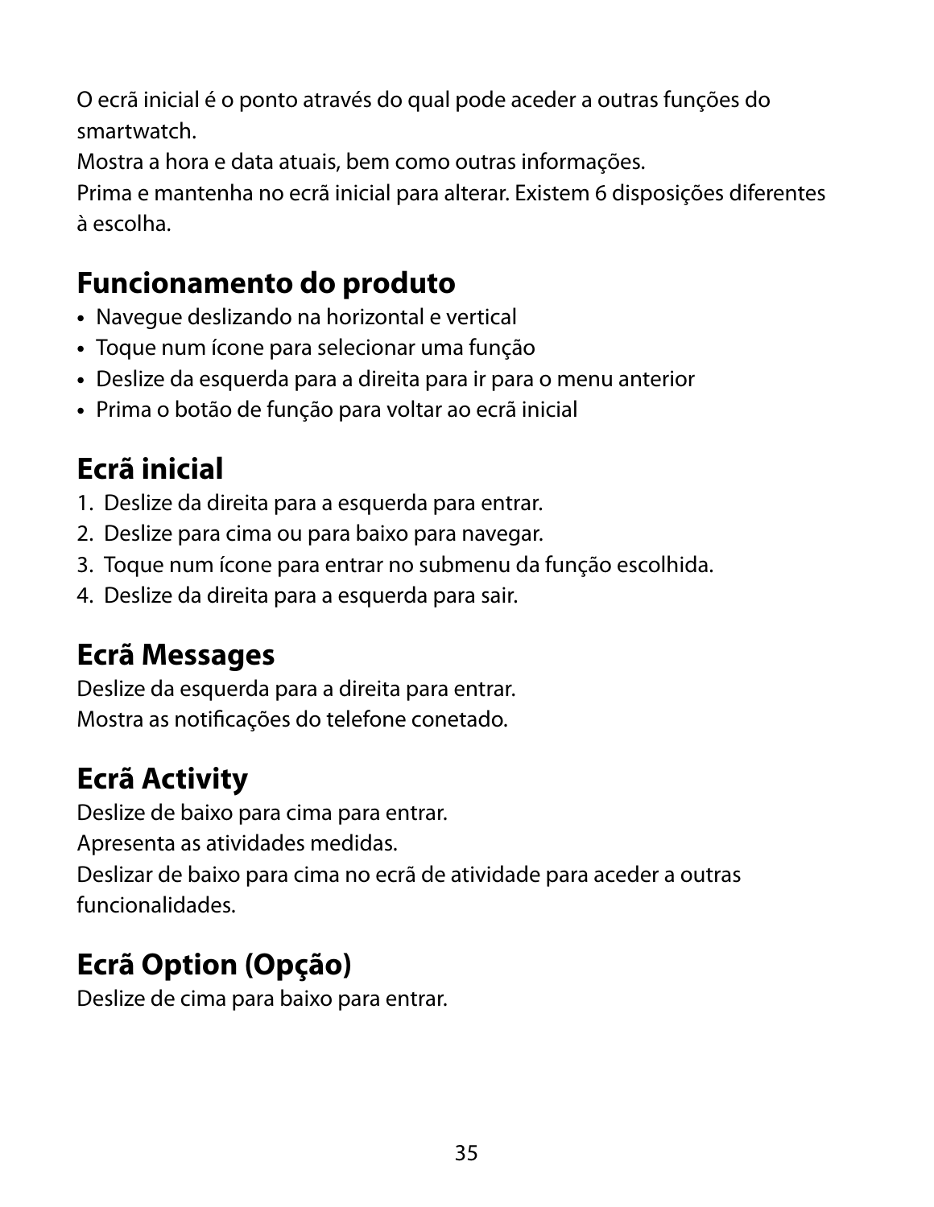O ecrã inicial é o ponto através do qual pode aceder a outras funções do smartwatch.
Mostra a hora e data atuais, bem como outras informações.
Prima e mantenha no ecrã inicial para alterar. Existem 6 disposições diferentes à escolha.

## Funcionamento do produto

- Navegue deslizando na horizontal e vertical
- Toque num ícone para selecionar uma função
- Deslize da esquerda para a direita para ir para o menu anterior
- Prima o botão de função para voltar ao ecrã inicial

## Ecrã inicial

1. Deslize da direita para a esquerda para entrar.
2. Deslize para cima ou para baixo para navegar.
3. Toque num ícone para entrar no submenu da função escolhida.
4. Deslize da direita para a esquerda para sair.

## Ecrã Messages

Deslize da esquerda para a direita para entrar.
Mostra as notificações do telefone conetado.

## Ecrã Activity

Deslize de baixo para cima para entrar.
Apresenta as atividades medidas.
Deslizar de baixo para cima no ecrã de atividade para aceder a outras funcionalidades.

## Ecrã Option (Opção)

Deslize de cima para baixo para entrar.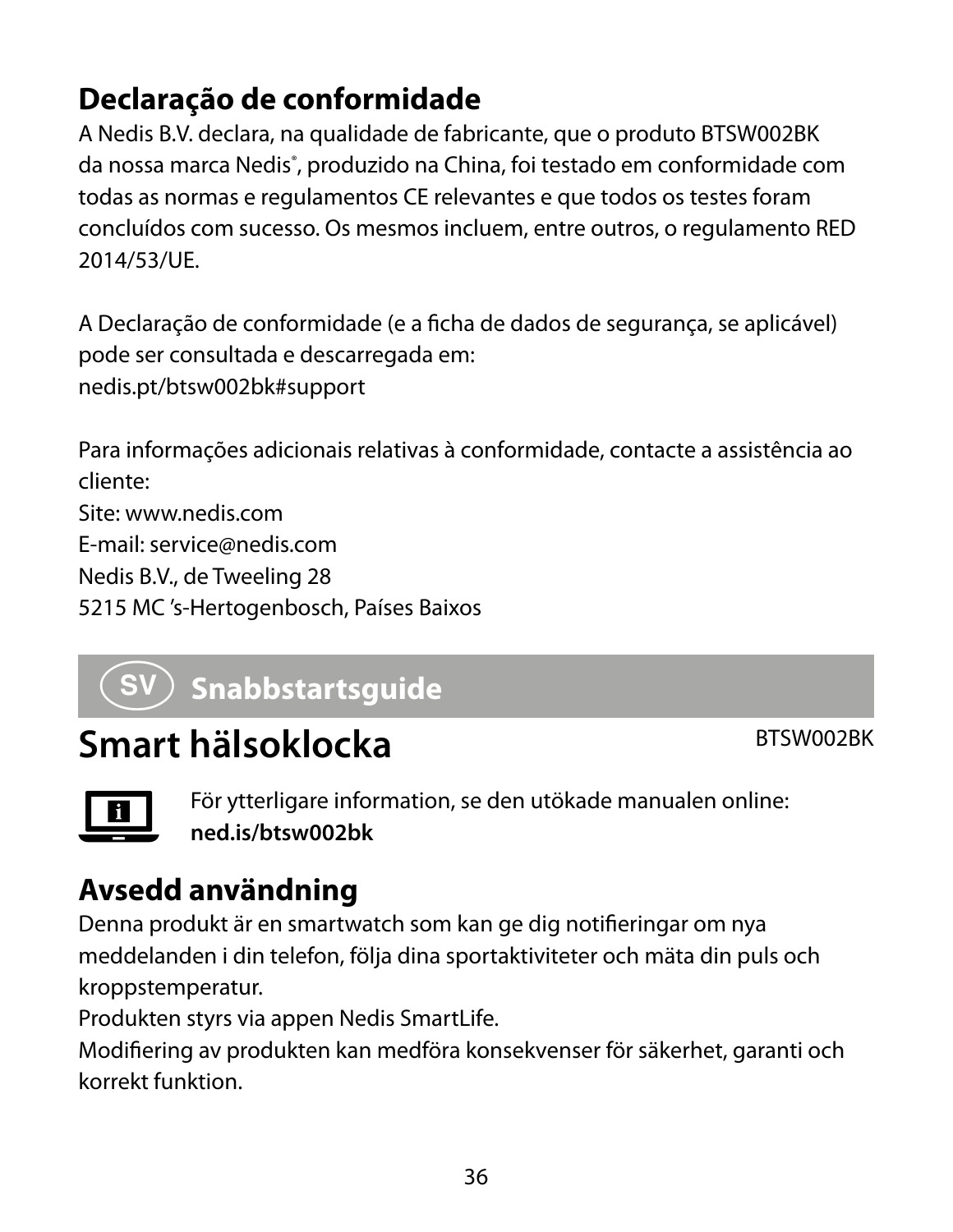## Declaração de conformidade

A Nedis B.V. declara, na qualidade de fabricante, que o produto BTSW002BK da nossa marca Nedis®, produzido na China, foi testado em conformidade com todas as normas e regulamentos CE relevantes e que todos os testes foram concluídos com sucesso. Os mesmos incluem, entre outros, o regulamento RED 2014/53/UE.

A Declaração de conformidade (e a ficha de dados de segurança, se aplicável) pode ser consultada e descarregada em:
nedis.pt/btsw002bk#support

Para informações adicionais relativas à conformidade, contacte a assistência ao cliente:
Site: www.nedis.com
E-mail: service@nedis.com
Nedis B.V., de Tweeling 28
5215 MC ’s-Hertogenbosch, Países Baixos

# SV Snabbstartsguide

# Smart hälsoklocka

BTSW002BK

För ytterligare information, se den utökade manualen online:
**ned.is/btsw002bk**

## Avsedd användning

Denna produkt är en smartwatch som kan ge dig notifieringar om nya meddelanden i din telefon, följa dina sportaktiviteter och mäta din puls och kroppstemperatur.
Produkten styrs via appen Nedis SmartLife.
Modifiering av produkten kan medföra konsekvenser för säkerhet, garanti och korrekt funktion.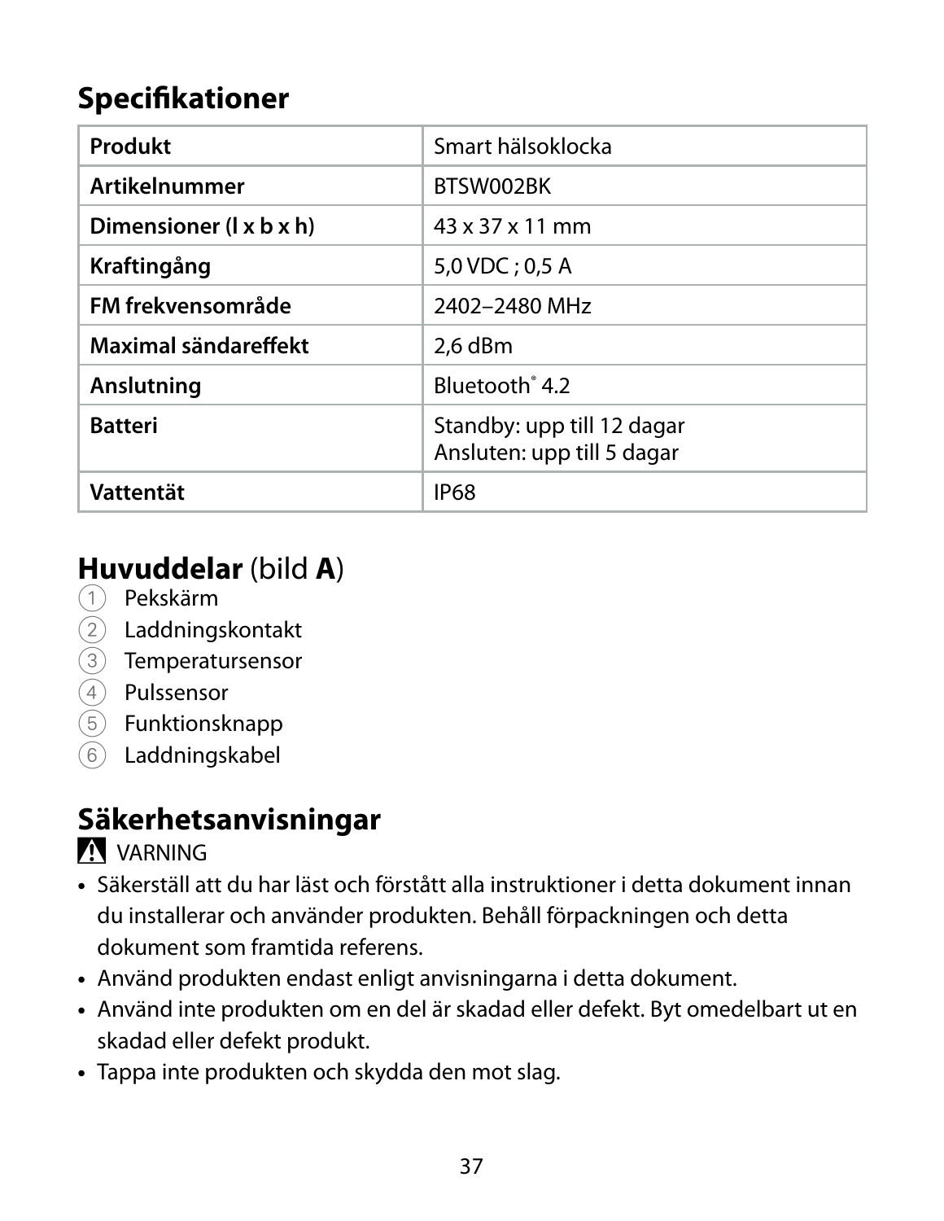## Specifikationer

| Produkt | Smart hälsoklocka |
|---|---|
| Artikelnummer | BTSW002BK |
| Dimensioner (l x b x h) | 43 x 37 x 11 mm |
| Kraftingång | 5,0 VDC ; 0,5 A |
| FM frekvensområde | 2402–2480 MHz |
| Maximal sändareffekt | 2,6 dBm |
| Anslutning | Bluetooth® 4.2 |
| Batteri | Standby: upp till 12 dagar<br>Ansluten: upp till 5 dagar |
| Vattentät | IP68 |

## Huvuddelar (bild A)

1. Pekskärm
2. Laddningskontakt
3. Temperatursensor
4. Pulssensor
5. Funktionsknapp
6. Laddningskabel

## Säkerhetsanvisningar

⚠ VARNING

- Säkerställ att du har läst och förstått alla instruktioner i detta dokument innan du installerar och använder produkten. Behåll förpackningen och detta dokument som framtida referens.
- Använd produkten endast enligt anvisningarna i detta dokument.
- Använd inte produkten om en del är skadad eller defekt. Byt omedelbart ut en skadad eller defekt produkt.
- Tappa inte produkten och skydda den mot slag.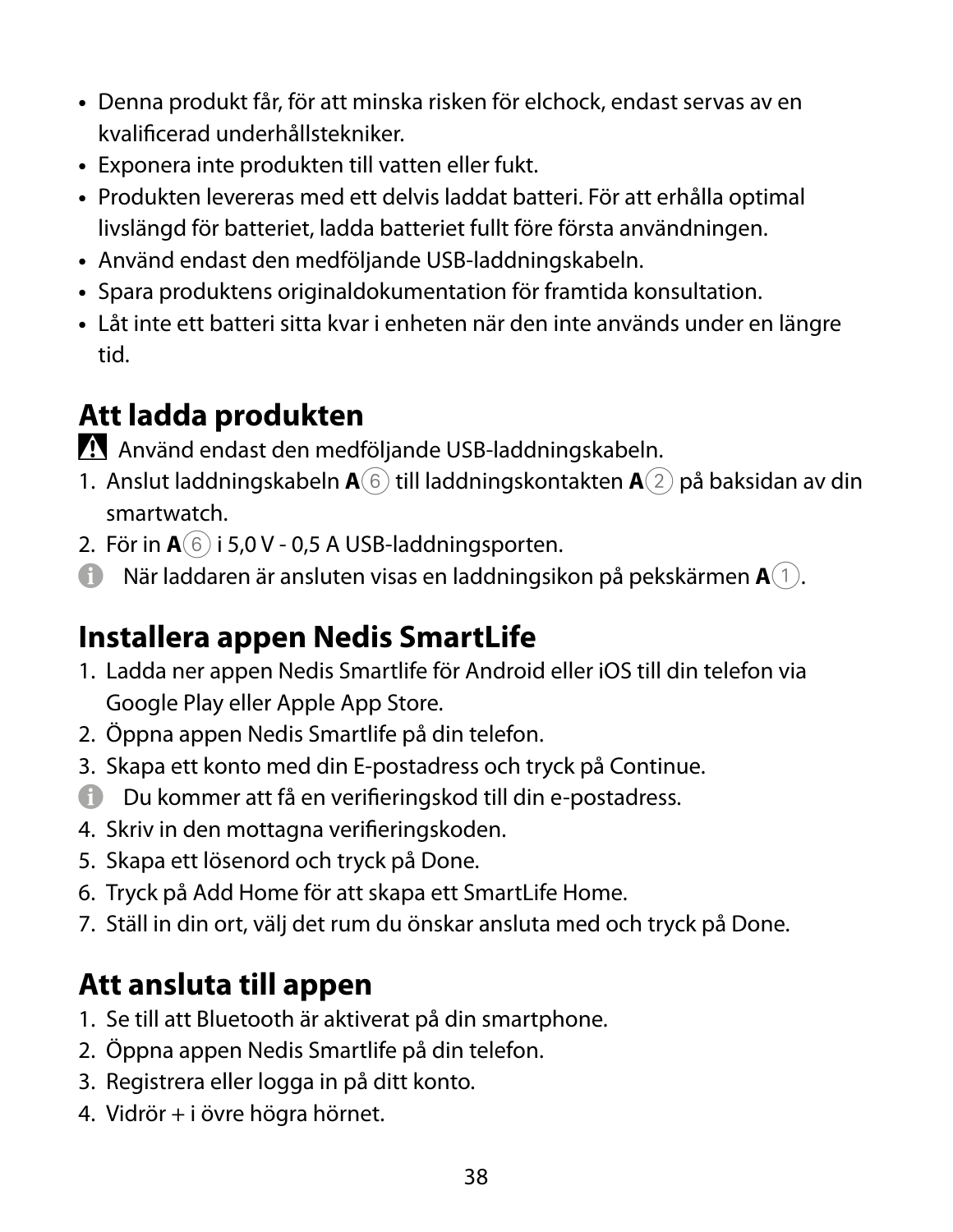- Denna produkt får, för att minska risken för elchock, endast servas av en kvalificerad underhållstekniker.
- Exponera inte produkten till vatten eller fukt.
- Produkten levereras med ett delvis laddat batteri. För att erhålla optimal livslängd för batteriet, ladda batteriet fullt före första användningen.
- Använd endast den medföljande USB-laddningskabeln.
- Spara produktens originaldokumentation för framtida konsultation.
- Låt inte ett batteri sitta kvar i enheten när den inte används under en längre tid.

## Att ladda produkten

⚠ Använd endast den medföljande USB-laddningskabeln.

1. Anslut laddningskabeln **A**⑥ till laddningskontakten **A**② på baksidan av din smartwatch.
2. För in **A**⑥ i 5,0 V - 0,5 A USB-laddningsporten.

ⓘ När laddaren är ansluten visas en laddningsikon på pekskärmen **A**①.

## Installera appen Nedis SmartLife

1. Ladda ner appen Nedis Smartlife för Android eller iOS till din telefon via Google Play eller Apple App Store.
2. Öppna appen Nedis Smartlife på din telefon.
3. Skapa ett konto med din E-postadress och tryck på Continue.

ⓘ Du kommer att få en verifieringskod till din e-postadress.

4. Skriv in den mottagna verifieringskoden.
5. Skapa ett lösenord och tryck på Done.
6. Tryck på Add Home för att skapa ett SmartLife Home.
7. Ställ in din ort, välj det rum du önskar ansluta med och tryck på Done.

## Att ansluta till appen

1. Se till att Bluetooth är aktiverat på din smartphone.
2. Öppna appen Nedis Smartlife på din telefon.
3. Registrera eller logga in på ditt konto.
4. Vidrör + i övre högra hörnet.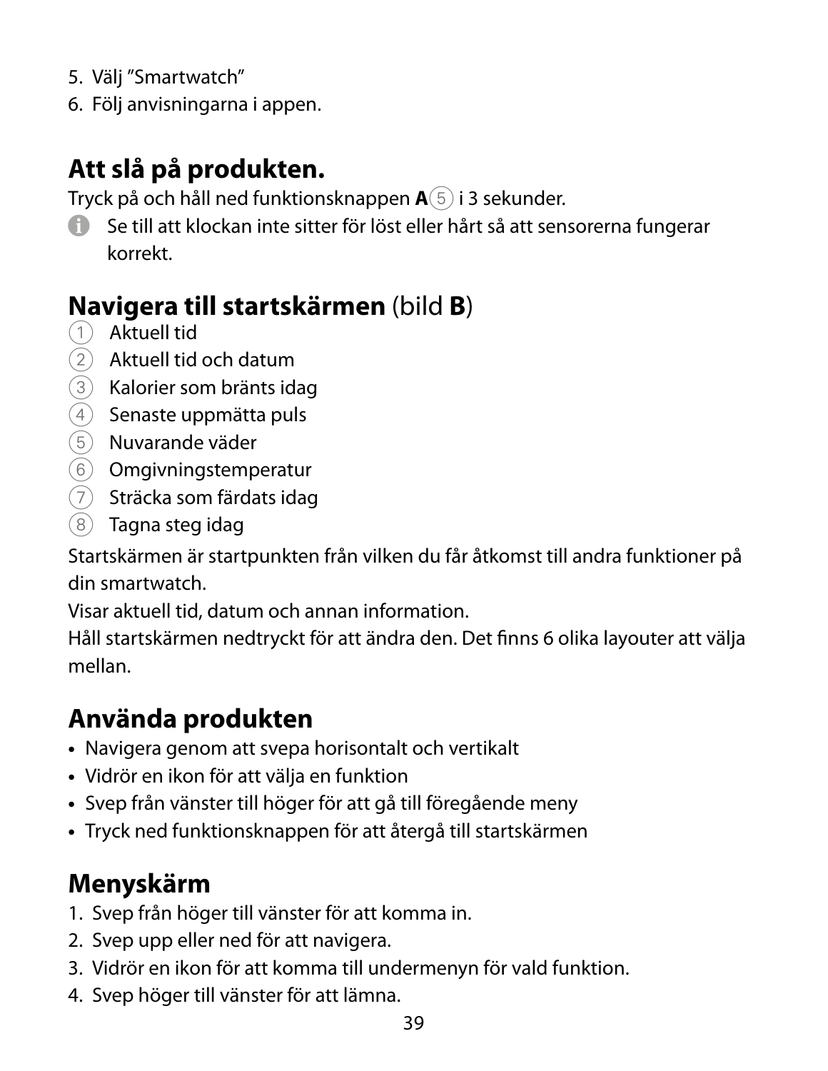5. Välj ”Smartwatch”
6. Följ anvisningarna i appen.

## Att slå på produkten.

Tryck på och håll ned funktionsknappen **A**⑤ i 3 sekunder.

ℹ Se till att klockan inte sitter för löst eller hårt så att sensorerna fungerar korrekt.

## Navigera till startskärmen (bild **B**)

① Aktuell tid
② Aktuell tid och datum
③ Kalorier som bränts idag
④ Senaste uppmätta puls
⑤ Nuvarande väder
⑥ Omgivningstemperatur
⑦ Sträcka som färdats idag
⑧ Tagna steg idag

Startskärmen är startpunkten från vilken du får åtkomst till andra funktioner på din smartwatch.
Visar aktuell tid, datum och annan information.
Håll startskärmen nedtryckt för att ändra den. Det finns 6 olika layouter att välja mellan.

## Använda produkten

- Navigera genom att svepa horisontalt och vertikalt
- Vidrör en ikon för att välja en funktion
- Svep från vänster till höger för att gå till föregående meny
- Tryck ned funktionsknappen för att återgå till startskärmen

## Menyskärm

1. Svep från höger till vänster för att komma in.
2. Svep upp eller ned för att navigera.
3. Vidrör en ikon för att komma till undermenyn för vald funktion.
4. Svep höger till vänster för att lämna.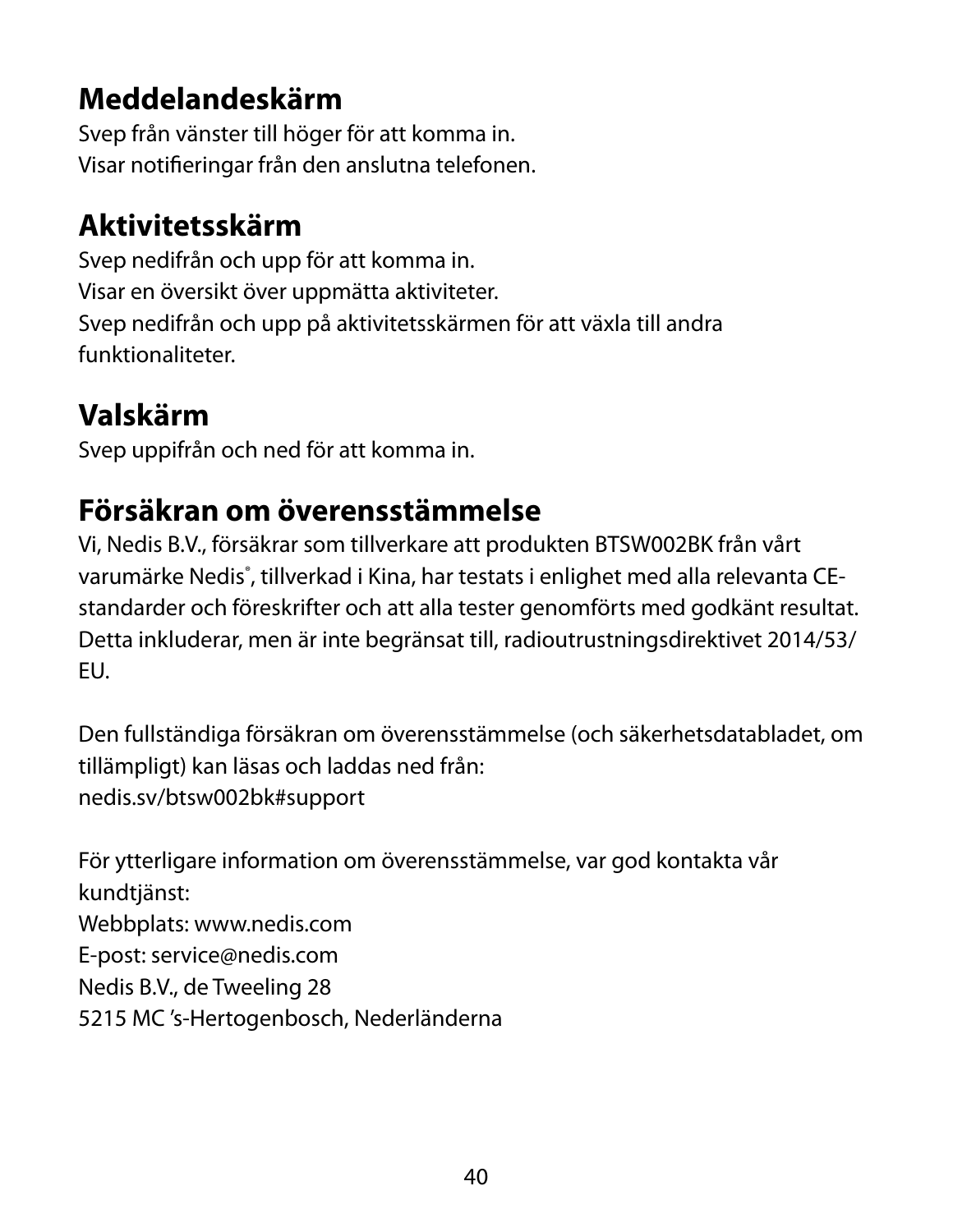## Meddelandeskärm

Svep från vänster till höger för att komma in.
Visar notifieringar från den anslutna telefonen.

## Aktivitetsskärm

Svep nedifrån och upp för att komma in.
Visar en översikt över uppmätta aktiviteter.
Svep nedifrån och upp på aktivitetsskärmen för att växla till andra funktionaliteter.

## Valskärm

Svep uppifrån och ned för att komma in.

## Försäkran om överensstämmelse

Vi, Nedis B.V., försäkrar som tillverkare att produkten BTSW002BK från vårt varumärke Nedis®, tillverkad i Kina, har testats i enlighet med alla relevanta CE-standarder och föreskrifter och att alla tester genomförts med godkänt resultat. Detta inkluderar, men är inte begränsat till, radioutrustningsdirektivet 2014/53/EU.

Den fullständiga försäkran om överensstämmelse (och säkerhetsdatabladet, om tillämpligt) kan läsas och laddas ned från:
nedis.sv/btsw002bk#support

För ytterligare information om överensstämmelse, var god kontakta vår kundtjänst:
Webbplats: www.nedis.com
E-post: service@nedis.com
Nedis B.V., de Tweeling 28
5215 MC 's-Hertogenbosch, Nederländerna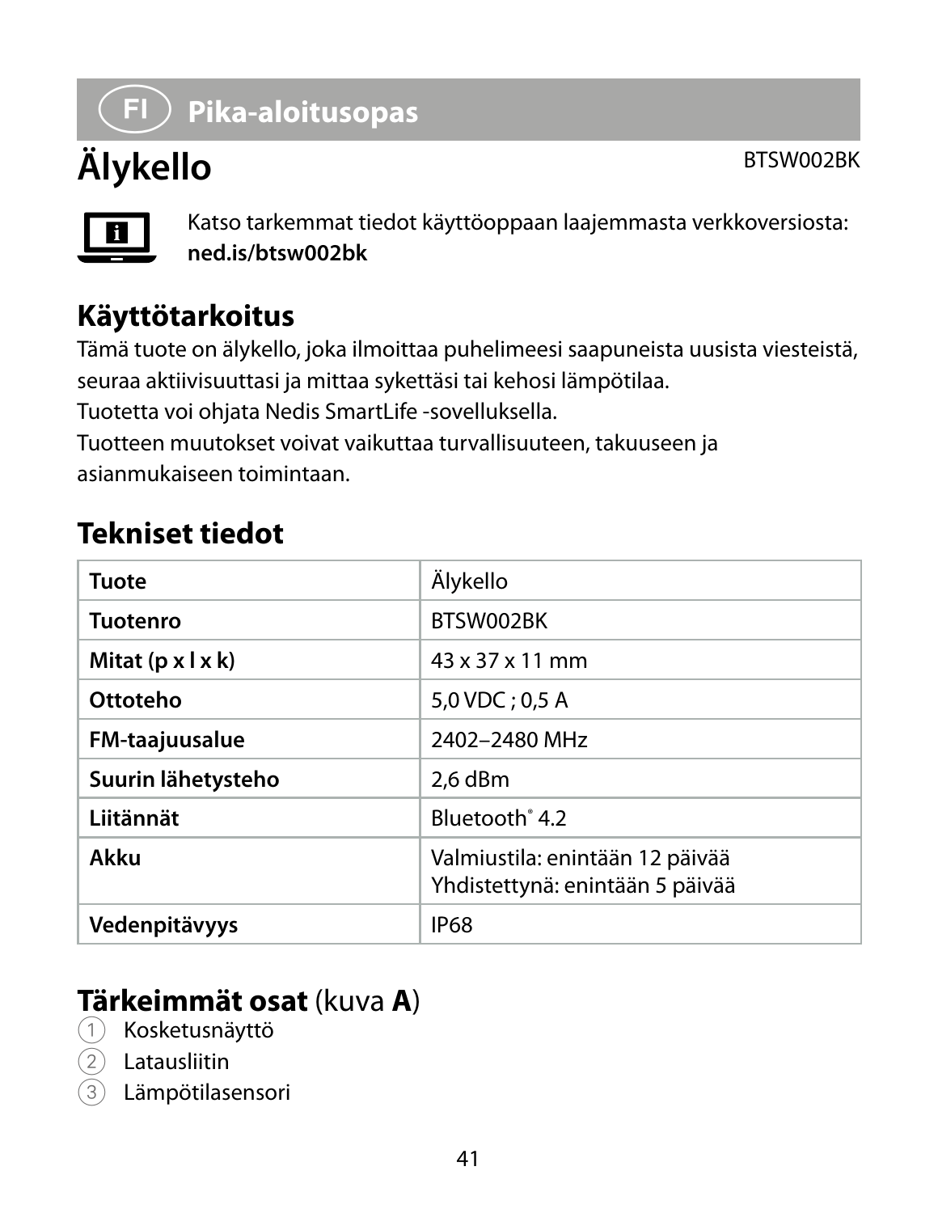# FI Pika-aloitusopas

# Älykello

BTSW002BK

Katso tarkemmat tiedot käyttöoppaan laajemmasta verkkoversiosta:
**ned.is/btsw002bk**

## Käyttötarkoitus

Tämä tuote on älykello, joka ilmoittaa puhelimeesi saapuneista uusista viesteistä, seuraa aktiivisuuttasi ja mittaa sykettäsi tai kehosi lämpötilaa.
Tuotetta voi ohjata Nedis SmartLife -sovelluksella.
Tuotteen muutokset voivat vaikuttaa turvallisuuteen, takuuseen ja asianmukaiseen toimintaan.

## Tekniset tiedot

| | |
|---|---|
| **Tuote** | Älykello |
| **Tuotenro** | BTSW002BK |
| **Mitat (p x l x k)** | 43 x 37 x 11 mm |
| **Ottoteho** | 5,0 VDC ; 0,5 A |
| **FM-taajuusalue** | 2402–2480 MHz |
| **Suurin lähetysteho** | 2,6 dBm |
| **Liitännät** | Bluetooth® 4.2 |
| **Akku** | Valmiustila: enintään 12 päivää<br>Yhdistettynä: enintään 5 päivää |
| **Vedenpitävyys** | IP68 |

## Tärkeimmät osat (kuva **A**)

1. Kosketusnäyttö
2. Latausliitin
3. Lämpötilasensori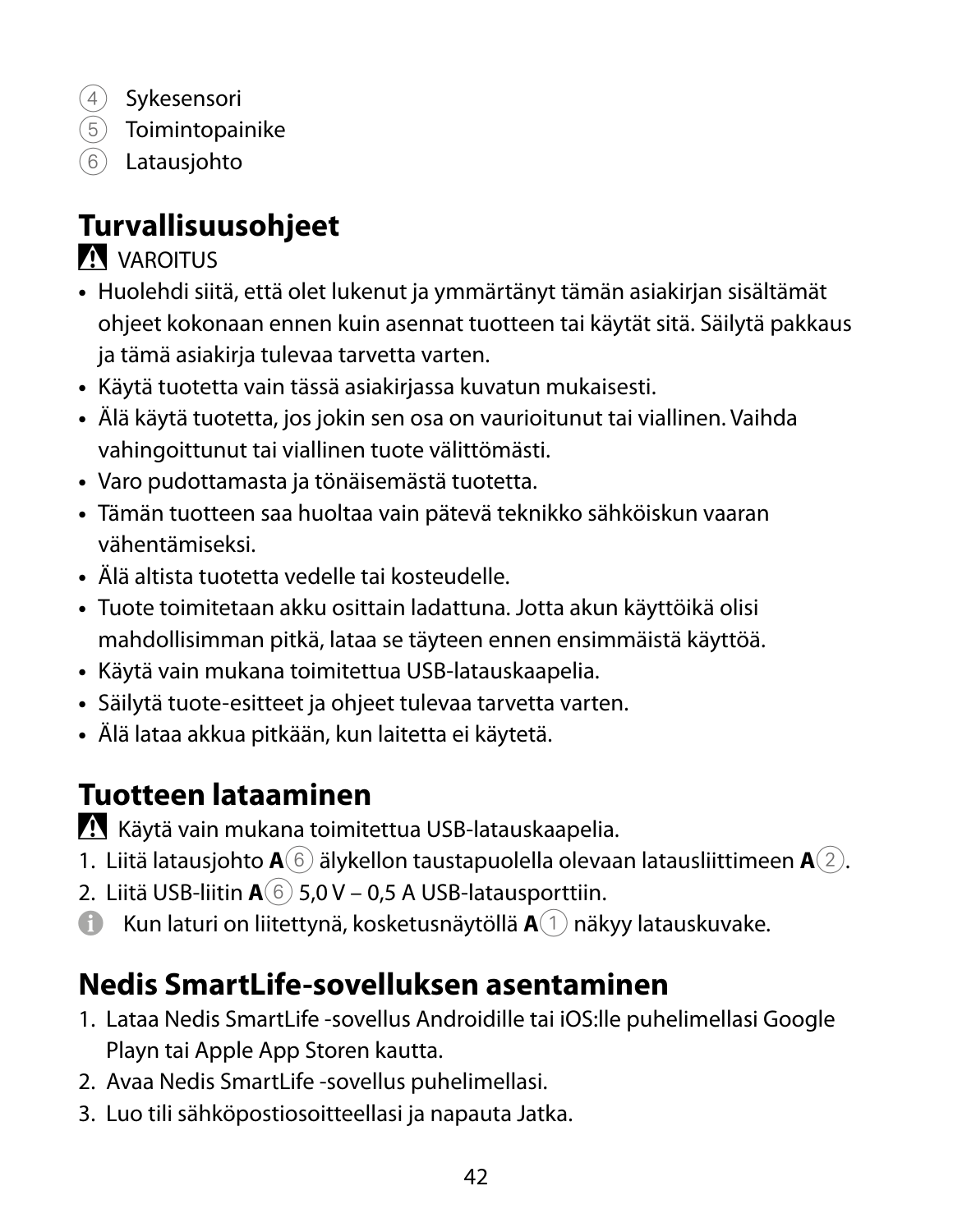4. Sykesensori
5. Toimintopainike
6. Latausjohto

## Turvallisuusohjeet

⚠ VAROITUS

- Huolehdi siitä, että olet lukenut ja ymmärtänyt tämän asiakirjan sisältämät ohjeet kokonaan ennen kuin asennat tuotteen tai käytät sitä. Säilytä pakkaus ja tämä asiakirja tulevaa tarvetta varten.
- Käytä tuotetta vain tässä asiakirjassa kuvatun mukaisesti.
- Älä käytä tuotetta, jos jokin sen osa on vaurioitunut tai viallinen. Vaihda vahingoittunut tai viallinen tuote välittömästi.
- Varo pudottamasta ja tönäisemästä tuotetta.
- Tämän tuotteen saa huoltaa vain pätevä teknikko sähköiskun vaaran vähentämiseksi.
- Älä altista tuotetta vedelle tai kosteudelle.
- Tuote toimitetaan akku osittain ladattuna. Jotta akun käyttöikä olisi mahdollisimman pitkä, lataa se täyteen ennen ensimmäistä käyttöä.
- Käytä vain mukana toimitettua USB-latauskaapelia.
- Säilytä tuote-esitteet ja ohjeet tulevaa tarvetta varten.
- Älä lataa akkua pitkään, kun laitetta ei käytetä.

## Tuotteen lataaminen

⚠ Käytä vain mukana toimitettua USB-latauskaapelia.

1. Liitä latausjohto **A**6 älykellon taustapuolella olevaan latausliittimeen **A**2.
2. Liitä USB-liitin **A**6 5,0 V – 0,5 A USB-latausporttiin.

ℹ Kun laturi on liitettynä, kosketusnäytöllä **A**1 näkyy latauskuvake.

## Nedis SmartLife-sovelluksen asentaminen

1. Lataa Nedis SmartLife -sovellus Androidille tai iOS:lle puhelimellasi Google Playn tai Apple App Storen kautta.
2. Avaa Nedis SmartLife -sovellus puhelimellasi.
3. Luo tili sähköpostiosoitteellasi ja napauta Jatka.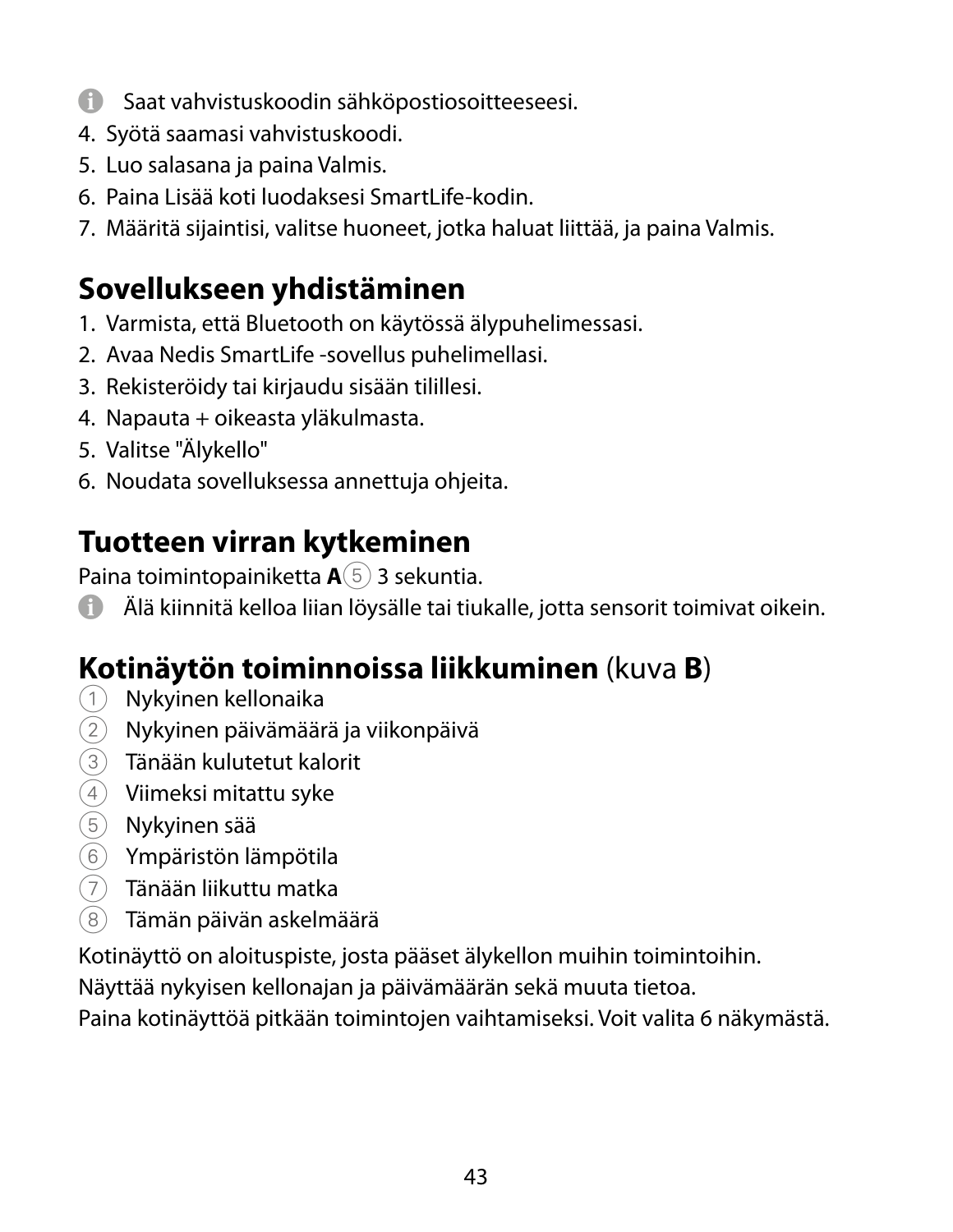ℹ Saat vahvistuskoodin sähköpostiosoitteeseesi.

4. Syötä saamasi vahvistuskoodi.
5. Luo salasana ja paina Valmis.
6. Paina Lisää koti luodaksesi SmartLife-kodin.
7. Määritä sijaintisi, valitse huoneet, jotka haluat liittää, ja paina Valmis.

## Sovellukseen yhdistäminen

1. Varmista, että Bluetooth on käytössä älypuhelimessasi.
2. Avaa Nedis SmartLife -sovellus puhelimellasi.
3. Rekisteröidy tai kirjaudu sisään tilillesi.
4. Napauta + oikeasta yläkulmasta.
5. Valitse "Älykello"
6. Noudata sovelluksessa annettuja ohjeita.

## Tuotteen virran kytkeminen

Paina toimintopainiketta **A**⑤ 3 sekuntia.

ℹ Älä kiinnitä kelloa liian löysälle tai tiukalle, jotta sensorit toimivat oikein.

## Kotinäytön toiminnoissa liikkuminen (kuva **B**)

① Nykyinen kellonaika
② Nykyinen päivämäärä ja viikonpäivä
③ Tänään kulutetut kalorit
④ Viimeksi mitattu syke
⑤ Nykyinen sää
⑥ Ympäristön lämpötila
⑦ Tänään liikuttu matka
⑧ Tämän päivän askelmäärä

Kotinäyttö on aloituspiste, josta pääset älykellon muihin toimintoihin.
Näyttää nykyisen kellonajan ja päivämäärän sekä muuta tietoa.
Paina kotinäyttöä pitkään toimintojen vaihtamiseksi. Voit valita 6 näkymästä.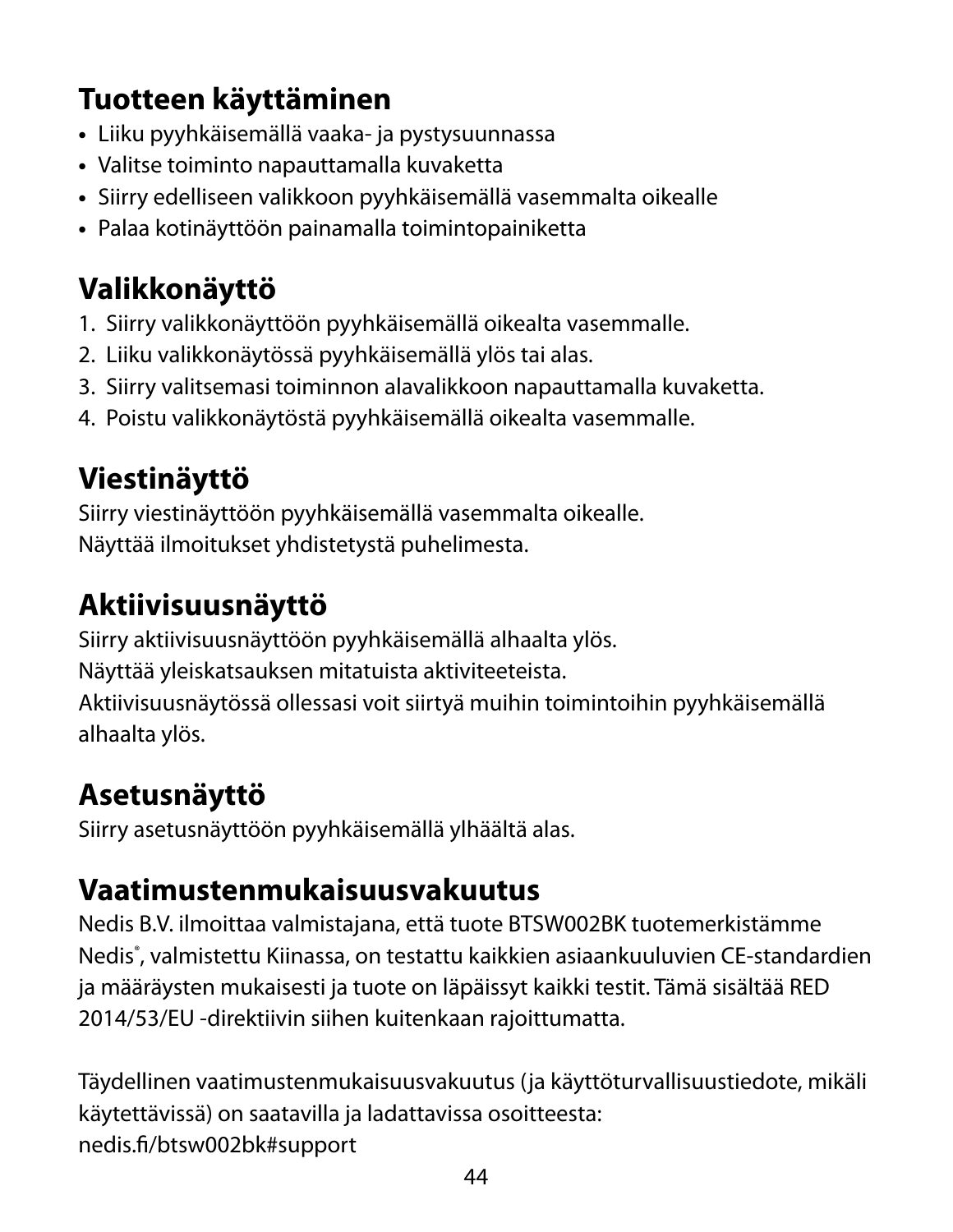## Tuotteen käyttäminen

- Liiku pyyhkäisemällä vaaka- ja pystysuunnassa
- Valitse toiminto napauttamalla kuvaketta
- Siirry edelliseen valikkoon pyyhkäisemällä vasemmalta oikealle
- Palaa kotinäyttöön painamalla toimintopainiketta

## Valikkonäyttö

1. Siirry valikkonäyttöön pyyhkäisemällä oikealta vasemmalle.
2. Liiku valikkonäytössä pyyhkäisemällä ylös tai alas.
3. Siirry valitsemasi toiminnon alavalikkoon napauttamalla kuvaketta.
4. Poistu valikkonäytöstä pyyhkäisemällä oikealta vasemmalle.

## Viestinäyttö

Siirry viestinäyttöön pyyhkäisemällä vasemmalta oikealle.
Näyttää ilmoitukset yhdistetystä puhelimesta.

## Aktiivisuusnäyttö

Siirry aktiivisuusnäyttöön pyyhkäisemällä alhaalta ylös.
Näyttää yleiskatsauksen mitatuista aktiviteeteista.
Aktiivisuusnäytössä ollessasi voit siirtyä muihin toimintoihin pyyhkäisemällä alhaalta ylös.

## Asetusnäyttö

Siirry asetusnäyttöön pyyhkäisemällä ylhäältä alas.

## Vaatimustenmukaisuusvakuutus

Nedis B.V. ilmoittaa valmistajana, että tuote BTSW002BK tuotemerkistämme Nedis®, valmistettu Kiinassa, on testattu kaikkien asiaankuuluvien CE-standardien ja määräysten mukaisesti ja tuote on läpäissyt kaikki testit. Tämä sisältää RED 2014/53/EU -direktiivin siihen kuitenkaan rajoittumatta.

Täydellinen vaatimustenmukaisuusvakuutus (ja käyttöturvallisuustiedote, mikäli käytettävissä) on saatavilla ja ladattavissa osoitteesta:
nedis.fi/btsw002bk#support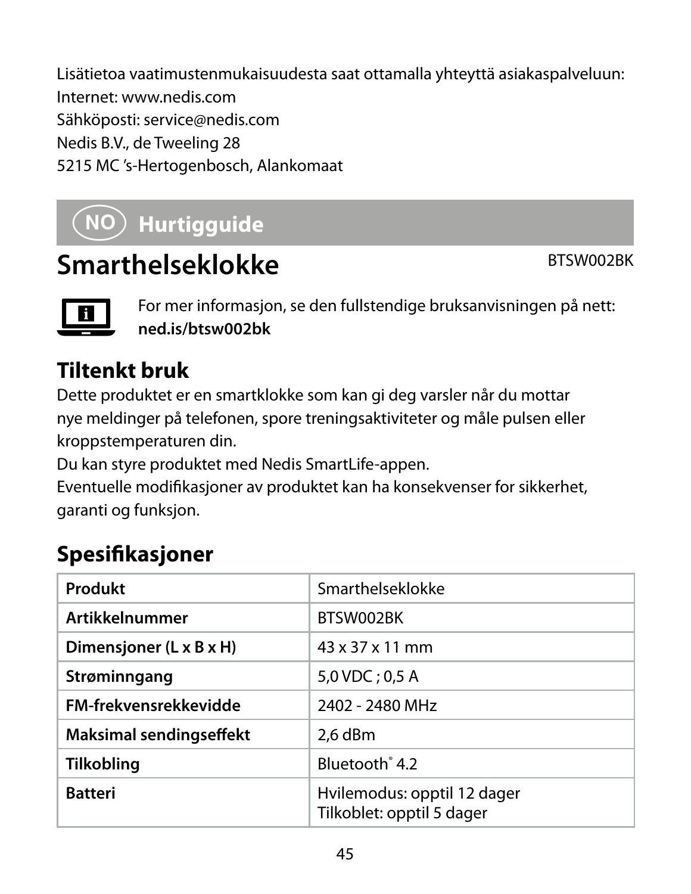Lisätietoa vaatimustenmukaisuudesta saat ottamalla yhteyttä asiakaspalveluun:
Internet: www.nedis.com
Sähköposti: service@nedis.com
Nedis B.V., de Tweeling 28
5215 MC 's-Hertogenbosch, Alankomaat

## NO Hurtigguide

# Smarthelseklokke

BTSW002BK

For mer informasjon, se den fullstendige bruksanvisningen på nett:
**ned.is/btsw002bk**

## Tiltenkt bruk

Dette produktet er en smartklokke som kan gi deg varsler når du mottar nye meldinger på telefonen, spore treningsaktiviteter og måle pulsen eller kroppstemperaturen din.
Du kan styre produktet med Nedis SmartLife-appen.
Eventuelle modifikasjoner av produktet kan ha konsekvenser for sikkerhet, garanti og funksjon.

## Spesifikasjoner

| Produkt | Smarthelseklokke |
|---|---|
| **Artikkelnummer** | BTSW002BK |
| **Dimensjoner (L x B x H)** | 43 x 37 x 11 mm |
| **Strøminngang** | 5,0 VDC ; 0,5 A |
| **FM-frekvensrekkevidde** | 2402 - 2480 MHz |
| **Maksimal sendingseffekt** | 2,6 dBm |
| **Tilkobling** | Bluetooth® 4.2 |
| **Batteri** | Hvilemodus: opptil 12 dager<br>Tilkoblet: opptil 5 dager |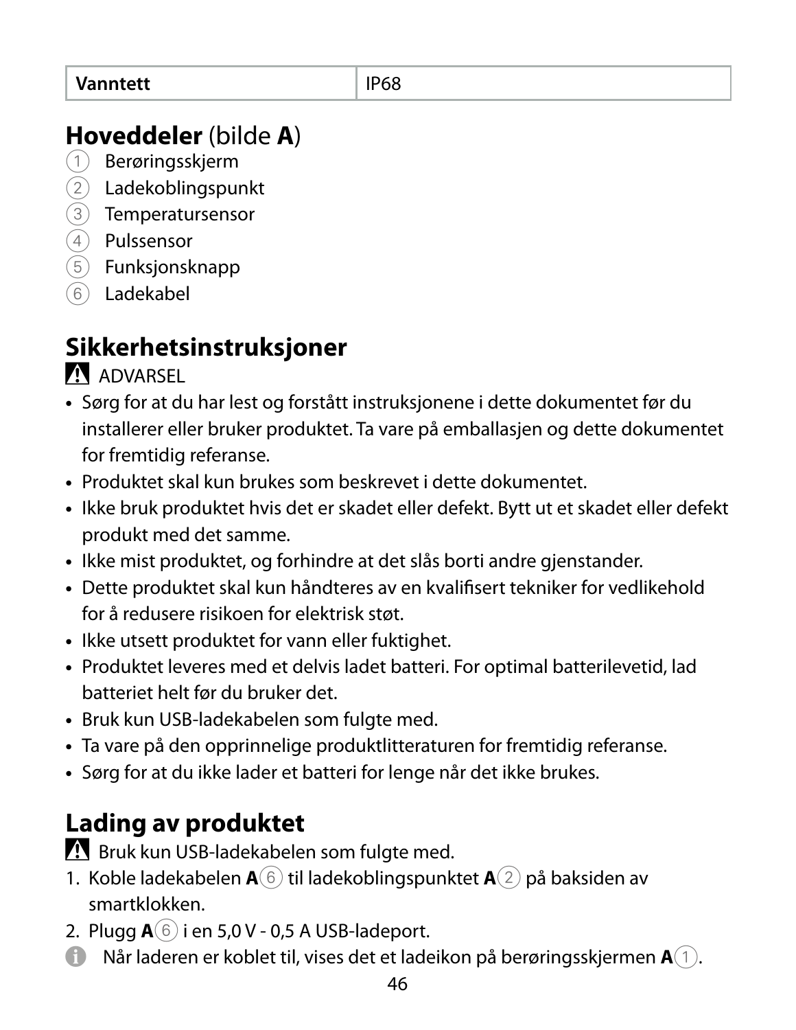| Vanntett | IP68 |
|---|---|

## **Hoveddeler** (bilde **A**)

① Berøringsskjerm
② Ladekoblingspunkt
③ Temperatursensor
④ Pulssensor
⑤ Funksjonsknapp
⑥ Ladekabel

## Sikkerhetsinstruksjoner

⚠ ADVARSEL

- Sørg for at du har lest og forstått instruksjonene i dette dokumentet før du installerer eller bruker produktet. Ta vare på emballasjen og dette dokumentet for fremtidig referanse.
- Produktet skal kun brukes som beskrevet i dette dokumentet.
- Ikke bruk produktet hvis det er skadet eller defekt. Bytt ut et skadet eller defekt produkt med det samme.
- Ikke mist produktet, og forhindre at det slås borti andre gjenstander.
- Dette produktet skal kun håndteres av en kvalifisert tekniker for vedlikehold for å redusere risikoen for elektrisk støt.
- Ikke utsett produktet for vann eller fuktighet.
- Produktet leveres med et delvis ladet batteri. For optimal batterilevetid, lad batteriet helt før du bruker det.
- Bruk kun USB-ladekabelen som fulgte med.
- Ta vare på den opprinnelige produktlitteraturen for fremtidig referanse.
- Sørg for at du ikke lader et batteri for lenge når det ikke brukes.

## Lading av produktet

⚠ Bruk kun USB-ladekabelen som fulgte med.

1. Koble ladekabelen **A**⑥ til ladekoblingspunktet **A**② på baksiden av smartklokken.
2. Plugg **A**⑥ i en 5,0 V - 0,5 A USB-ladeport.

ⓘ Når laderen er koblet til, vises det et ladeikon på berøringsskjermen **A**①.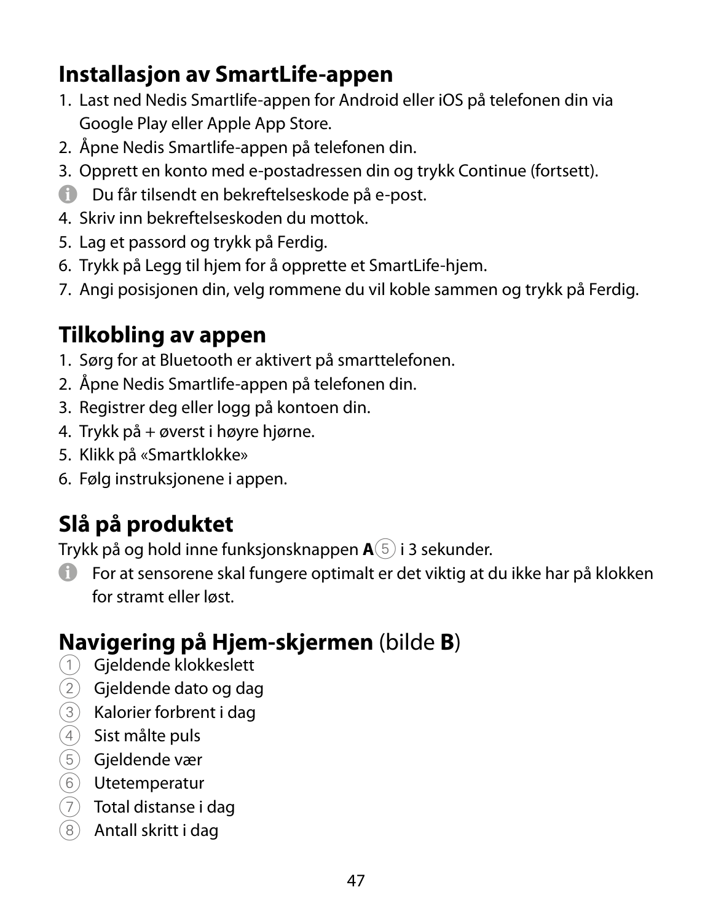## Installasjon av SmartLife-appen

1. Last ned Nedis Smartlife-appen for Android eller iOS på telefonen din via Google Play eller Apple App Store.
2. Åpne Nedis Smartlife-appen på telefonen din.
3. Opprett en konto med e-postadressen din og trykk Continue (fortsett).

ℹ Du får tilsendt en bekreftelseskode på e-post.

4. Skriv inn bekreftelseskoden du mottok.
5. Lag et passord og trykk på Ferdig.
6. Trykk på Legg til hjem for å opprette et SmartLife-hjem.
7. Angi posisjonen din, velg rommene du vil koble sammen og trykk på Ferdig.

## Tilkobling av appen

1. Sørg for at Bluetooth er aktivert på smarttelefonen.
2. Åpne Nedis Smartlife-appen på telefonen din.
3. Registrer deg eller logg på kontoen din.
4. Trykk på + øverst i høyre hjørne.
5. Klikk på «Smartklokke»
6. Følg instruksjonene i appen.

## Slå på produktet

Trykk på og hold inne funksjonsknappen **A**⑤ i 3 sekunder.

ℹ For at sensorene skal fungere optimalt er det viktig at du ikke har på klokken for stramt eller løst.

## Navigering på Hjem-skjermen (bilde **B**)

① Gjeldende klokkeslett
② Gjeldende dato og dag
③ Kalorier forbrent i dag
④ Sist målte puls
⑤ Gjeldende vær
⑥ Utetemperatur
⑦ Total distanse i dag
⑧ Antall skritt i dag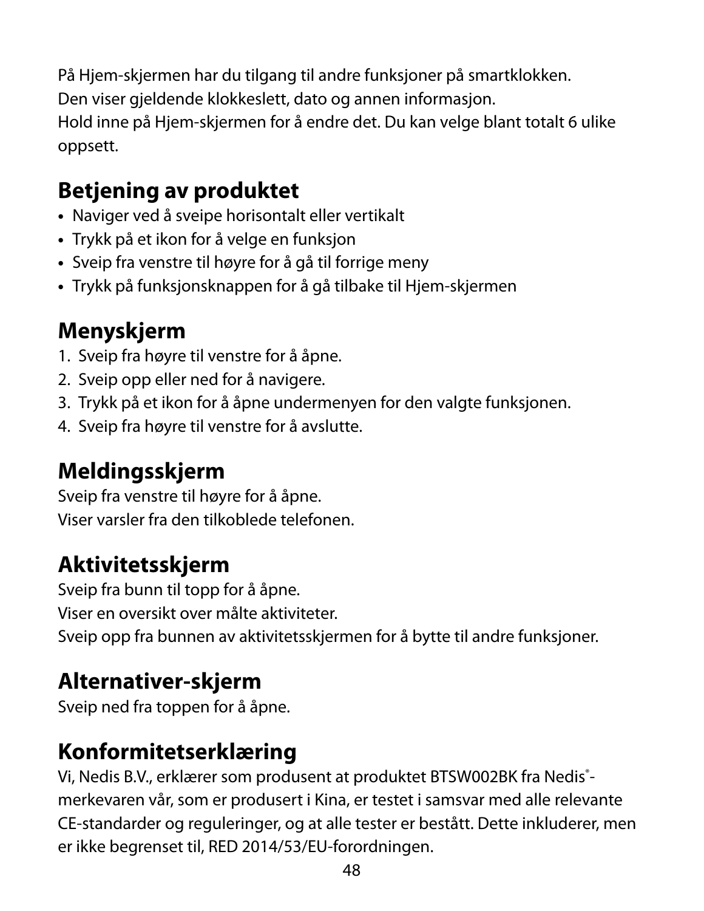På Hjem-skjermen har du tilgang til andre funksjoner på smartklokken.
Den viser gjeldende klokkeslett, dato og annen informasjon.
Hold inne på Hjem-skjermen for å endre det. Du kan velge blant totalt 6 ulike oppsett.

## Betjening av produktet

- Naviger ved å sveipe horisontalt eller vertikalt
- Trykk på et ikon for å velge en funksjon
- Sveip fra venstre til høyre for å gå til forrige meny
- Trykk på funksjonsknappen for å gå tilbake til Hjem-skjermen

## Menyskjerm

1. Sveip fra høyre til venstre for å åpne.
2. Sveip opp eller ned for å navigere.
3. Trykk på et ikon for å åpne undermenyen for den valgte funksjonen.
4. Sveip fra høyre til venstre for å avslutte.

## Meldingsskjerm

Sveip fra venstre til høyre for å åpne.
Viser varsler fra den tilkoblede telefonen.

## Aktivitetsskjerm

Sveip fra bunn til topp for å åpne.
Viser en oversikt over målte aktiviteter.
Sveip opp fra bunnen av aktivitetsskjermen for å bytte til andre funksjoner.

## Alternativer-skjerm

Sveip ned fra toppen for å åpne.

## Konformitetserklæring

Vi, Nedis B.V., erklærer som produsent at produktet BTSW002BK fra Nedis®-merkevaren vår, som er produsert i Kina, er testet i samsvar med alle relevante CE-standarder og reguleringer, og at alle tester er bestått. Dette inkluderer, men er ikke begrenset til, RED 2014/53/EU-forordningen.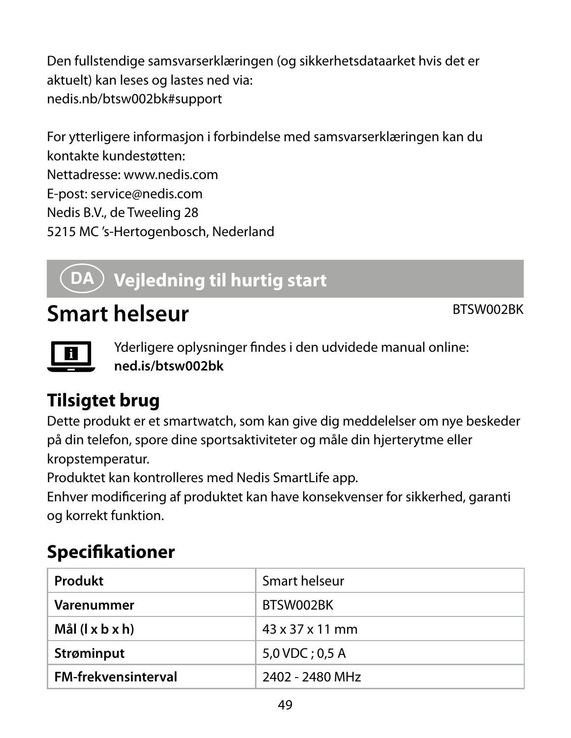Den fullstendige samsvarserklæringen (og sikkerhetsdataarket hvis det er aktuelt) kan leses og lastes ned via:
nedis.nb/btsw002bk#support

For ytterligere informasjon i forbindelse med samsvarserklæringen kan du kontakte kundestøtten:
Nettadresse: www.nedis.com
E-post: service@nedis.com
Nedis B.V., de Tweeling 28
5215 MC 's-Hertogenbosch, Nederland

## DA Vejledning til hurtig start

# Smart helseur

BTSW002BK

Yderligere oplysninger findes i den udvidede manual online:
**ned.is/btsw002bk**

## Tilsigtet brug

Dette produkt er et smartwatch, som kan give dig meddelelser om nye beskeder på din telefon, spore dine sportsaktiviteter og måle din hjerterytme eller kropstemperatur.
Produktet kan kontrolleres med Nedis SmartLife app.
Enhver modificering af produktet kan have konsekvenser for sikkerhed, garanti og korrekt funktion.

## Specifikationer

| **Produkt** | Smart helseur |
|---|---|
| **Varenummer** | BTSW002BK |
| **Mål (l x b x h)** | 43 x 37 x 11 mm |
| **Strøminput** | 5,0 VDC ; 0,5 A |
| **FM-frekvensinterval** | 2402 - 2480 MHz |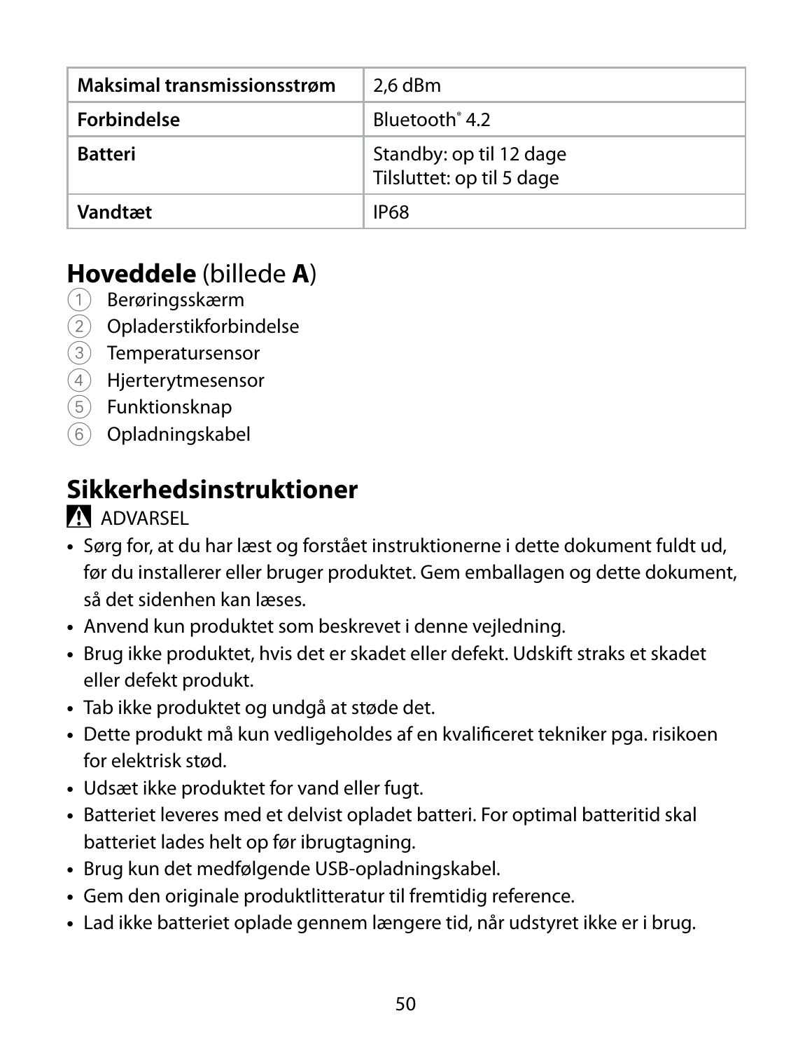| Maksimal transmissionsstrøm | 2,6 dBm |
| --- | --- |
| Forbindelse | Bluetooth® 4.2 |
| Batteri | Standby: op til 12 dage<br>Tilsluttet: op til 5 dage |
| Vandtæt | IP68 |

## Hoveddele (billede A)

1. Berøringsskærm
2. Opladerstikforbindelse
3. Temperatursensor
4. Hjerterytmesensor
5. Funktionsknap
6. Opladningskabel

## Sikkerhedsinstruktioner

⚠ ADVARSEL

- Sørg for, at du har læst og forstået instruktionerne i dette dokument fuldt ud, før du installerer eller bruger produktet. Gem emballagen og dette dokument, så det sidenhen kan læses.
- Anvend kun produktet som beskrevet i denne vejledning.
- Brug ikke produktet, hvis det er skadet eller defekt. Udskift straks et skadet eller defekt produkt.
- Tab ikke produktet og undgå at støde det.
- Dette produkt må kun vedligeholdes af en kvalificeret tekniker pga. risikoen for elektrisk stød.
- Udsæt ikke produktet for vand eller fugt.
- Batteriet leveres med et delvist opladet batteri. For optimal batteritid skal batteriet lades helt op før ibrugtagning.
- Brug kun det medfølgende USB-opladningskabel.
- Gem den originale produktlitteratur til fremtidig reference.
- Lad ikke batteriet oplade gennem længere tid, når udstyret ikke er i brug.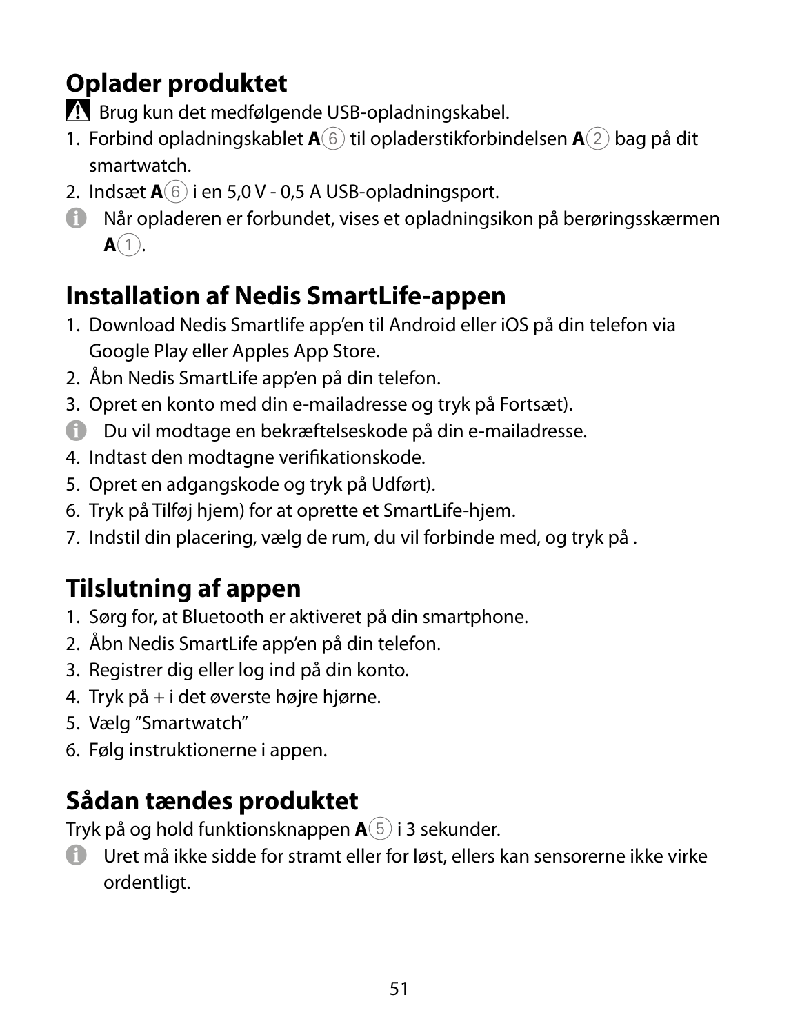## Oplader produktet

⚠ Brug kun det medfølgende USB-opladningskabel.

1. Forbind opladningskablet **A**⑥ til opladerstikforbindelsen **A**② bag på dit smartwatch.
2. Indsæt **A**⑥ i en 5,0 V - 0,5 A USB-opladningsport.

ⓘ Når opladeren er forbundet, vises et opladningsikon på berøringsskærmen **A**①.

## Installation af Nedis SmartLife-appen

1. Download Nedis Smartlife app'en til Android eller iOS på din telefon via Google Play eller Apples App Store.
2. Åbn Nedis SmartLife app'en på din telefon.
3. Opret en konto med din e-mailadresse og tryk på Fortsæt).

ⓘ Du vil modtage en bekræftelseskode på din e-mailadresse.

4. Indtast den modtagne verifikationskode.
5. Opret en adgangskode og tryk på Udført).
6. Tryk på Tilføj hjem) for at oprette et SmartLife-hjem.
7. Indstil din placering, vælg de rum, du vil forbinde med, og tryk på .

## Tilslutning af appen

1. Sørg for, at Bluetooth er aktiveret på din smartphone.
2. Åbn Nedis SmartLife app'en på din telefon.
3. Registrer dig eller log ind på din konto.
4. Tryk på + i det øverste højre hjørne.
5. Vælg "Smartwatch"
6. Følg instruktionerne i appen.

## Sådan tændes produktet

Tryk på og hold funktionsknappen **A**⑤ i 3 sekunder.

ⓘ Uret må ikke sidde for stramt eller for løst, ellers kan sensorerne ikke virke ordentligt.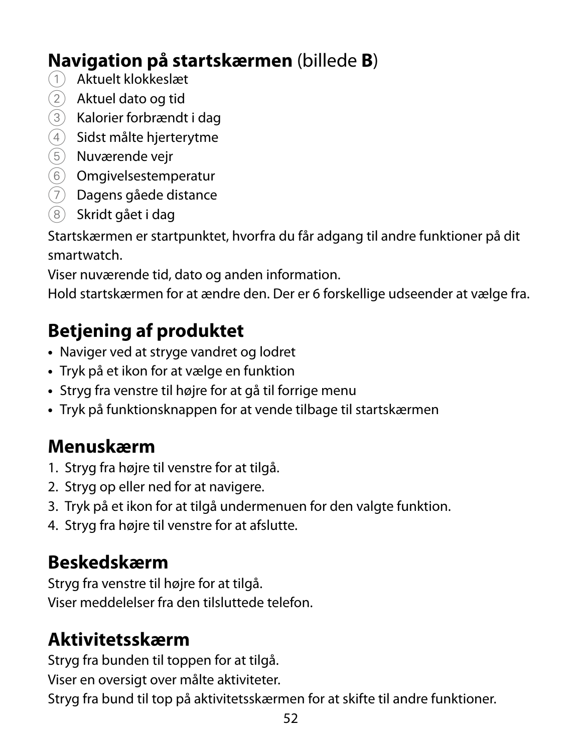## **Navigation på startskærmen** (billede **B**)

1. Aktuelt klokkeslæt
2. Aktuel dato og tid
3. Kalorier forbrændt i dag
4. Sidst målte hjerterytme
5. Nuværende vejr
6. Omgivelsestemperatur
7. Dagens gåede distance
8. Skridt gået i dag

Startskærmen er startpunktet, hvorfra du får adgang til andre funktioner på dit smartwatch.
Viser nuværende tid, dato og anden information.
Hold startskærmen for at ændre den. Der er 6 forskellige udseender at vælge fra.

## Betjening af produktet

- Naviger ved at stryge vandret og lodret
- Tryk på et ikon for at vælge en funktion
- Stryg fra venstre til højre for at gå til forrige menu
- Tryk på funktionsknappen for at vende tilbage til startskærmen

## Menuskærm

1. Stryg fra højre til venstre for at tilgå.
2. Stryg op eller ned for at navigere.
3. Tryk på et ikon for at tilgå undermenuen for den valgte funktion.
4. Stryg fra højre til venstre for at afslutte.

## Beskedskærm

Stryg fra venstre til højre for at tilgå.
Viser meddelelser fra den tilsluttede telefon.

## Aktivitetsskærm

Stryg fra bunden til toppen for at tilgå.
Viser en oversigt over målte aktiviteter.
Stryg fra bund til top på aktivitetsskærmen for at skifte til andre funktioner.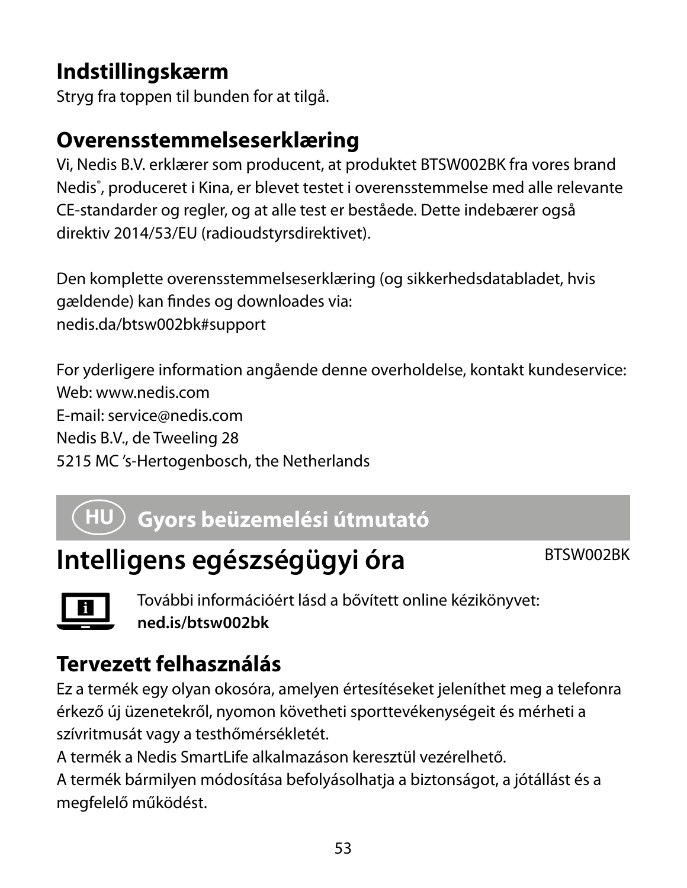## Indstillingskærm

Stryg fra toppen til bunden for at tilgå.

## Overensstemmelseserklæring

Vi, Nedis B.V. erklærer som producent, at produktet BTSW002BK fra vores brand Nedis®, produceret i Kina, er blevet testet i overensstemmelse med alle relevante CE-standarder og regler, og at alle test er bestående. Dette indebærer også direktiv 2014/53/EU (radioudstyrsdirektivet).

Den komplette overensstemmelseserklæring (og sikkerhedsdatabladet, hvis gældende) kan findes og downloades via:
nedis.da/btsw002bk#support

For yderligere information angående denne overholdelse, kontakt kundeservice:
Web: www.nedis.com
E-mail: service@nedis.com
Nedis B.V., de Tweeling 28
5215 MC 's-Hertogenbosch, the Netherlands

# HU Gyors beüzemelési útmutató

# Intelligens egészségügyi óra

BTSW002BK

További információért lásd a bővített online kézikönyvet:
**ned.is/btsw002bk**

## Tervezett felhasználás

Ez a termék egy olyan okosóra, amelyen értesítéseket jeleníthet meg a telefonra érkező új üzenetekről, nyomon követheti sporttevékenységeit és mérheti a szívritmusát vagy a testhőmérsékletét.
A termék a Nedis SmartLife alkalmazáson keresztül vezérelhető.
A termék bármilyen módosítása befolyásolhatja a biztonságot, a jótállást és a megfelelő működést.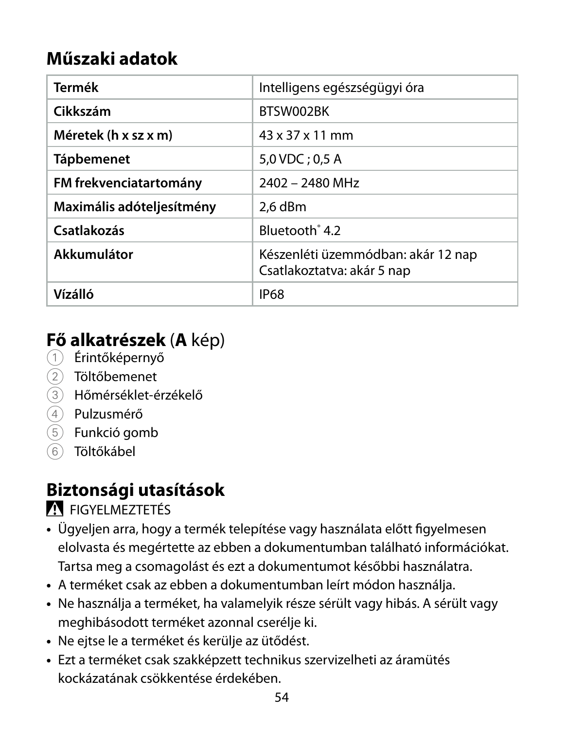## Műszaki adatok

| Termék | Intelligens egészségügyi óra |
|---|---|
| Cikkszám | BTSW002BK |
| Méretek (h x sz x m) | 43 x 37 x 11 mm |
| Tápbemenet | 5,0 VDC ; 0,5 A |
| FM frekvenciatartomány | 2402 – 2480 MHz |
| Maximális adóteljesítmény | 2,6 dBm |
| Csatlakozás | Bluetooth® 4.2 |
| Akkumulátor | Készenléti üzemmódban: akár 12 nap<br>Csatlakoztatva: akár 5 nap |
| Vízálló | IP68 |

## Fő alkatrészek (A kép)

1. Érintőképernyő
2. Töltőbemenet
3. Hőmérséklet-érzékelő
4. Pulzusmérő
5. Funkció gomb
6. Töltőkábel

## Biztonsági utasítások

⚠ FIGYELMEZTETÉS

- Ügyeljen arra, hogy a termék telepítése vagy használata előtt figyelmesen elolvasta és megértette az ebben a dokumentumban található információkat. Tartsa meg a csomagolást és ezt a dokumentumot későbbi használatra.
- A terméket csak az ebben a dokumentumban leírt módon használja.
- Ne használja a terméket, ha valamelyik része sérült vagy hibás. A sérült vagy meghibásodott terméket azonnal cserélje ki.
- Ne ejtse le a terméket és kerülje az ütődést.
- Ezt a terméket csak szakképzett technikus szervizelheti az áramütés kockázatának csökkentése érdekében.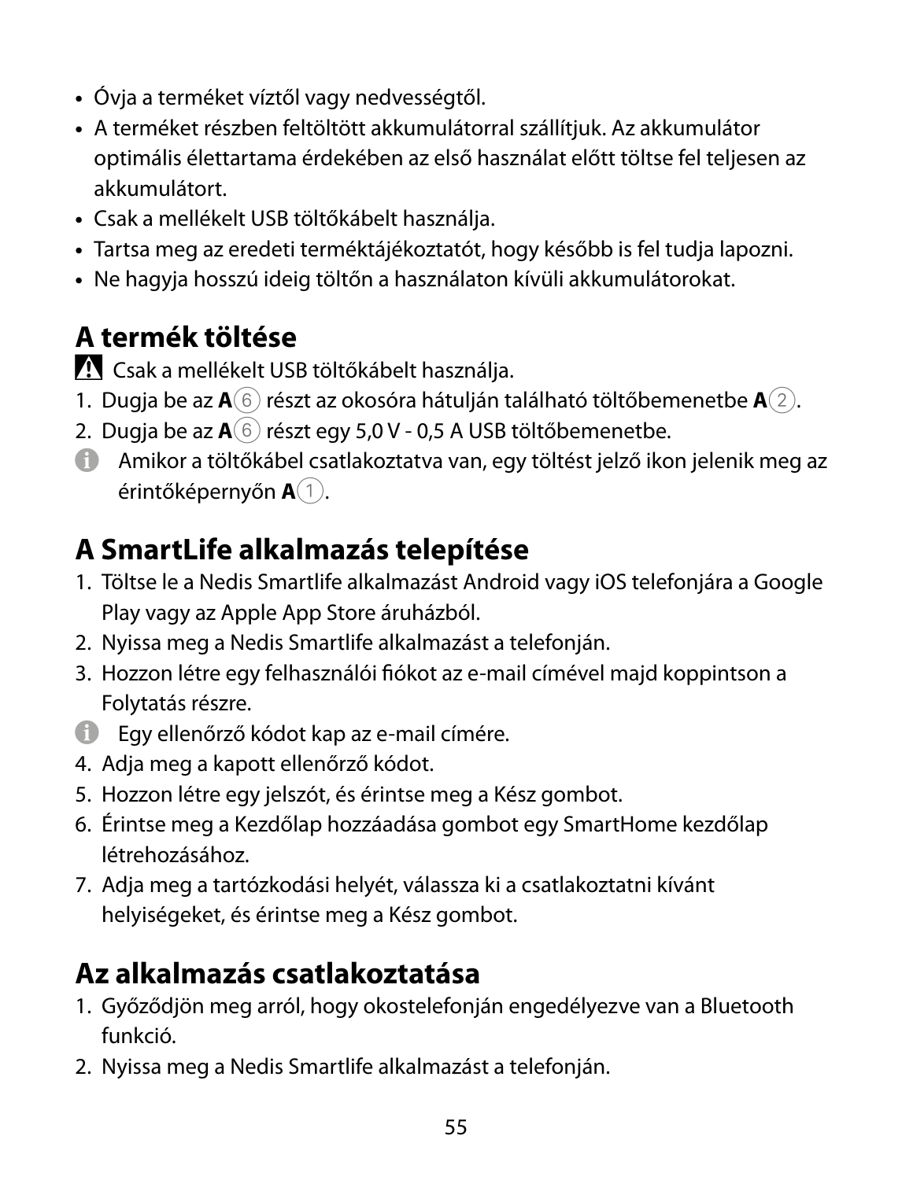- Óvja a terméket víztől vagy nedvességtől.
- A terméket részben feltöltött akkumulátorral szállítjuk. Az akkumulátor optimális élettartama érdekében az első használat előtt töltse fel teljesen az akkumulátort.
- Csak a mellékelt USB töltőkábelt használja.
- Tartsa meg az eredeti terméktájékoztatót, hogy később is fel tudja lapozni.
- Ne hagyja hosszú ideig töltőn a használaton kívüli akkumulátorokat.

## A termék töltése

⚠ Csak a mellékelt USB töltőkábelt használja.

1. Dugja be az **A**⑥ részt az okosóra hátulján található töltőbemenetbe **A**②.
2. Dugja be az **A**⑥ részt egy 5,0 V - 0,5 A USB töltőbemenetbe.

ℹ Amikor a töltőkábel csatlakoztatva van, egy töltést jelző ikon jelenik meg az érintőképernyőn **A**①.

## A SmartLife alkalmazás telepítése

1. Töltse le a Nedis Smartlife alkalmazást Android vagy iOS telefonjára a Google Play vagy az Apple App Store áruházból.
2. Nyissa meg a Nedis Smartlife alkalmazást a telefonján.
3. Hozzon létre egy felhasználói fiókot az e-mail címével majd koppintson a Folytatás részre.

ℹ Egy ellenőrző kódot kap az e-mail címére.

4. Adja meg a kapott ellenőrző kódot.
5. Hozzon létre egy jelszót, és érintse meg a Kész gombot.
6. Érintse meg a Kezdőlap hozzáadása gombot egy SmartHome kezdőlap létrehozásához.
7. Adja meg a tartózkodási helyét, válassza ki a csatlakoztatni kívánt helyiségeket, és érintse meg a Kész gombot.

## Az alkalmazás csatlakoztatása

1. Győződjön meg arról, hogy okostelefonján engedélyezve van a Bluetooth funkció.
2. Nyissa meg a Nedis Smartlife alkalmazást a telefonján.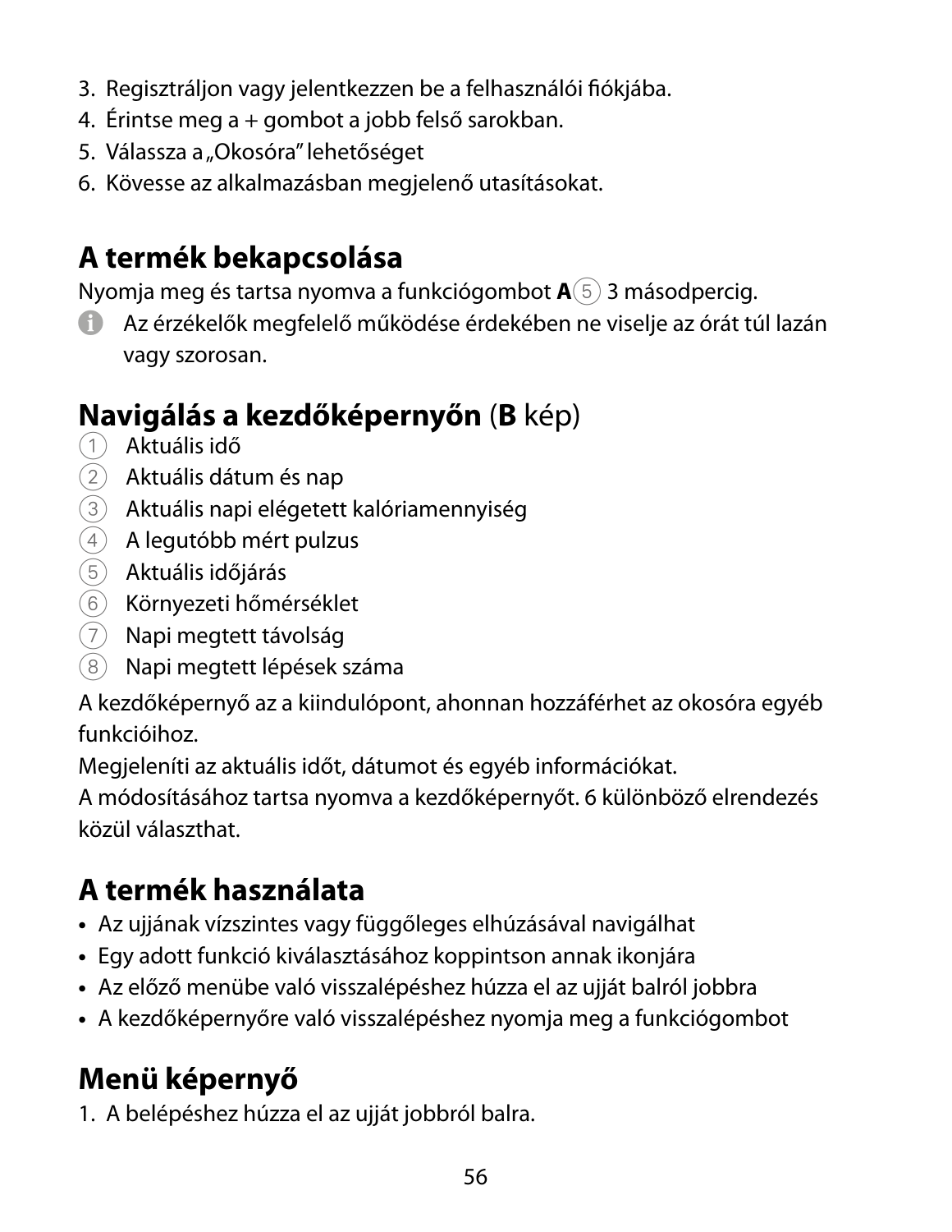3. Regisztráljon vagy jelentkezzen be a felhasználói fiókjába.
4. Érintse meg a + gombot a jobb felső sarokban.
5. Válassza a „Okosóra" lehetőséget
6. Kövesse az alkalmazásban megjelenő utasításokat.

## A termék bekapcsolása

Nyomja meg és tartsa nyomva a funkciógombot **A**⑤ 3 másodpercig.

ⓘ Az érzékelők megfelelő működése érdekében ne viselje az órát túl lazán vagy szorosan.

## Navigálás a kezdőképernyőn (**B** kép)

① Aktuális idő
② Aktuális dátum és nap
③ Aktuális napi elégetett kalóriamennyiség
④ A legutóbb mért pulzus
⑤ Aktuális időjárás
⑥ Környezeti hőmérséklet
⑦ Napi megtett távolság
⑧ Napi megtett lépések száma

A kezdőképernyő az a kiindulópont, ahonnan hozzáférhet az okosóra egyéb funkcióihoz.
Megjeleníti az aktuális időt, dátumot és egyéb információkat.
A módosításához tartsa nyomva a kezdőképernyőt. 6 különböző elrendezés közül választhat.

## A termék használata

- Az ujjának vízszintes vagy függőleges elhúzásával navigálhat
- Egy adott funkció kiválasztásához koppintson annak ikonjára
- Az előző menübe való visszalépéshez húzza el az ujját balról jobbra
- A kezdőképernyőre való visszalépéshez nyomja meg a funkciógombot

## Menü képernyő

1. A belépéshez húzza el az ujját jobbról balra.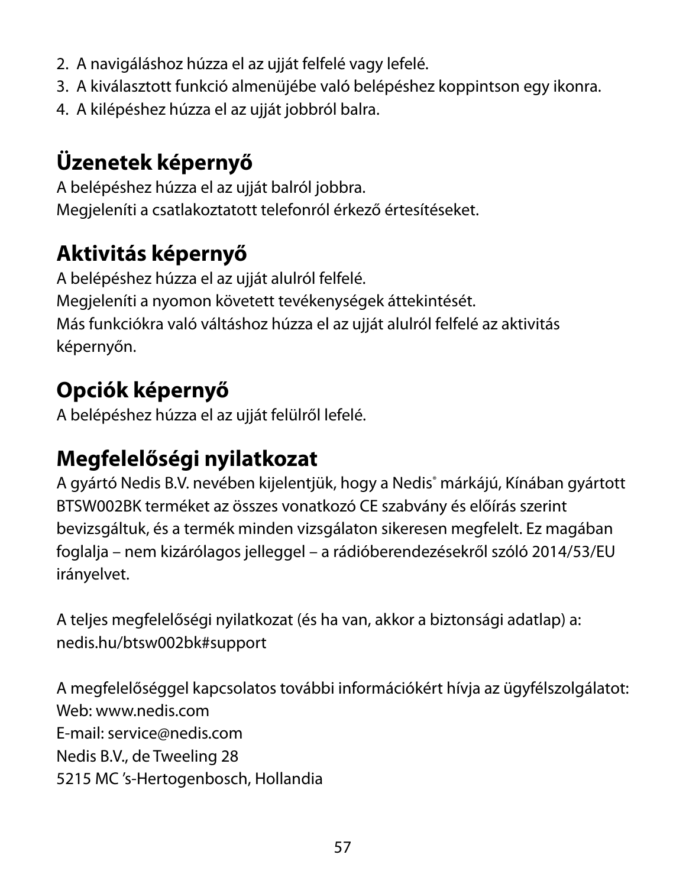2. A navigáláshoz húzza el az ujját felfelé vagy lefelé.
3. A kiválasztott funkció almenüjébe való belépéshez koppintson egy ikonra.
4. A kilépéshez húzza el az ujját jobbról balra.

## Üzenetek képernyő

A belépéshez húzza el az ujját balról jobbra.
Megjeleníti a csatlakoztatott telefonról érkező értesítéseket.

## Aktivitás képernyő

A belépéshez húzza el az ujját alulról felfelé.
Megjeleníti a nyomon követett tevékenységek áttekintését.
Más funkciókra való váltáshoz húzza el az ujját alulról felfelé az aktivitás képernyőn.

## Opciók képernyő

A belépéshez húzza el az ujját felülről lefelé.

## Megfelelőségi nyilatkozat

A gyártó Nedis B.V. nevében kijelentjük, hogy a Nedis® márkájú, Kínában gyártott BTSW002BK terméket az összes vonatkozó CE szabvány és előírás szerint bevizsgáltuk, és a termék minden vizsgálaton sikeresen megfelelt. Ez magában foglalja – nem kizárólagos jelleggel – a rádióberendezésekről szóló 2014/53/EU irányelvet.

A teljes megfelelőségi nyilatkozat (és ha van, akkor a biztonsági adatlap) a:
nedis.hu/btsw002bk#support

A megfelelőséggel kapcsolatos további információkért hívja az ügyfélszolgálatot:
Web: www.nedis.com
E-mail: service@nedis.com
Nedis B.V., de Tweeling 28
5215 MC 's-Hertogenbosch, Hollandia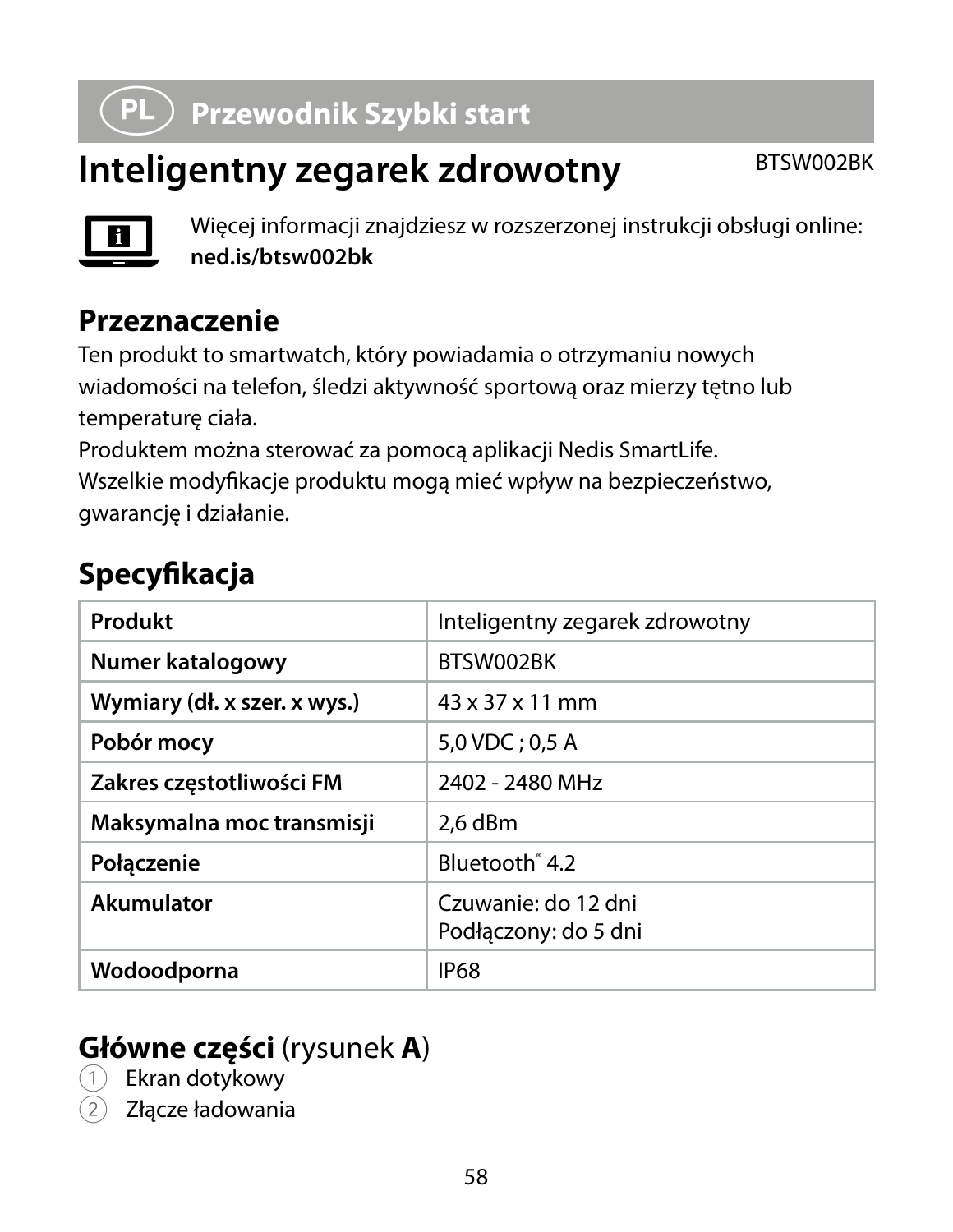## PL Przewodnik Szybki start

# Inteligentny zegarek zdrowotny

BTSW002BK

Więcej informacji znajdziesz w rozszerzonej instrukcji obsługi online: **ned.is/btsw002bk**

## Przeznaczenie

Ten produkt to smartwatch, który powiadamia o otrzymaniu nowych wiadomości na telefon, śledzi aktywność sportową oraz mierzy tętno lub temperaturę ciała.

Produktem można sterować za pomocą aplikacji Nedis SmartLife.

Wszelkie modyfikacje produktu mogą mieć wpływ na bezpieczeństwo, gwarancję i działanie.

## Specyfikacja

| Produkt | Inteligentny zegarek zdrowotny |
|---|---|
| **Numer katalogowy** | BTSW002BK |
| **Wymiary (dł. x szer. x wys.)** | 43 x 37 x 11 mm |
| **Pobór mocy** | 5,0 VDC ; 0,5 A |
| **Zakres częstotliwości FM** | 2402 - 2480 MHz |
| **Maksymalna moc transmisji** | 2,6 dBm |
| **Połączenie** | Bluetooth® 4.2 |
| **Akumulator** | Czuwanie: do 12 dni<br>Podłączony: do 5 dni |
| **Wodoodporna** | IP68 |

## Główne części (rysunek A)

1. Ekran dotykowy
2. Złącze ładowania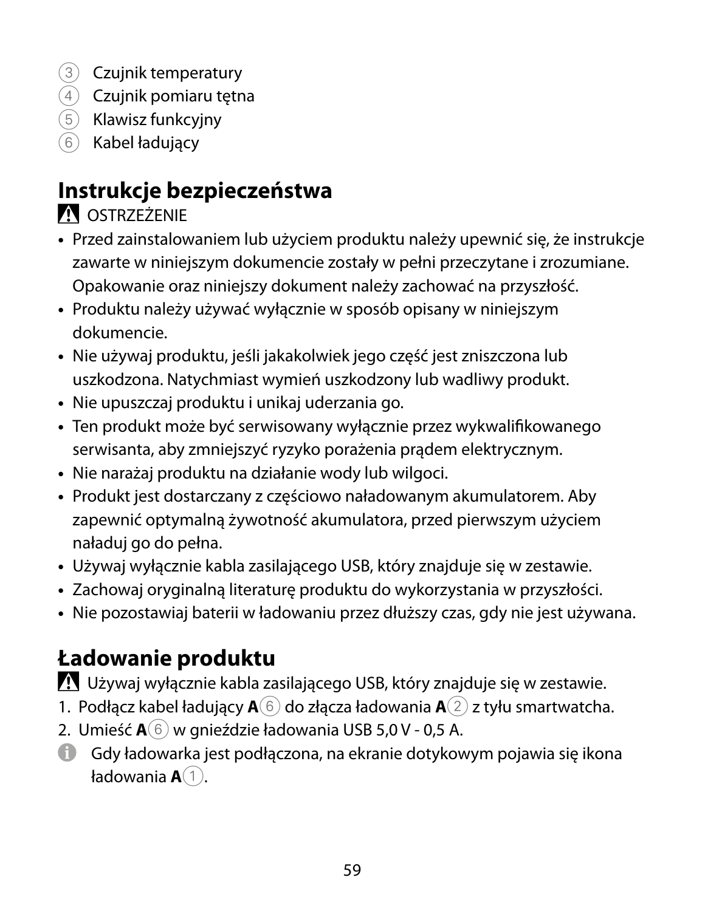3. Czujnik temperatury
4. Czujnik pomiaru tętna
5. Klawisz funkcyjny
6. Kabel ładujący

## Instrukcje bezpieczeństwa

⚠ OSTRZEŻENIE

- Przed zainstalowaniem lub użyciem produktu należy upewnić się, że instrukcje zawarte w niniejszym dokumencie zostały w pełni przeczytane i zrozumiane. Opakowanie oraz niniejszy dokument należy zachować na przyszłość.
- Produktu należy używać wyłącznie w sposób opisany w niniejszym dokumencie.
- Nie używaj produktu, jeśli jakakolwiek jego część jest zniszczona lub uszkodzona. Natychmiast wymień uszkodzony lub wadliwy produkt.
- Nie upuszczaj produktu i unikaj uderzania go.
- Ten produkt może być serwisowany wyłącznie przez wykwalifikowanego serwisanta, aby zmniejszyć ryzyko porażenia prądem elektrycznym.
- Nie narażaj produktu na działanie wody lub wilgoci.
- Produkt jest dostarczany z częściowo naładowanym akumulatorem. Aby zapewnić optymalną żywotność akumulatora, przed pierwszym użyciem naładuj go do pełna.
- Używaj wyłącznie kabla zasilającego USB, który znajduje się w zestawie.
- Zachowaj oryginalną literaturę produktu do wykorzystania w przyszłości.
- Nie pozostawiaj baterii w ładowaniu przez dłuższy czas, gdy nie jest używana.

## Ładowanie produktu

⚠ Używaj wyłącznie kabla zasilającego USB, który znajduje się w zestawie.

1. Podłącz kabel ładujący **A**6 do złącza ładowania **A**2 z tyłu smartwatcha.
2. Umieść **A**6 w gnieździe ładowania USB 5,0 V - 0,5 A.

ℹ Gdy ładowarka jest podłączona, na ekranie dotykowym pojawia się ikona ładowania **A**1.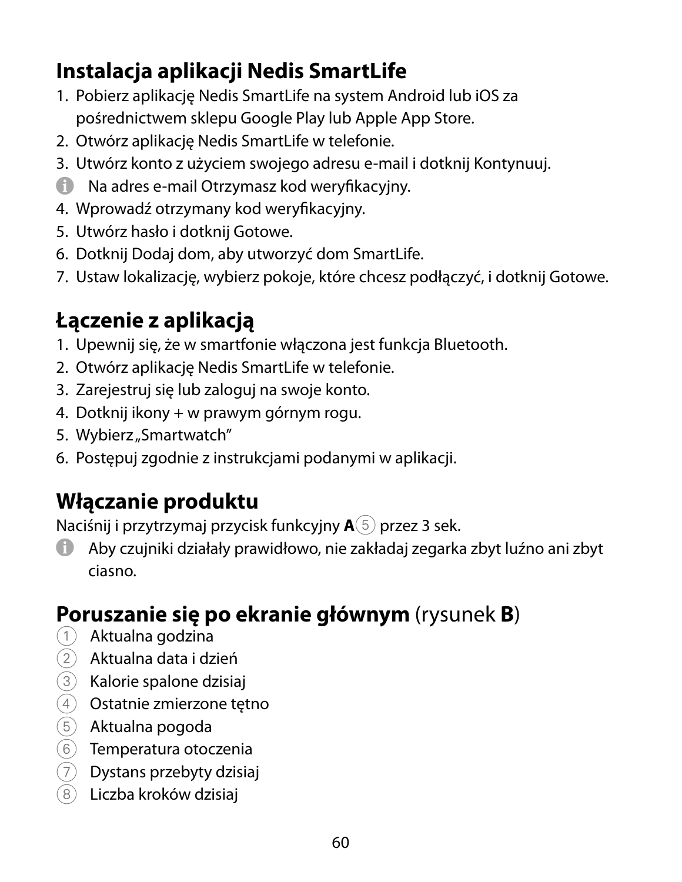## Instalacja aplikacji Nedis SmartLife

1. Pobierz aplikację Nedis SmartLife na system Android lub iOS za pośrednictwem sklepu Google Play lub Apple App Store.
2. Otwórz aplikację Nedis SmartLife w telefonie.
3. Utwórz konto z użyciem swojego adresu e-mail i dotknij Kontynuuj.

ℹ Na adres e-mail Otrzymasz kod weryfikacyjny.

4. Wprowadź otrzymany kod weryfikacyjny.
5. Utwórz hasło i dotknij Gotowe.
6. Dotknij Dodaj dom, aby utworzyć dom SmartLife.
7. Ustaw lokalizację, wybierz pokoje, które chcesz podłączyć, i dotknij Gotowe.

## Łączenie z aplikacją

1. Upewnij się, że w smartfonie włączona jest funkcja Bluetooth.
2. Otwórz aplikację Nedis SmartLife w telefonie.
3. Zarejestruj się lub zaloguj na swoje konto.
4. Dotknij ikony + w prawym górnym rogu.
5. Wybierz „Smartwatch”
6. Postępuj zgodnie z instrukcjami podanymi w aplikacji.

## Włączanie produktu

Naciśnij i przytrzymaj przycisk funkcyjny **A**⑤ przez 3 sek.

ℹ Aby czujniki działały prawidłowo, nie zakładaj zegarka zbyt luźno ani zbyt ciasno.

## Poruszanie się po ekranie głównym (rysunek **B**)

① Aktualna godzina
② Aktualna data i dzień
③ Kalorie spalone dzisiaj
④ Ostatnie zmierzone tętno
⑤ Aktualna pogoda
⑥ Temperatura otoczenia
⑦ Dystans przebyty dzisiaj
⑧ Liczba kroków dzisiaj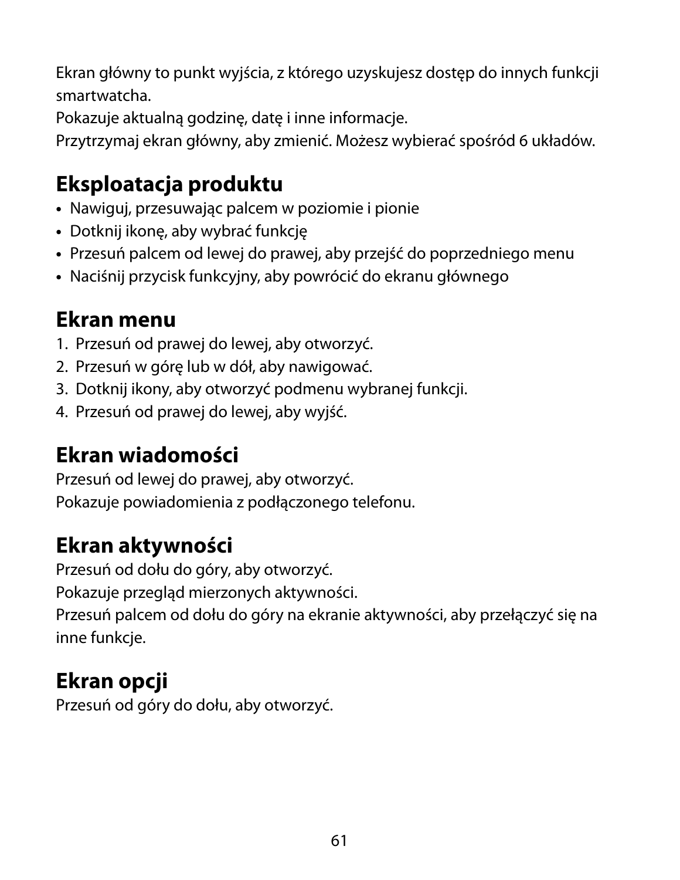Ekran główny to punkt wyjścia, z którego uzyskujesz dostęp do innych funkcji smartwatcha.
Pokazuje aktualną godzinę, datę i inne informacje.
Przytrzymaj ekran główny, aby zmienić. Możesz wybierać spośród 6 układów.

## Eksploatacja produktu

- Nawiguj, przesuwając palcem w poziomie i pionie
- Dotknij ikonę, aby wybrać funkcję
- Przesuń palcem od lewej do prawej, aby przejść do poprzedniego menu
- Naciśnij przycisk funkcyjny, aby powrócić do ekranu głównego

## Ekran menu

1. Przesuń od prawej do lewej, aby otworzyć.
2. Przesuń w górę lub w dół, aby nawigować.
3. Dotknij ikony, aby otworzyć podmenu wybranej funkcji.
4. Przesuń od prawej do lewej, aby wyjść.

## Ekran wiadomości

Przesuń od lewej do prawej, aby otworzyć.
Pokazuje powiadomienia z podłączonego telefonu.

## Ekran aktywności

Przesuń od dołu do góry, aby otworzyć.
Pokazuje przegląd mierzonych aktywności.
Przesuń palcem od dołu do góry na ekranie aktywności, aby przełączyć się na inne funkcje.

## Ekran opcji

Przesuń od góry do dołu, aby otworzyć.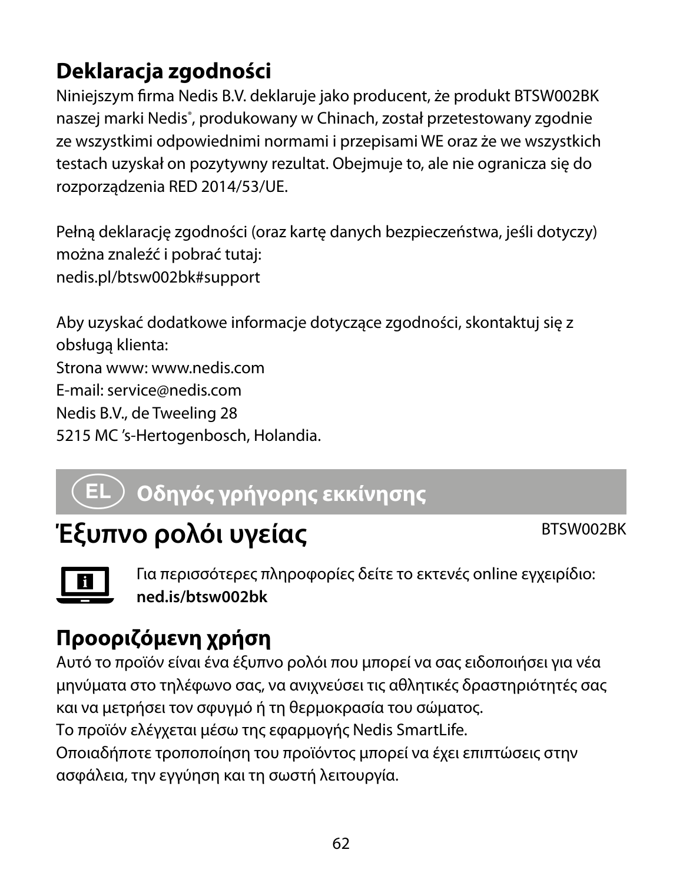## Deklaracja zgodności

Niniejszym firma Nedis B.V. deklaruje jako producent, że produkt BTSW002BK naszej marki Nedis®, produkowany w Chinach, został przetestowany zgodnie ze wszystkimi odpowiednimi normami i przepisami WE oraz że we wszystkich testach uzyskał on pozytywny rezultat. Obejmuje to, ale nie ogranicza się do rozporządzenia RED 2014/53/UE.

Pełną deklarację zgodności (oraz kartę danych bezpieczeństwa, jeśli dotyczy) można znaleźć i pobrać tutaj:
nedis.pl/btsw002bk#support

Aby uzyskać dodatkowe informacje dotyczące zgodności, skontaktuj się z obsługą klienta:
Strona www: www.nedis.com
E-mail: service@nedis.com
Nedis B.V., de Tweeling 28
5215 MC 's-Hertogenbosch, Holandia.

# EL Οδηγός γρήγορης εκκίνησης

# Έξυπνο ρολόι υγείας

BTSW002BK

Για περισσότερες πληροφορίες δείτε το εκτενές online εγχειρίδιο: **ned.is/btsw002bk**

## Προοριζόμενη χρήση

Αυτό το προϊόν είναι ένα έξυπνο ρολόι που μπορεί να σας ειδοποιήσει για νέα μηνύματα στο τηλέφωνο σας, να ανιχνεύσει τις αθλητικές δραστηριότητές σας και να μετρήσει τον σφυγμό ή τη θερμοκρασία του σώματος.
Το προϊόν ελέγχεται μέσω της εφαρμογής Nedis SmartLife.
Οποιαδήποτε τροποποίηση του προϊόντος μπορεί να έχει επιπτώσεις στην ασφάλεια, την εγγύηση και τη σωστή λειτουργία.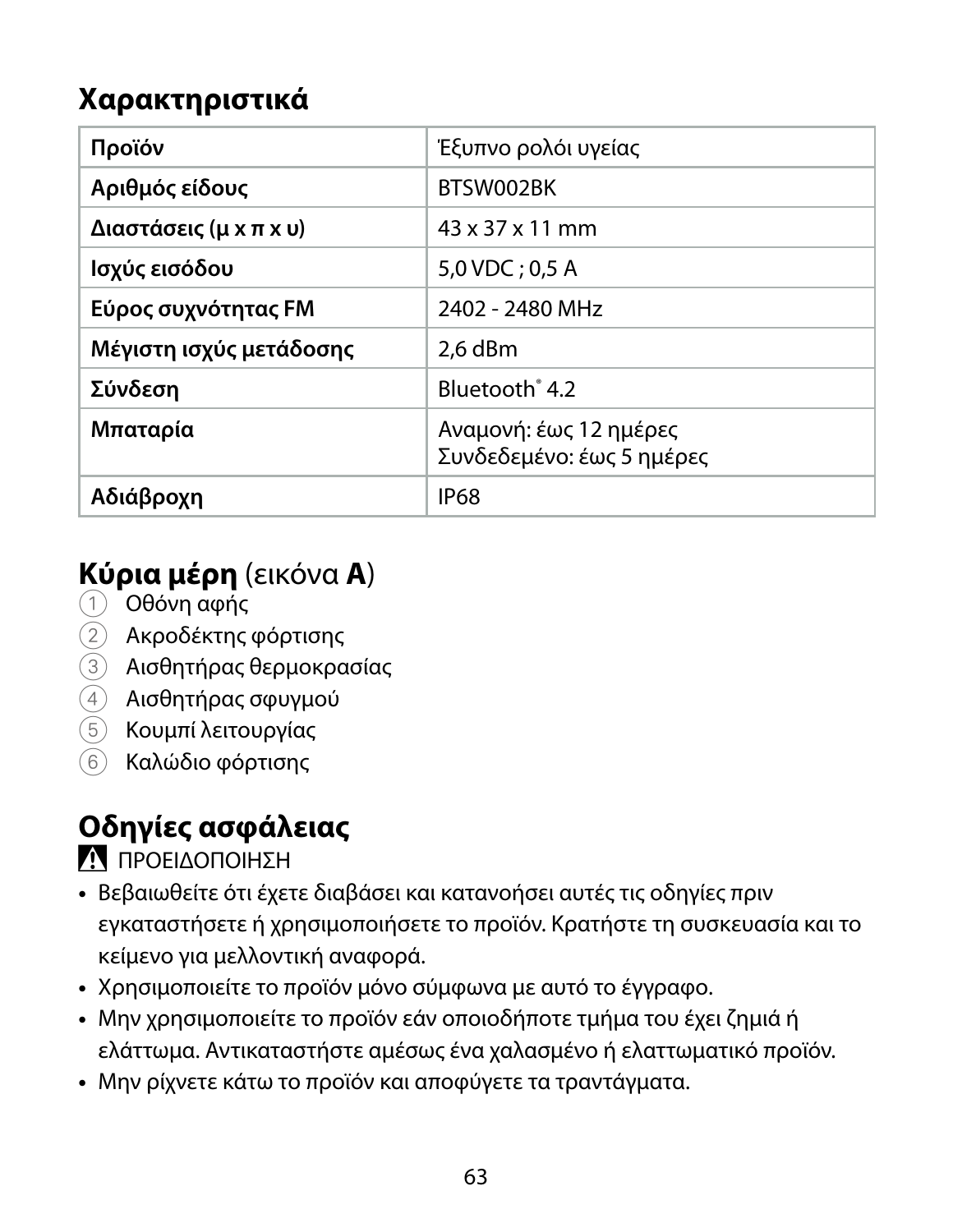## Χαρακτηριστικά

| Προϊόν | Έξυπνο ρολόι υγείας |
|---|---|
| Αριθμός είδους | BTSW002BK |
| Διαστάσεις (μ x π x υ) | 43 x 37 x 11 mm |
| Ισχύς εισόδου | 5,0 VDC ; 0,5 A |
| Εύρος συχνότητας FM | 2402 - 2480 MHz |
| Μέγιστη ισχύς μετάδοσης | 2,6 dBm |
| Σύνδεση | Bluetooth® 4.2 |
| Μπαταρία | Αναμονή: έως 12 ημέρες<br>Συνδεδεμένο: έως 5 ημέρες |
| Αδιάβροχη | IP68 |

## Κύρια μέρη (εικόνα A)

1. Οθόνη αφής
2. Ακροδέκτης φόρτισης
3. Αισθητήρας θερμοκρασίας
4. Αισθητήρας σφυγμού
5. Κουμπί λειτουργίας
6. Καλώδιο φόρτισης

## Οδηγίες ασφάλειας

⚠ ΠΡΟΕΙΔΟΠΟΙΗΣΗ

- Βεβαιωθείτε ότι έχετε διαβάσει και κατανοήσει αυτές τις οδηγίες πριν εγκαταστήσετε ή χρησιμοποιήσετε το προϊόν. Κρατήστε τη συσκευασία και το κείμενο για μελλοντική αναφορά.
- Χρησιμοποιείτε το προϊόν μόνο σύμφωνα με αυτό το έγγραφο.
- Μην χρησιμοποιείτε το προϊόν εάν οποιοδήποτε τμήμα του έχει ζημιά ή ελάττωμα. Αντικαταστήστε αμέσως ένα χαλασμένο ή ελαττωματικό προϊόν.
- Μην ρίχνετε κάτω το προϊόν και αποφύγετε τα τραντάγματα.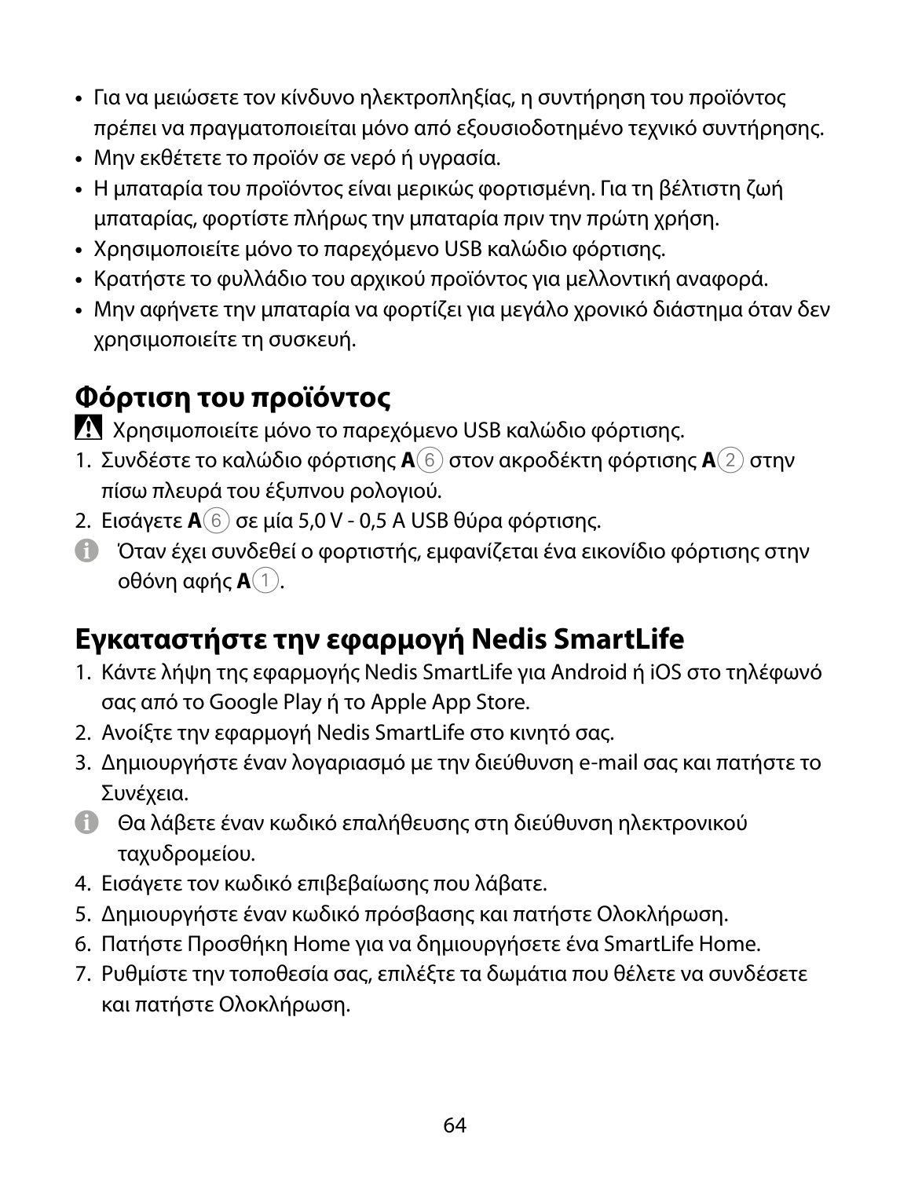- Για να μειώσετε τον κίνδυνο ηλεκτροπληξίας, η συντήρηση του προϊόντος πρέπει να πραγματοποιείται μόνο από εξουσιοδοτημένο τεχνικό συντήρησης.
- Μην εκθέτετε το προϊόν σε νερό ή υγρασία.
- Η μπαταρία του προϊόντος είναι μερικώς φορτισμένη. Για τη βέλτιστη ζωή μπαταρίας, φορτίστε πλήρως την μπαταρία πριν την πρώτη χρήση.
- Χρησιμοποιείτε μόνο το παρεχόμενο USB καλώδιο φόρτισης.
- Κρατήστε το φυλλάδιο του αρχικού προϊόντος για μελλοντική αναφορά.
- Μην αφήνετε την μπαταρία να φορτίζει για μεγάλο χρονικό διάστημα όταν δεν χρησιμοποιείτε τη συσκευή.

## Φόρτιση του προϊόντος

⚠ Χρησιμοποιείτε μόνο το παρεχόμενο USB καλώδιο φόρτισης.

1. Συνδέστε το καλώδιο φόρτισης **A**⑥ στον ακροδέκτη φόρτισης **A**② στην πίσω πλευρά του έξυπνου ρολογιού.
2. Εισάγετε **A**⑥ σε μία 5,0 V - 0,5 A USB θύρα φόρτισης.

ⓘ Όταν έχει συνδεθεί ο φορτιστής, εμφανίζεται ένα εικονίδιο φόρτισης στην οθόνη αφής **A**①.

## Εγκαταστήστε την εφαρμογή Nedis SmartLife

1. Κάντε λήψη της εφαρμογής Nedis SmartLife για Android ή iOS στο τηλέφωνό σας από το Google Play ή το Apple App Store.
2. Ανοίξτε την εφαρμογή Nedis SmartLife στο κινητό σας.
3. Δημιουργήστε έναν λογαριασμό με την διεύθυνση e-mail σας και πατήστε το Συνέχεια.

ⓘ Θα λάβετε έναν κωδικό επαλήθευσης στη διεύθυνση ηλεκτρονικού ταχυδρομείου.

4. Εισάγετε τον κωδικό επιβεβαίωσης που λάβατε.
5. Δημιουργήστε έναν κωδικό πρόσβασης και πατήστε Ολοκλήρωση.
6. Πατήστε Προσθήκη Home για να δημιουργήσετε ένα SmartLife Home.
7. Ρυθμίστε την τοποθεσία σας, επιλέξτε τα δωμάτια που θέλετε να συνδέσετε και πατήστε Ολοκλήρωση.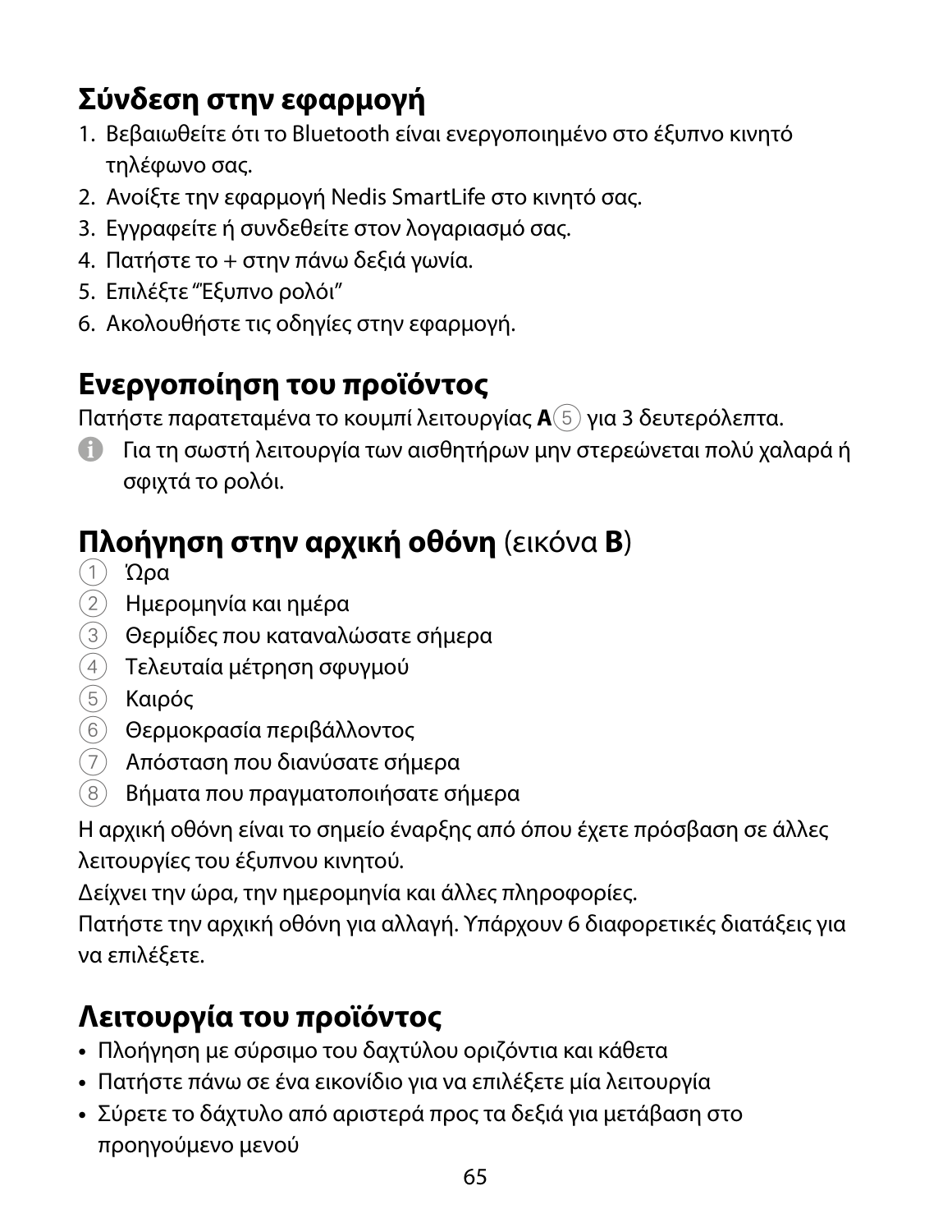## Σύνδεση στην εφαρμογή

1. Βεβαιωθείτε ότι το Bluetooth είναι ενεργοποιημένο στο έξυπνο κινητό τηλέφωνο σας.
2. Ανοίξτε την εφαρμογή Nedis SmartLife στο κινητό σας.
3. Εγγραφείτε ή συνδεθείτε στον λογαριασμό σας.
4. Πατήστε το + στην πάνω δεξιά γωνία.
5. Επιλέξτε “Έξυπνο ρολόι”
6. Ακολουθήστε τις οδηγίες στην εφαρμογή.

## Ενεργοποίηση του προϊόντος

Πατήστε παρατεταμένα το κουμπί λειτουργίας **A**⑤ για 3 δευτερόλεπτα.

ℹ Για τη σωστή λειτουργία των αισθητήρων μην στερεώνεται πολύ χαλαρά ή σφιχτά το ρολόι.

## **Πλοήγηση στην αρχική οθόνη** (εικόνα **B**)

① Ώρα
② Ημερομηνία και ημέρα
③ Θερμίδες που καταναλώσατε σήμερα
④ Τελευταία μέτρηση σφυγμού
⑤ Καιρός
⑥ Θερμοκρασία περιβάλλοντος
⑦ Απόσταση που διανύσατε σήμερα
⑧ Βήματα που πραγματοποιήσατε σήμερα

Η αρχική οθόνη είναι το σημείο έναρξης από όπου έχετε πρόσβαση σε άλλες λειτουργίες του έξυπνου κινητού.

Δείχνει την ώρα, την ημερομηνία και άλλες πληροφορίες.

Πατήστε την αρχική οθόνη για αλλαγή. Υπάρχουν 6 διαφορετικές διατάξεις για να επιλέξετε.

## Λειτουργία του προϊόντος

- Πλοήγηση με σύρσιμο του δαχτύλου οριζόντια και κάθετα
- Πατήστε πάνω σε ένα εικονίδιο για να επιλέξετε μία λειτουργία
- Σύρετε το δάχτυλο από αριστερά προς τα δεξιά για μετάβαση στο προηγούμενο μενού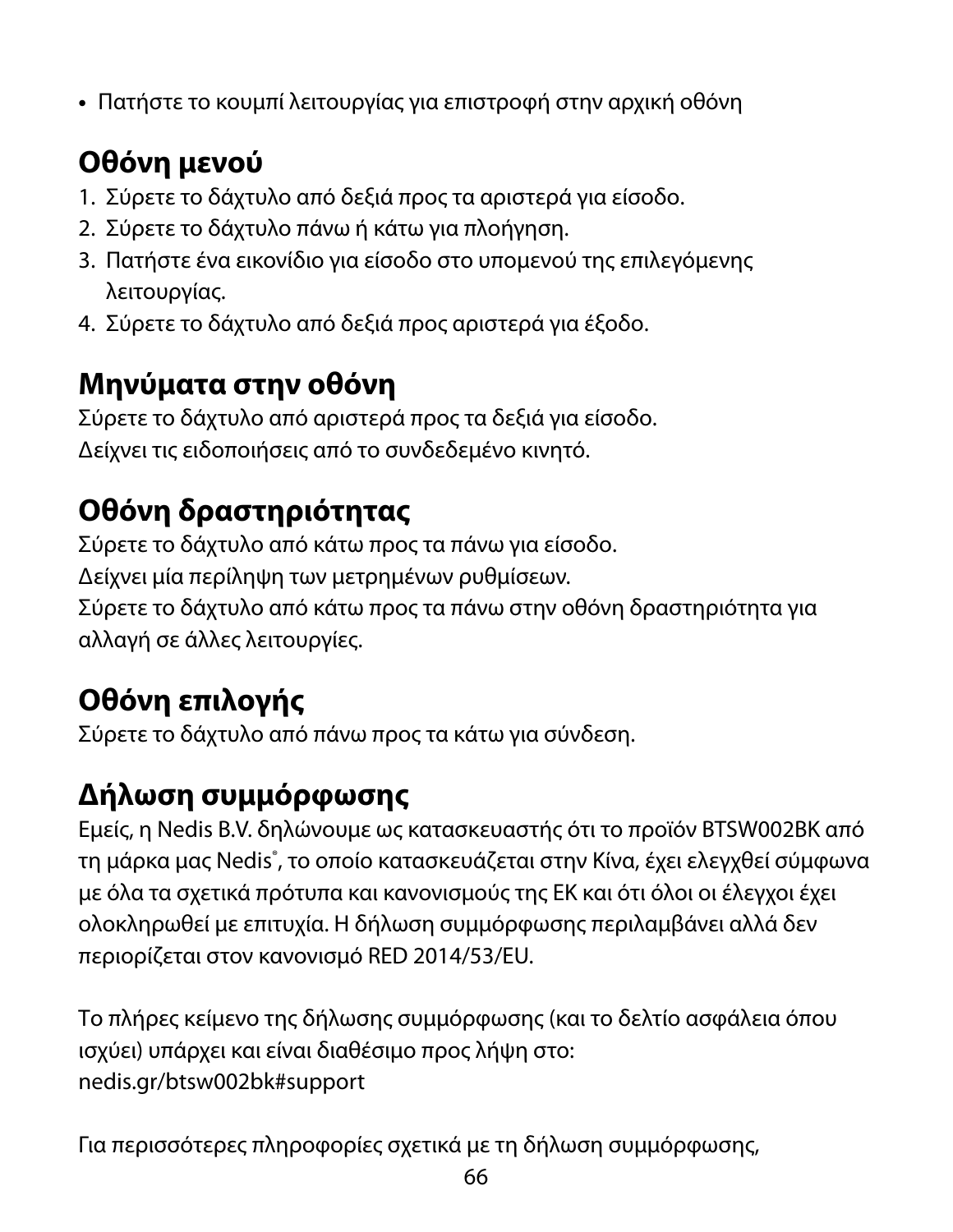- Πατήστε το κουμπί λειτουργίας για επιστροφή στην αρχική οθόνη

## Οθόνη μενού

1. Σύρετε το δάχτυλο από δεξιά προς τα αριστερά για είσοδο.
2. Σύρετε το δάχτυλο πάνω ή κάτω για πλοήγηση.
3. Πατήστε ένα εικονίδιο για είσοδο στο υπομενού της επιλεγόμενης λειτουργίας.
4. Σύρετε το δάχτυλο από δεξιά προς αριστερά για έξοδο.

## Μηνύματα στην οθόνη

Σύρετε το δάχτυλο από αριστερά προς τα δεξιά για είσοδο.
Δείχνει τις ειδοποιήσεις από το συνδεδεμένο κινητό.

## Οθόνη δραστηριότητας

Σύρετε το δάχτυλο από κάτω προς τα πάνω για είσοδο.
Δείχνει μία περίληψη των μετρημένων ρυθμίσεων.
Σύρετε το δάχτυλο από κάτω προς τα πάνω στην οθόνη δραστηριότητα για αλλαγή σε άλλες λειτουργίες.

## Οθόνη επιλογής

Σύρετε το δάχτυλο από πάνω προς τα κάτω για σύνδεση.

## Δήλωση συμμόρφωσης

Εμείς, η Nedis B.V. δηλώνουμε ως κατασκευαστής ότι το προϊόν BTSW002BK από τη μάρκα μας Nedis®, το οποίο κατασκευάζεται στην Κίνα, έχει ελεγχθεί σύμφωνα με όλα τα σχετικά πρότυπα και κανονισμούς της ΕΚ και ότι όλοι οι έλεγχοι έχει ολοκληρωθεί με επιτυχία. Η δήλωση συμμόρφωσης περιλαμβάνει αλλά δεν περιορίζεται στον κανονισμό RED 2014/53/EU.

Το πλήρες κείμενο της δήλωσης συμμόρφωσης (και το δελτίο ασφάλεια όπου ισχύει) υπάρχει και είναι διαθέσιμο προς λήψη στο:
nedis.gr/btsw002bk#support

Για περισσότερες πληροφορίες σχετικά με τη δήλωση συμμόρφωσης,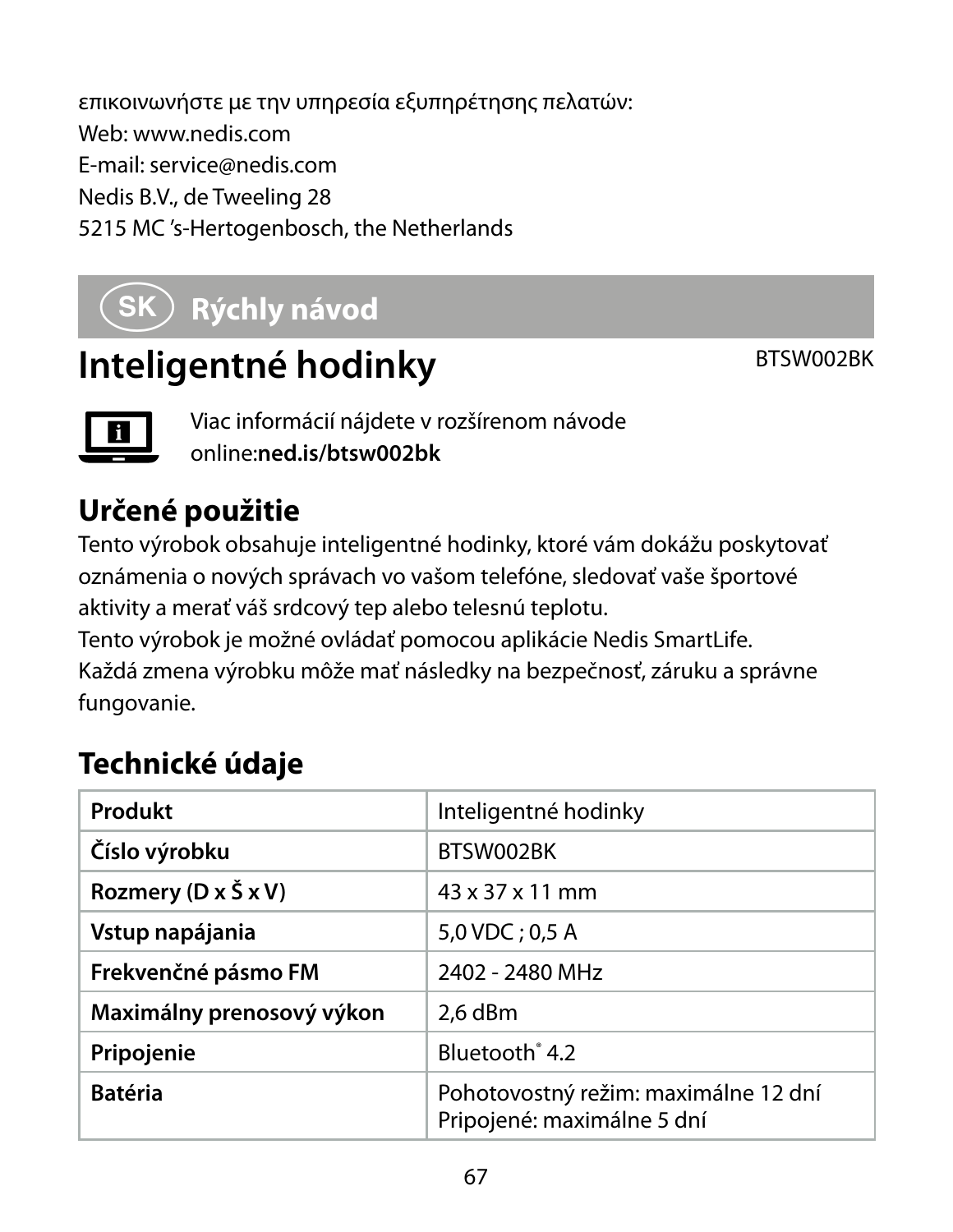επικοινωνήστε με την υπηρεσία εξυπηρέτησης πελατών:
Web: www.nedis.com
E-mail: service@nedis.com
Nedis B.V., de Tweeling 28
5215 MC 's-Hertogenbosch, the Netherlands

## SK Rýchly návod

# Inteligentné hodinky

BTSW002BK

Viac informácií nájdete v rozšírenom návode online:**ned.is/btsw002bk**

## Určené použitie

Tento výrobok obsahuje inteligentné hodinky, ktoré vám dokážu poskytovať oznámenia o nových správach vo vašom telefóne, sledovať vaše športové aktivity a merať váš srdcový tep alebo telesnú teplotu.
Tento výrobok je možné ovládať pomocou aplikácie Nedis SmartLife.
Každá zmena výrobku môže mať následky na bezpečnosť, záruku a správne fungovanie.

## Technické údaje

| **Produkt** | Inteligentné hodinky |
|---|---|
| **Číslo výrobku** | BTSW002BK |
| **Rozmery (D x Š x V)** | 43 x 37 x 11 mm |
| **Vstup napájania** | 5,0 VDC ; 0,5 A |
| **Frekvenčné pásmo FM** | 2402 - 2480 MHz |
| **Maximálny prenosový výkon** | 2,6 dBm |
| **Pripojenie** | Bluetooth® 4.2 |
| **Batéria** | Pohotovostný režim: maximálne 12 dní<br>Pripojené: maximálne 5 dní |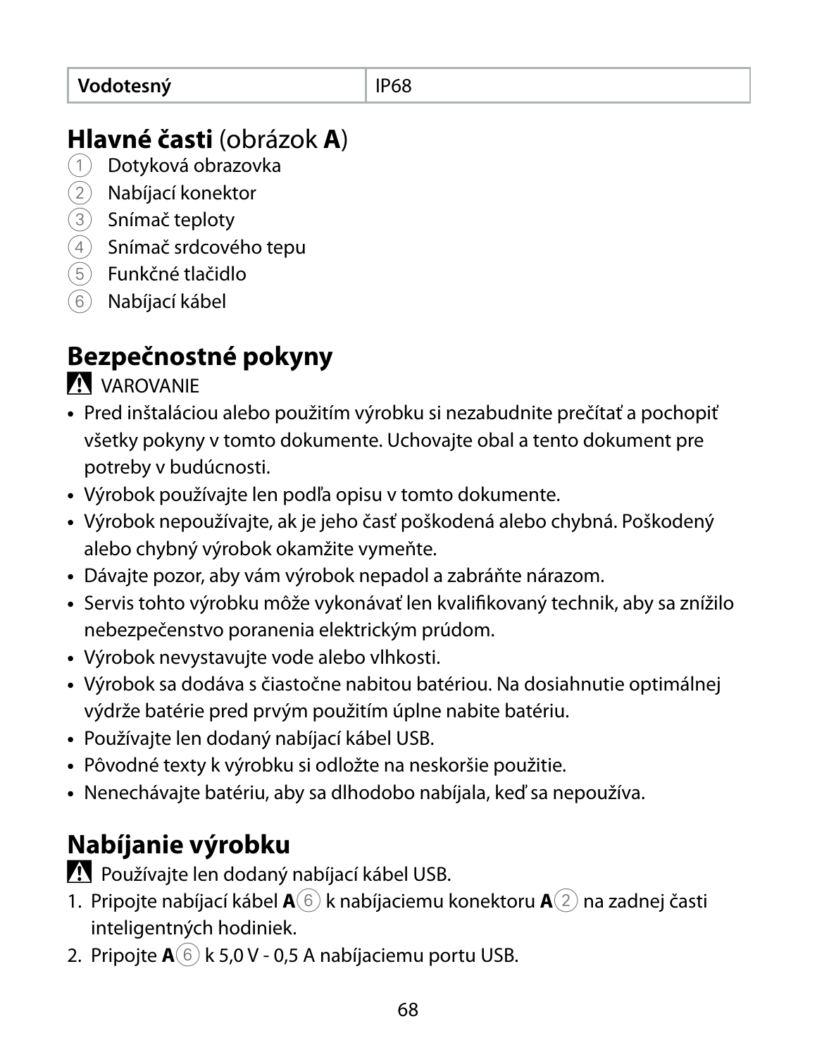| Vodotesný | IP68 |
| --- | --- |

## **Hlavné časti** (obrázok **A**)

1. Dotyková obrazovka
2. Nabíjací konektor
3. Snímač teploty
4. Snímač srdcového tepu
5. Funkčné tlačidlo
6. Nabíjací kábel

## Bezpečnostné pokyny

⚠ VAROVANIE

- Pred inštaláciou alebo použitím výrobku si nezabudnite prečítať a pochopiť všetky pokyny v tomto dokumente. Uchovajte obal a tento dokument pre potreby v budúcnosti.
- Výrobok používajte len podľa opisu v tomto dokumente.
- Výrobok nepoužívajte, ak je jeho časť poškodená alebo chybná. Poškodený alebo chybný výrobok okamžite vymeňte.
- Dávajte pozor, aby vám výrobok nepadol a zabráňte nárazom.
- Servis tohto výrobku môže vykonávať len kvalifikovaný technik, aby sa znížilo nebezpečenstvo poranenia elektrickým prúdom.
- Výrobok nevystavujte vode alebo vlhkosti.
- Výrobok sa dodáva s čiastočne nabitou batériou. Na dosiahnutie optimálnej výdrže batérie pred prvým použitím úplne nabite batériu.
- Používajte len dodaný nabíjací kábel USB.
- Pôvodné texty k výrobku si odložte na neskoršie použitie.
- Nenechávajte batériu, aby sa dlhodobo nabíjala, keď sa nepoužíva.

## Nabíjanie výrobku

⚠ Používajte len dodaný nabíjací kábel USB.

1. Pripojte nabíjací kábel **A**⑥ k nabíjaciemu konektoru **A**② na zadnej časti inteligentných hodiniek.
2. Pripojte **A**⑥ k 5,0 V - 0,5 A nabíjaciemu portu USB.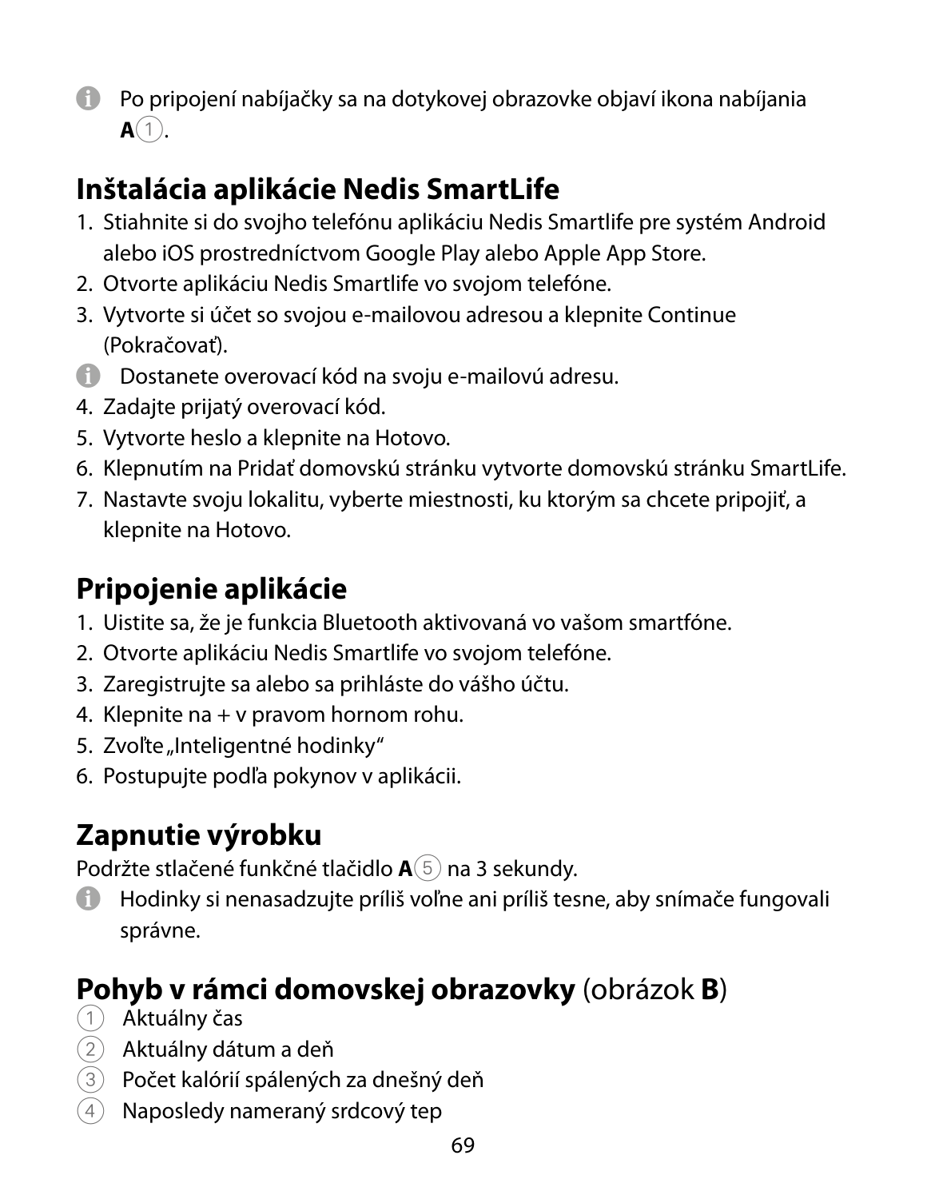ⓘ Po pripojení nabíjačky sa na dotykovej obrazovke objaví ikona nabíjania **A**①.

## Inštalácia aplikácie Nedis SmartLife

1. Stiahnite si do svojho telefónu aplikáciu Nedis Smartlife pre systém Android alebo iOS prostredníctvom Google Play alebo Apple App Store.
2. Otvorte aplikáciu Nedis Smartlife vo svojom telefóne.
3. Vytvorte si účet so svojou e-mailovou adresou a klepnite Continue (Pokračovať).

ⓘ Dostanete overovací kód na svoju e-mailovú adresu.

4. Zadajte prijatý overovací kód.
5. Vytvorte heslo a klepnite na Hotovo.
6. Klepnutím na Pridať domovskú stránku vytvorte domovskú stránku SmartLife.
7. Nastavte svoju lokalitu, vyberte miestnosti, ku ktorým sa chcete pripojiť, a klepnite na Hotovo.

## Pripojenie aplikácie

1. Uistite sa, že je funkcia Bluetooth aktivovaná vo vašom smartfóne.
2. Otvorte aplikáciu Nedis Smartlife vo svojom telefóne.
3. Zaregistrujte sa alebo sa prihláste do vášho účtu.
4. Klepnite na + v pravom hornom rohu.
5. Zvoľte „Inteligentné hodinky“
6. Postupujte podľa pokynov v aplikácii.

## Zapnutie výrobku

Podržte stlačené funkčné tlačidlo **A**⑤ na 3 sekundy.

ⓘ Hodinky si nenasadzujte príliš voľne ani príliš tesne, aby snímače fungovali správne.

## Pohyb v rámci domovskej obrazovky (obrázok **B**)

① Aktuálny čas
② Aktuálny dátum a deň
③ Počet kalórií spálených za dnešný deň
④ Naposledy nameraný srdcový tep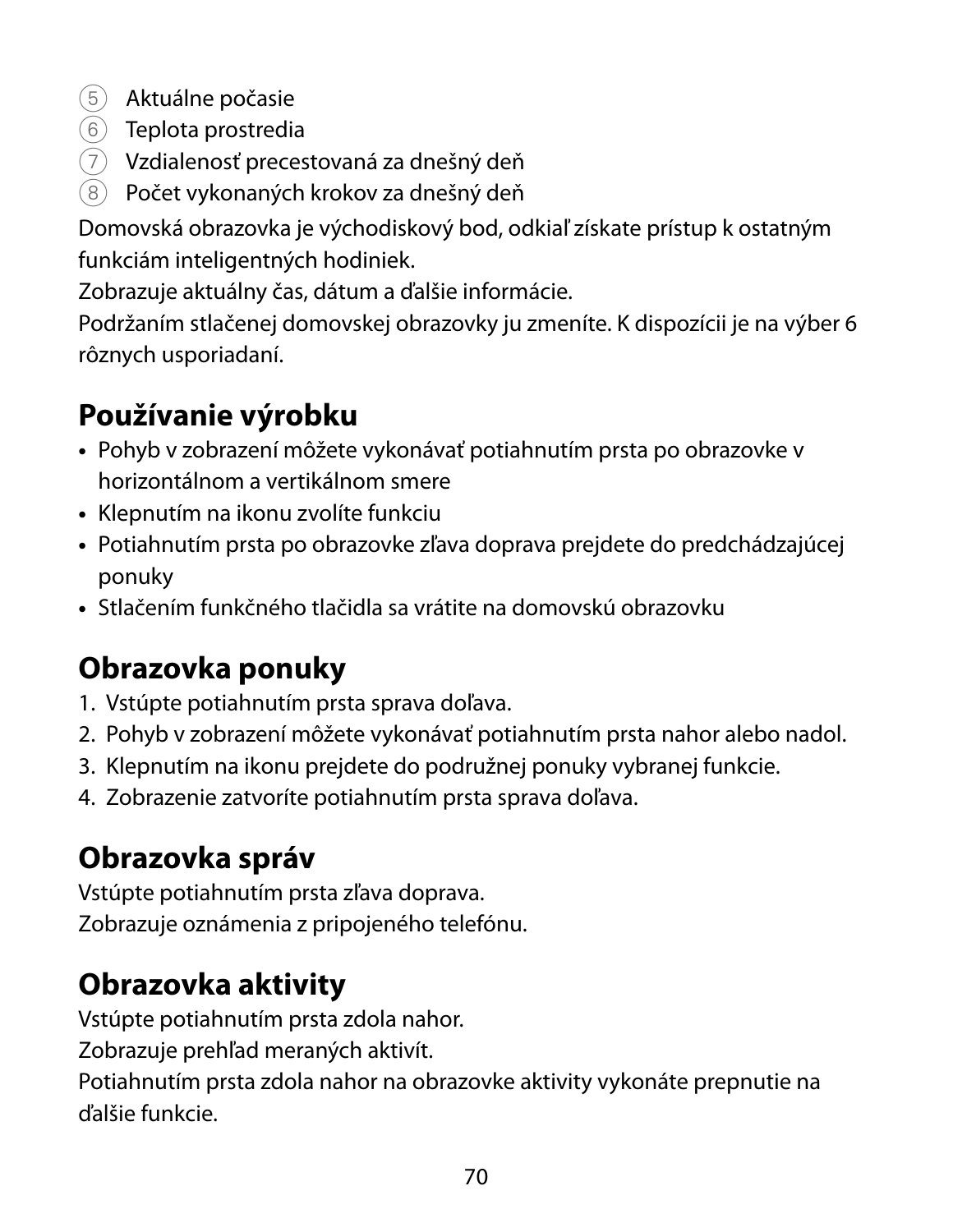5. Aktuálne počasie
6. Teplota prostredia
7. Vzdialenosť precestovaná za dnešný deň
8. Počet vykonaných krokov za dnešný deň

Domovská obrazovka je východiskový bod, odkiaľ získate prístup k ostatným funkciám inteligentných hodiniek.
Zobrazuje aktuálny čas, dátum a ďalšie informácie.
Podržaním stlačenej domovskej obrazovky ju zmeníte. K dispozícii je na výber 6 rôznych usporiadaní.

## Používanie výrobku

- Pohyb v zobrazení môžete vykonávať potiahnutím prsta po obrazovke v horizontálnom a vertikálnom smere
- Klepnutím na ikonu zvolíte funkciu
- Potiahnutím prsta po obrazovke zľava doprava prejdete do predchádzajúcej ponuky
- Stlačením funkčného tlačidla sa vrátite na domovskú obrazovku

## Obrazovka ponuky

1. Vstúpte potiahnutím prsta sprava doľava.
2. Pohyb v zobrazení môžete vykonávať potiahnutím prsta nahor alebo nadol.
3. Klepnutím na ikonu prejdete do podružnej ponuky vybranej funkcie.
4. Zobrazenie zatvoríte potiahnutím prsta sprava doľava.

## Obrazovka správ

Vstúpte potiahnutím prsta zľava doprava.
Zobrazuje oznámenia z pripojeného telefónu.

## Obrazovka aktivity

Vstúpte potiahnutím prsta zdola nahor.
Zobrazuje prehľad meraných aktivít.
Potiahnutím prsta zdola nahor na obrazovke aktivity vykonáte prepnutie na ďalšie funkcie.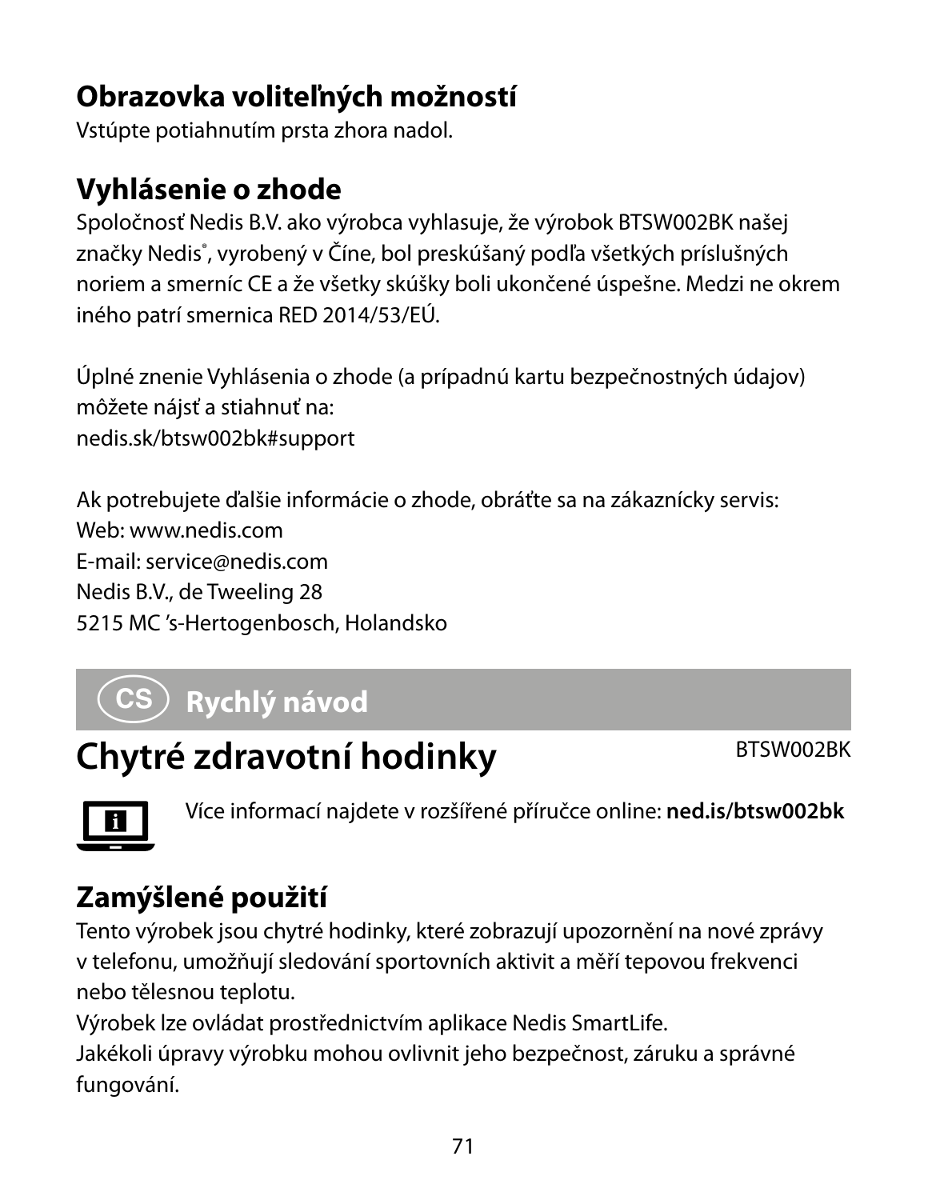## Obrazovka voliteľných možností

Vstúpte potiahnutím prsta zhora nadol.

## Vyhlásenie o zhode

Spoločnosť Nedis B.V. ako výrobca vyhlasuje, že výrobok BTSW002BK našej značky Nedis®, vyrobený v Číne, bol preskúšaný podľa všetkých príslušných noriem a smerníc CE a že všetky skúšky boli ukončené úspešne. Medzi ne okrem iného patrí smernica RED 2014/53/EÚ.

Úplné znenie Vyhlásenia o zhode (a prípadnú kartu bezpečnostných údajov) môžete nájsť a stiahnuť na:
nedis.sk/btsw002bk#support

Ak potrebujete ďalšie informácie o zhode, obráťte sa na zákaznícky servis:
Web: www.nedis.com
E-mail: service@nedis.com
Nedis B.V., de Tweeling 28
5215 MC 's-Hertogenbosch, Holandsko

# CS Rychlý návod

# Chytré zdravotní hodinky

BTSW002BK

Více informací najdete v rozšířené příručce online: **ned.is/btsw002bk**

## Zamýšlené použití

Tento výrobek jsou chytré hodinky, které zobrazují upozornění na nové zprávy v telefonu, umožňují sledování sportovních aktivit a měří tepovou frekvenci nebo tělesnou teplotu.
Výrobek lze ovládat prostřednictvím aplikace Nedis SmartLife.
Jakékoli úpravy výrobku mohou ovlivnit jeho bezpečnost, záruku a správné fungování.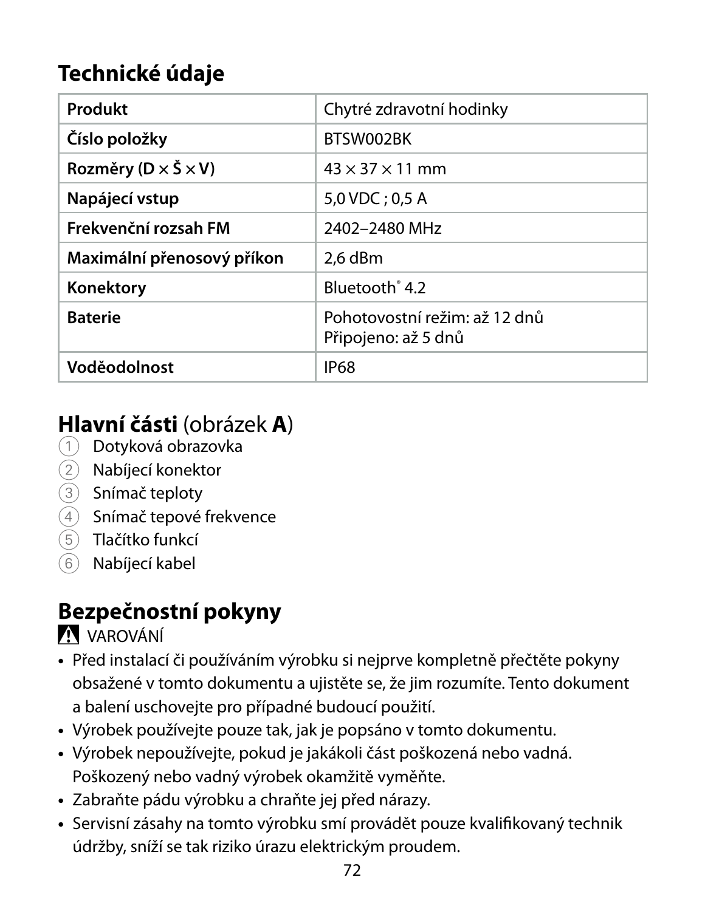## Technické údaje

| Produkt | Chytré zdravotní hodinky |
|---|---|
| Číslo položky | BTSW002BK |
| Rozměry (D × Š × V) | 43 × 37 × 11 mm |
| Napájecí vstup | 5,0 VDC ; 0,5 A |
| Frekvenční rozsah FM | 2402–2480 MHz |
| Maximální přenosový příkon | 2,6 dBm |
| Konektory | Bluetooth® 4.2 |
| Baterie | Pohotovostní režim: až 12 dnů<br>Připojeno: až 5 dnů |
| Voděodolnost | IP68 |

## Hlavní části (obrázek A)

1. Dotyková obrazovka
2. Nabíjecí konektor
3. Snímač teploty
4. Snímač tepové frekvence
5. Tlačítko funkcí
6. Nabíjecí kabel

## Bezpečnostní pokyny

⚠ VAROVÁNÍ

- Před instalací či používáním výrobku si nejprve kompletně přečtěte pokyny obsažené v tomto dokumentu a ujistěte se, že jim rozumíte. Tento dokument a balení uschovejte pro případné budoucí použití.
- Výrobek používejte pouze tak, jak je popsáno v tomto dokumentu.
- Výrobek nepoužívejte, pokud je jakákoli část poškozená nebo vadná. Poškozený nebo vadný výrobek okamžitě vyměňte.
- Zabraňte pádu výrobku a chraňte jej před nárazy.
- Servisní zásahy na tomto výrobku smí provádět pouze kvalifikovaný technik údržby, sníží se tak riziko úrazu elektrickým proudem.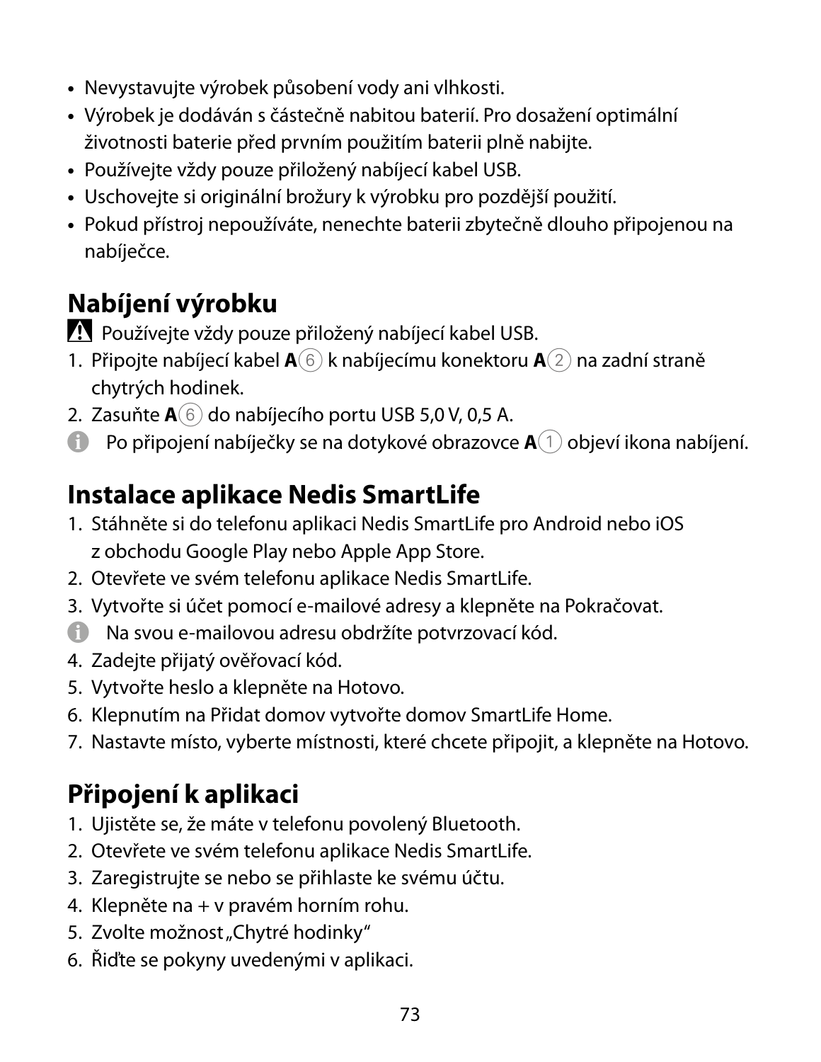- Nevystavujte výrobek působení vody ani vlhkosti.
- Výrobek je dodáván s částečně nabitou baterií. Pro dosažení optimální životnosti baterie před prvním použitím baterii plně nabijte.
- Používejte vždy pouze přiložený nabíjecí kabel USB.
- Uschovejte si originální brožury k výrobku pro pozdější použití.
- Pokud přístroj nepoužíváte, nenechte baterii zbytečně dlouho připojenou na nabíječce.

## Nabíjení výrobku

⚠ Používejte vždy pouze přiložený nabíjecí kabel USB.

1. Připojte nabíjecí kabel **A**⑥ k nabíjecímu konektoru **A**② na zadní straně chytrých hodinek.
2. Zasuňte **A**⑥ do nabíjecího portu USB 5,0 V, 0,5 A.

ⓘ Po připojení nabíječky se na dotykové obrazovce **A**① objeví ikona nabíjení.

## Instalace aplikace Nedis SmartLife

1. Stáhněte si do telefonu aplikaci Nedis SmartLife pro Android nebo iOS z obchodu Google Play nebo Apple App Store.
2. Otevřete ve svém telefonu aplikace Nedis SmartLife.
3. Vytvořte si účet pomocí e-mailové adresy a klepněte na Pokračovat.

ⓘ Na svou e-mailovou adresu obdržíte potvrzovací kód.

4. Zadejte přijatý ověřovací kód.
5. Vytvořte heslo a klepněte na Hotovo.
6. Klepnutím na Přidat domov vytvořte domov SmartLife Home.
7. Nastavte místo, vyberte místnosti, které chcete připojit, a klepněte na Hotovo.

## Připojení k aplikaci

1. Ujistěte se, že máte v telefonu povolený Bluetooth.
2. Otevřete ve svém telefonu aplikace Nedis SmartLife.
3. Zaregistrujte se nebo se přihlaste ke svému účtu.
4. Klepněte na + v pravém horním rohu.
5. Zvolte možnost „Chytré hodinky“
6. Řiďte se pokyny uvedenými v aplikaci.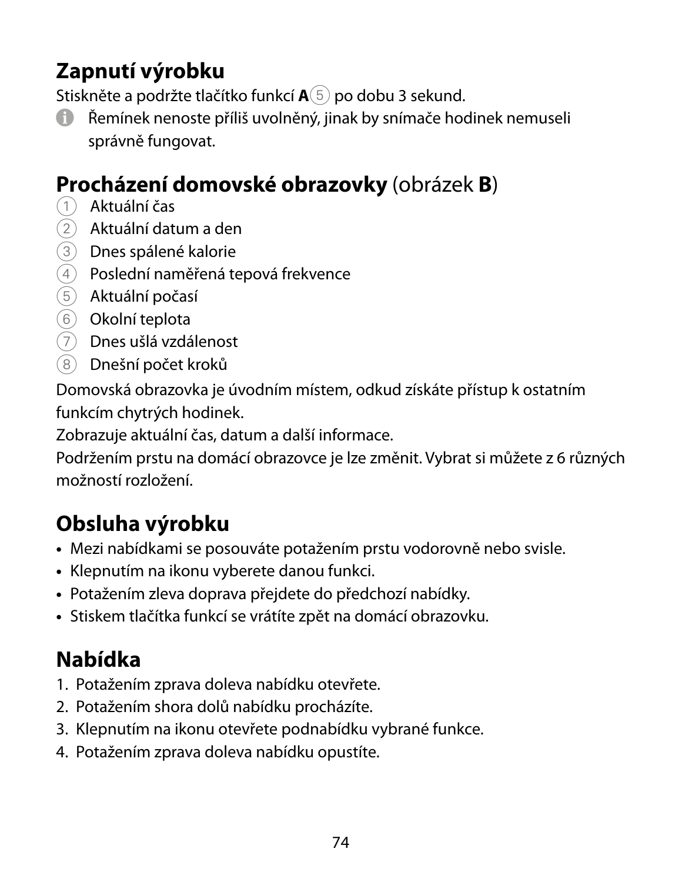## Zapnutí výrobku

Stiskněte a podržte tlačítko funkcí **A**⑤ po dobu 3 sekund.

ℹ Řemínek nenoste příliš uvolněný, jinak by snímače hodinek nemuseli správně fungovat.

## Procházení domovské obrazovky (obrázek B)

① Aktuální čas
② Aktuální datum a den
③ Dnes spálené kalorie
④ Poslední naměřená tepová frekvence
⑤ Aktuální počasí
⑥ Okolní teplota
⑦ Dnes ušlá vzdálenost
⑧ Dnešní počet kroků

Domovská obrazovka je úvodním místem, odkud získáte přístup k ostatním funkcím chytrých hodinek.
Zobrazuje aktuální čas, datum a další informace.
Podržením prstu na domácí obrazovce je lze změnit. Vybrat si můžete z 6 různých možností rozložení.

## Obsluha výrobku

- Mezi nabídkami se posouváte potažením prstu vodorovně nebo svisle.
- Klepnutím na ikonu vyberete danou funkci.
- Potažením zleva doprava přejdete do předchozí nabídky.
- Stiskem tlačítka funkcí se vrátíte zpět na domácí obrazovku.

## Nabídka

1. Potažením zprava doleva nabídku otevřete.
2. Potažením shora dolů nabídku procházíte.
3. Klepnutím na ikonu otevřete podnabídku vybrané funkce.
4. Potažením zprava doleva nabídku opustíte.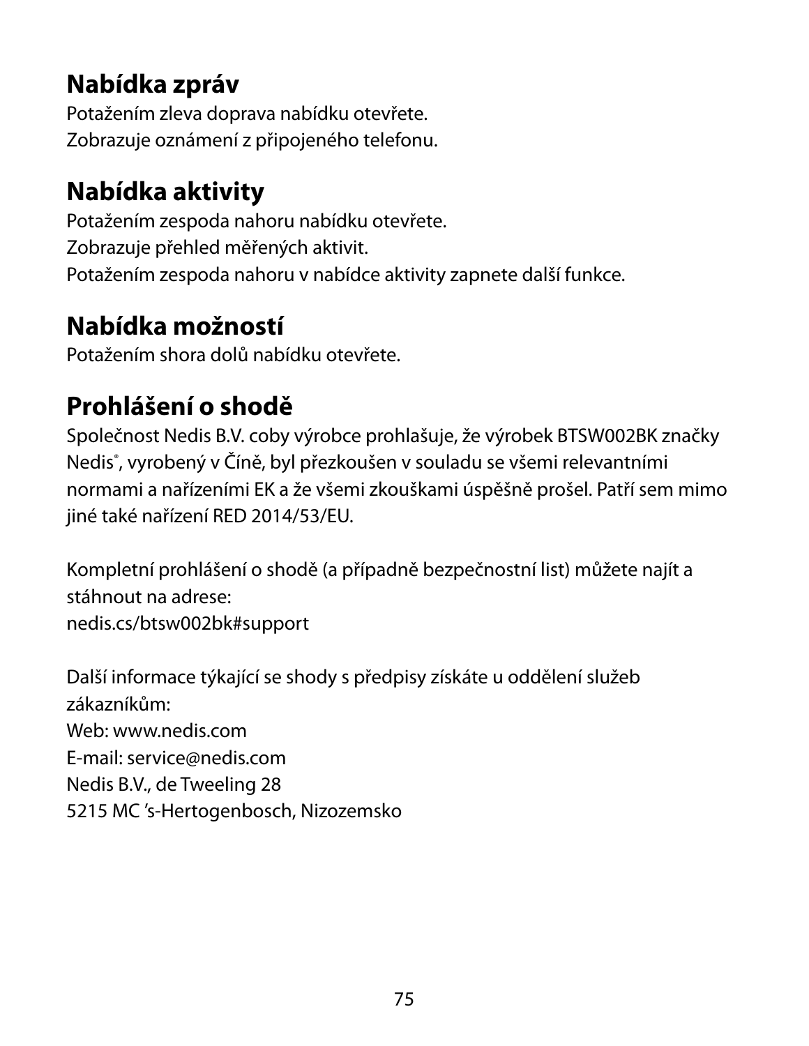## Nabídka zpráv

Potažením zleva doprava nabídku otevřete.
Zobrazuje oznámení z připojeného telefonu.

## Nabídka aktivity

Potažením zespoda nahoru nabídku otevřete.
Zobrazuje přehled měřených aktivit.
Potažením zespoda nahoru v nabídce aktivity zapnete další funkce.

## Nabídka možností

Potažením shora dolů nabídku otevřete.

## Prohlášení o shodě

Společnost Nedis B.V. coby výrobce prohlašuje, že výrobek BTSW002BK značky Nedis®, vyrobený v Číně, byl přezkoušen v souladu se všemi relevantními normami a nařízeními EK a že všemi zkouškami úspěšně prošel. Patří sem mimo jiné také nařízení RED 2014/53/EU.

Kompletní prohlášení o shodě (a případně bezpečnostní list) můžete najít a stáhnout na adrese:
nedis.cs/btsw002bk#support

Další informace týkající se shody s předpisy získáte u oddělení služeb zákazníkům:
Web: www.nedis.com
E-mail: service@nedis.com
Nedis B.V., de Tweeling 28
5215 MC 's-Hertogenbosch, Nizozemsko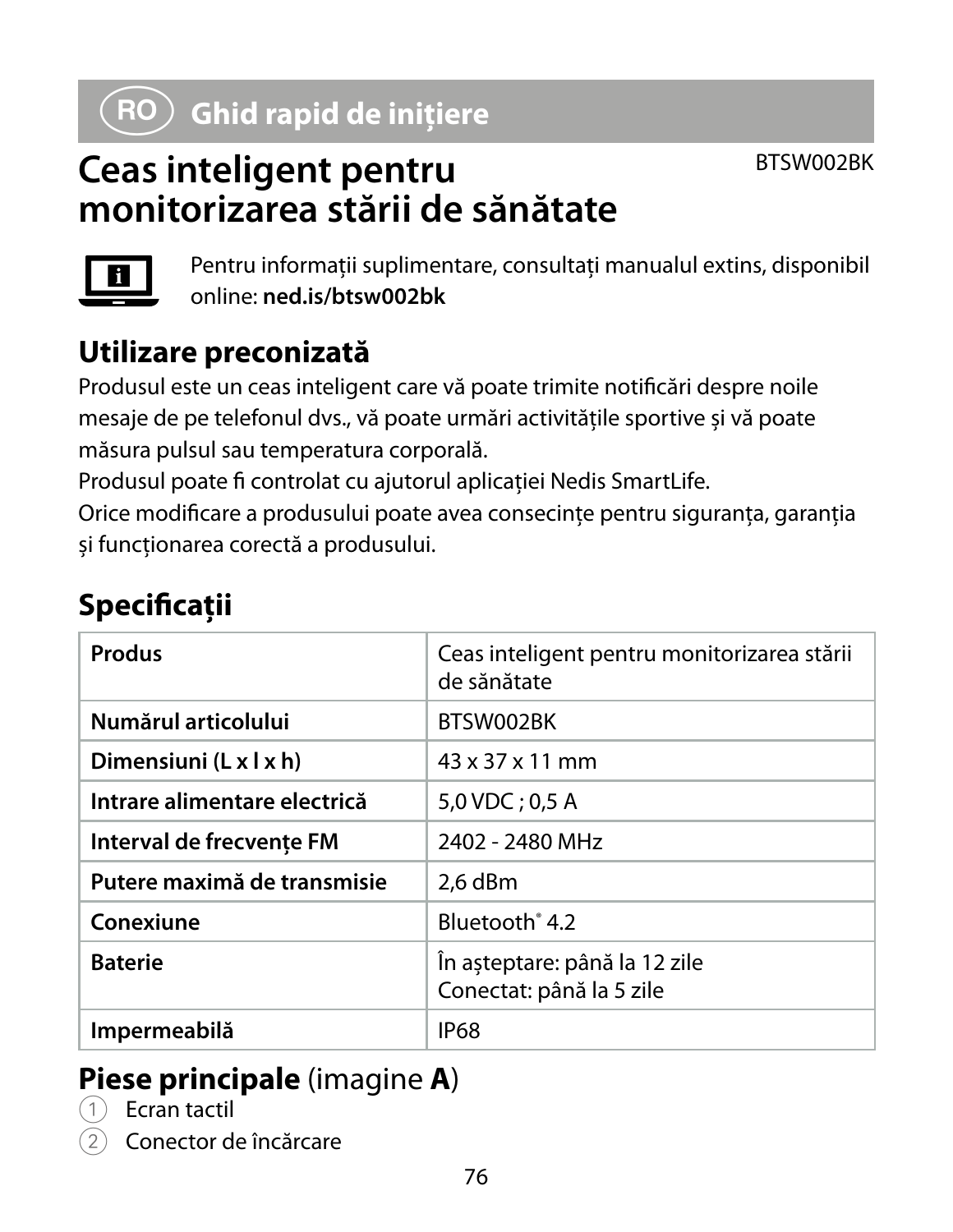## RO Ghid rapid de inițiere

# Ceas inteligent pentru monitorizarea stării de sănătate

BTSW002BK

Pentru informații suplimentare, consultați manualul extins, disponibil online: **ned.is/btsw002bk**

## Utilizare preconizată

Produsul este un ceas inteligent care vă poate trimite notificări despre noile mesaje de pe telefonul dvs., vă poate urmări activitățile sportive și vă poate măsura pulsul sau temperatura corporală.

Produsul poate fi controlat cu ajutorul aplicației Nedis SmartLife.

Orice modificare a produsului poate avea consecințe pentru siguranța, garanția și funcționarea corectă a produsului.

## Specificații

| | |
|---|---|
| **Produs** | Ceas inteligent pentru monitorizarea stării de sănătate |
| **Numărul articolului** | BTSW002BK |
| **Dimensiuni (L x l x h)** | 43 x 37 x 11 mm |
| **Intrare alimentare electrică** | 5,0 VDC ; 0,5 A |
| **Interval de frecvențe FM** | 2402 - 2480 MHz |
| **Putere maximă de transmisie** | 2,6 dBm |
| **Conexiune** | Bluetooth® 4.2 |
| **Baterie** | În așteptare: până la 12 zile<br>Conectat: până la 5 zile |
| **Impermeabilă** | IP68 |

## **Piese principale** (imagine **A**)

1. Ecran tactil
2. Conector de încărcare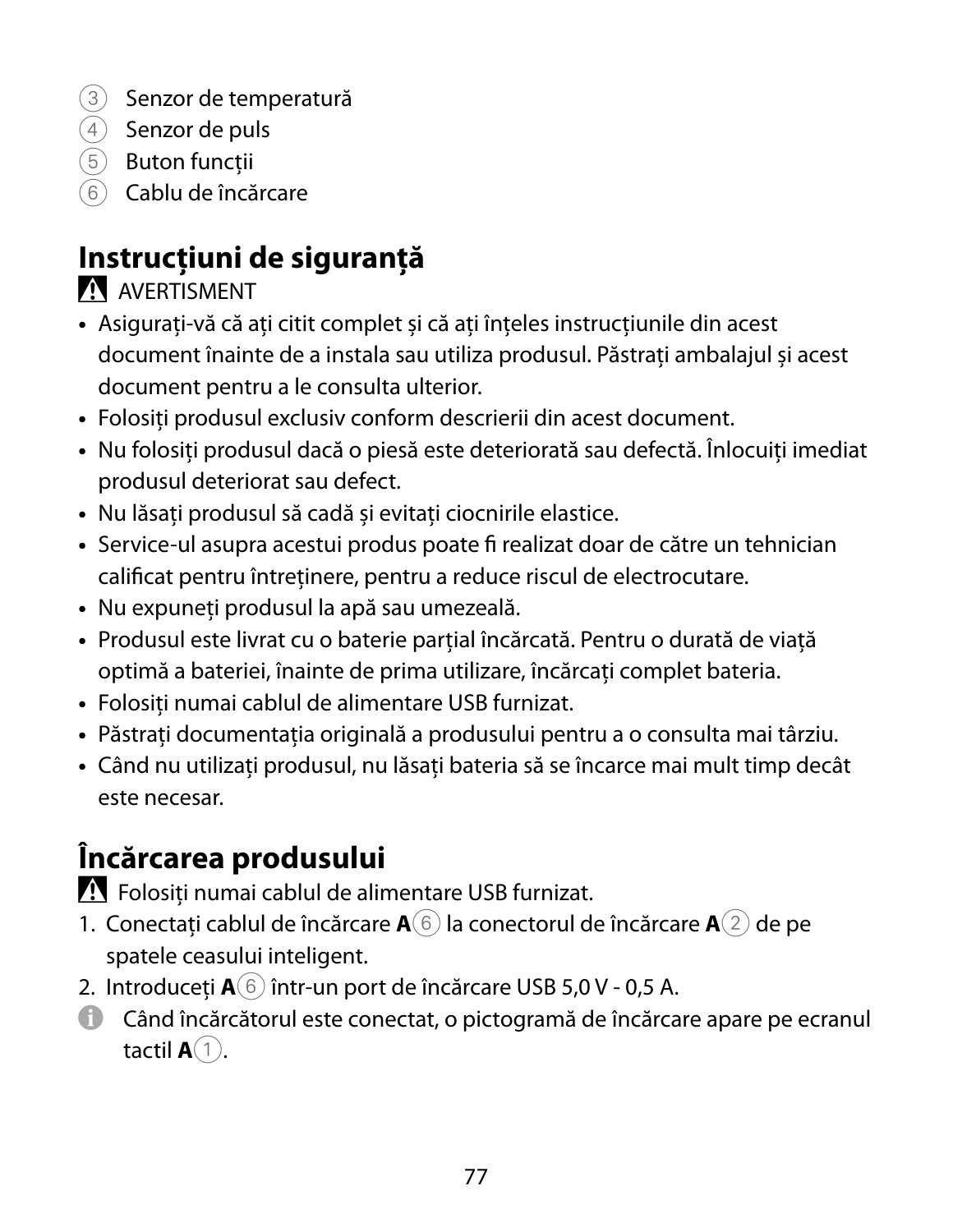3. Senzor de temperatură
4. Senzor de puls
5. Buton funcții
6. Cablu de încărcare

## Instrucțiuni de siguranță

⚠ AVERTISMENT

- Asigurați-vă că ați citit complet și că ați înțeles instrucțiunile din acest document înainte de a instala sau utiliza produsul. Păstrați ambalajul și acest document pentru a le consulta ulterior.
- Folosiți produsul exclusiv conform descrierii din acest document.
- Nu folosiți produsul dacă o piesă este deteriorată sau defectă. Înlocuiți imediat produsul deteriorat sau defect.
- Nu lăsați produsul să cadă și evitați ciocnirile elastice.
- Service-ul asupra acestui produs poate fi realizat doar de către un tehnician calificat pentru întreținere, pentru a reduce riscul de electrocutare.
- Nu expuneți produsul la apă sau umezeală.
- Produsul este livrat cu o baterie parțial încărcată. Pentru o durată de viață optimă a bateriei, înainte de prima utilizare, încărcați complet bateria.
- Folosiți numai cablul de alimentare USB furnizat.
- Păstrați documentația originală a produsului pentru a o consulta mai târziu.
- Când nu utilizați produsul, nu lăsați bateria să se încarce mai mult timp decât este necesar.

## Încărcarea produsului

⚠ Folosiți numai cablul de alimentare USB furnizat.

1. Conectați cablul de încărcare **A**⑥ la conectorul de încărcare **A**② de pe spatele ceasului inteligent.
2. Introduceți **A**⑥ într-un port de încărcare USB 5,0 V - 0,5 A.

ℹ Când încărcătorul este conectat, o pictogramă de încărcare apare pe ecranul tactil **A**①.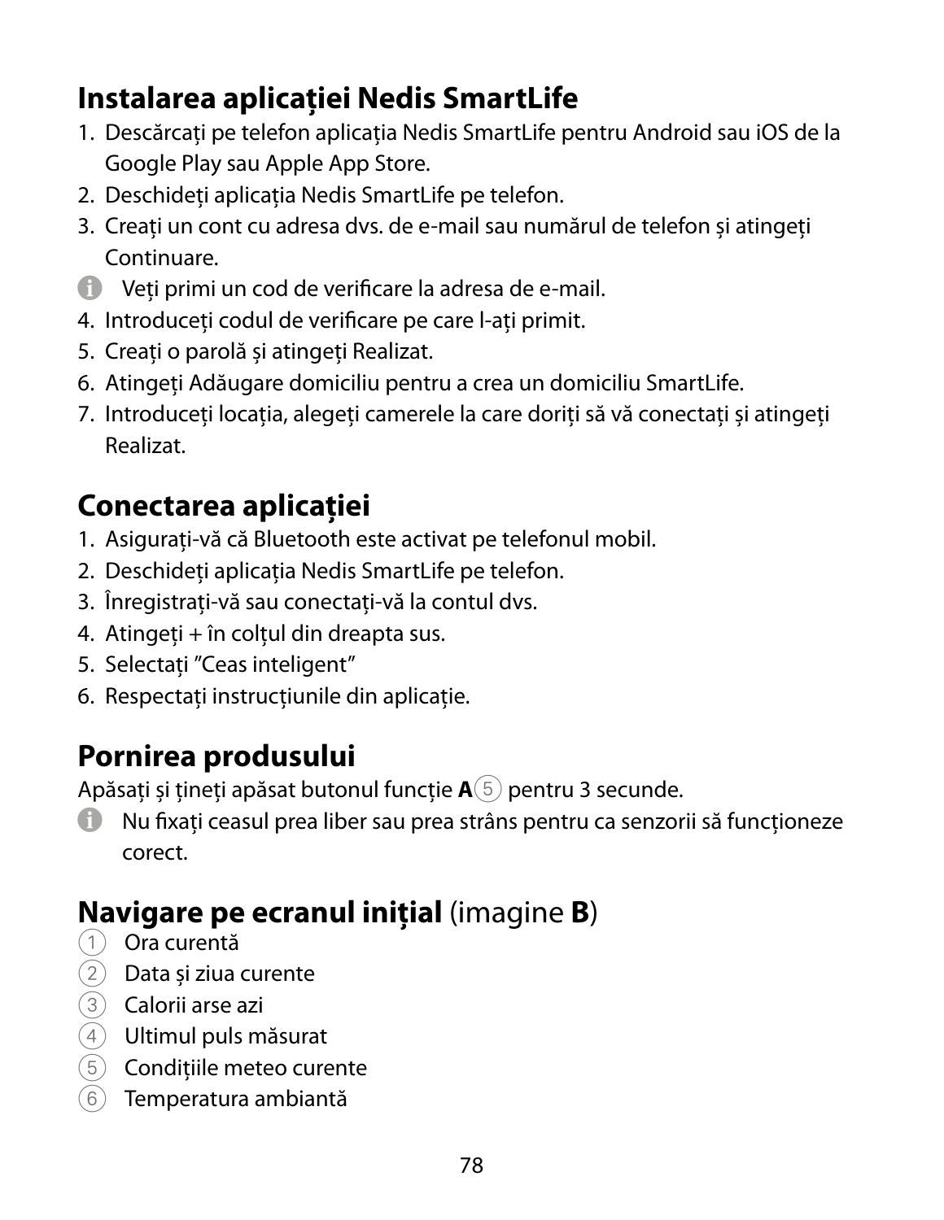## Instalarea aplicației Nedis SmartLife

1. Descărcați pe telefon aplicația Nedis SmartLife pentru Android sau iOS de la Google Play sau Apple App Store.
2. Deschideți aplicația Nedis SmartLife pe telefon.
3. Creați un cont cu adresa dvs. de e-mail sau numărul de telefon și atingeți Continuare.

   ⓘ Veți primi un cod de verificare la adresa de e-mail.
4. Introduceți codul de verificare pe care l-ați primit.
5. Creați o parolă și atingeți Realizat.
6. Atingeți Adăugare domiciliu pentru a crea un domiciliu SmartLife.
7. Introduceți locația, alegeți camerele la care doriți să vă conectați și atingeți Realizat.

## Conectarea aplicației

1. Asigurați-vă că Bluetooth este activat pe telefonul mobil.
2. Deschideți aplicația Nedis SmartLife pe telefon.
3. Înregistrați-vă sau conectați-vă la contul dvs.
4. Atingeți + în colțul din dreapta sus.
5. Selectați ″Ceas inteligent″
6. Respectați instrucțiunile din aplicație.

## Pornirea produsului

Apăsați și țineți apăsat butonul funcție **A**⑤ pentru 3 secunde.

ⓘ Nu fixați ceasul prea liber sau prea strâns pentru ca senzorii să funcționeze corect.

## Navigare pe ecranul inițial (imagine B)

① Ora curentă
② Data și ziua curente
③ Calorii arse azi
④ Ultimul puls măsurat
⑤ Condițiile meteo curente
⑥ Temperatura ambiantă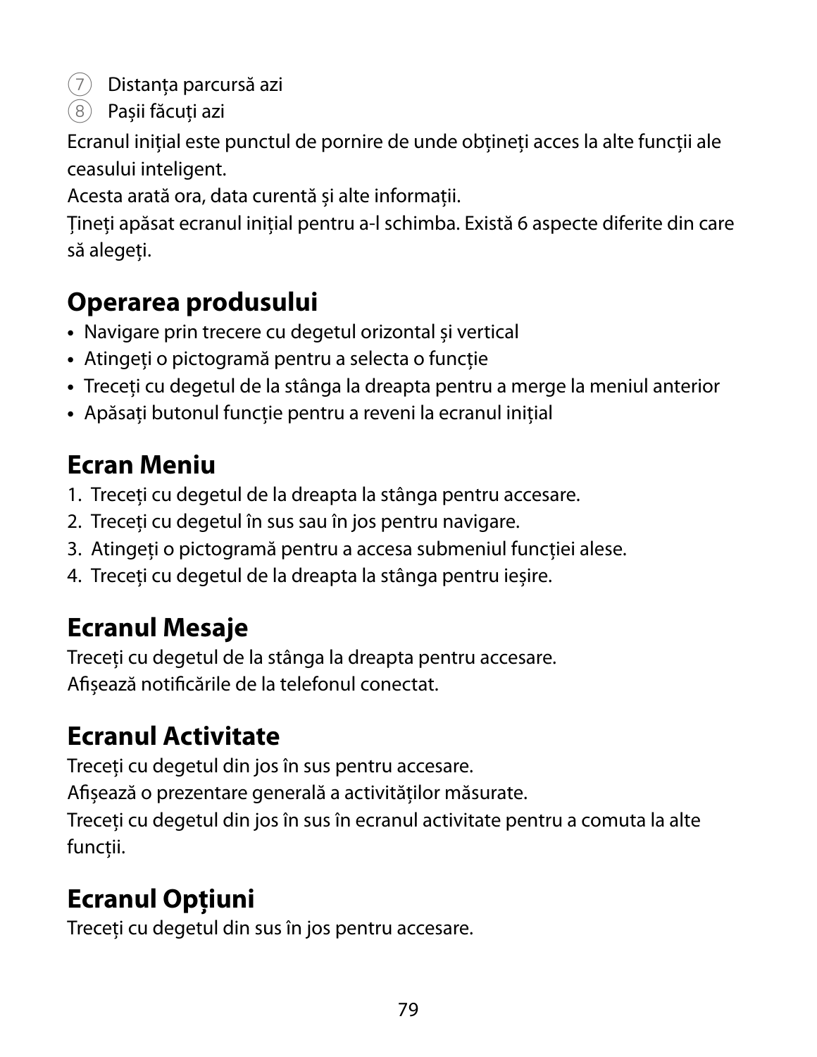7. Distanța parcursă azi
8. Pașii făcuți azi

Ecranul inițial este punctul de pornire de unde obțineți acces la alte funcții ale ceasului inteligent.
Acesta arată ora, data curentă și alte informații.
Țineți apăsat ecranul inițial pentru a-l schimba. Există 6 aspecte diferite din care să alegeți.

## Operarea produsului

- Navigare prin trecere cu degetul orizontal și vertical
- Atingeți o pictogramă pentru a selecta o funcție
- Treceți cu degetul de la stânga la dreapta pentru a merge la meniul anterior
- Apăsați butonul funcție pentru a reveni la ecranul inițial

## Ecran Meniu

1. Treceți cu degetul de la dreapta la stânga pentru accesare.
2. Treceți cu degetul în sus sau în jos pentru navigare.
3. Atingeți o pictogramă pentru a accesa submeniul funcției alese.
4. Treceți cu degetul de la dreapta la stânga pentru ieșire.

## Ecranul Mesaje

Treceți cu degetul de la stânga la dreapta pentru accesare.
Afișează notificările de la telefonul conectat.

## Ecranul Activitate

Treceți cu degetul din jos în sus pentru accesare.
Afișează o prezentare generală a activităților măsurate.
Treceți cu degetul din jos în sus în ecranul activitate pentru a comuta la alte funcții.

## Ecranul Opțiuni

Treceți cu degetul din sus în jos pentru accesare.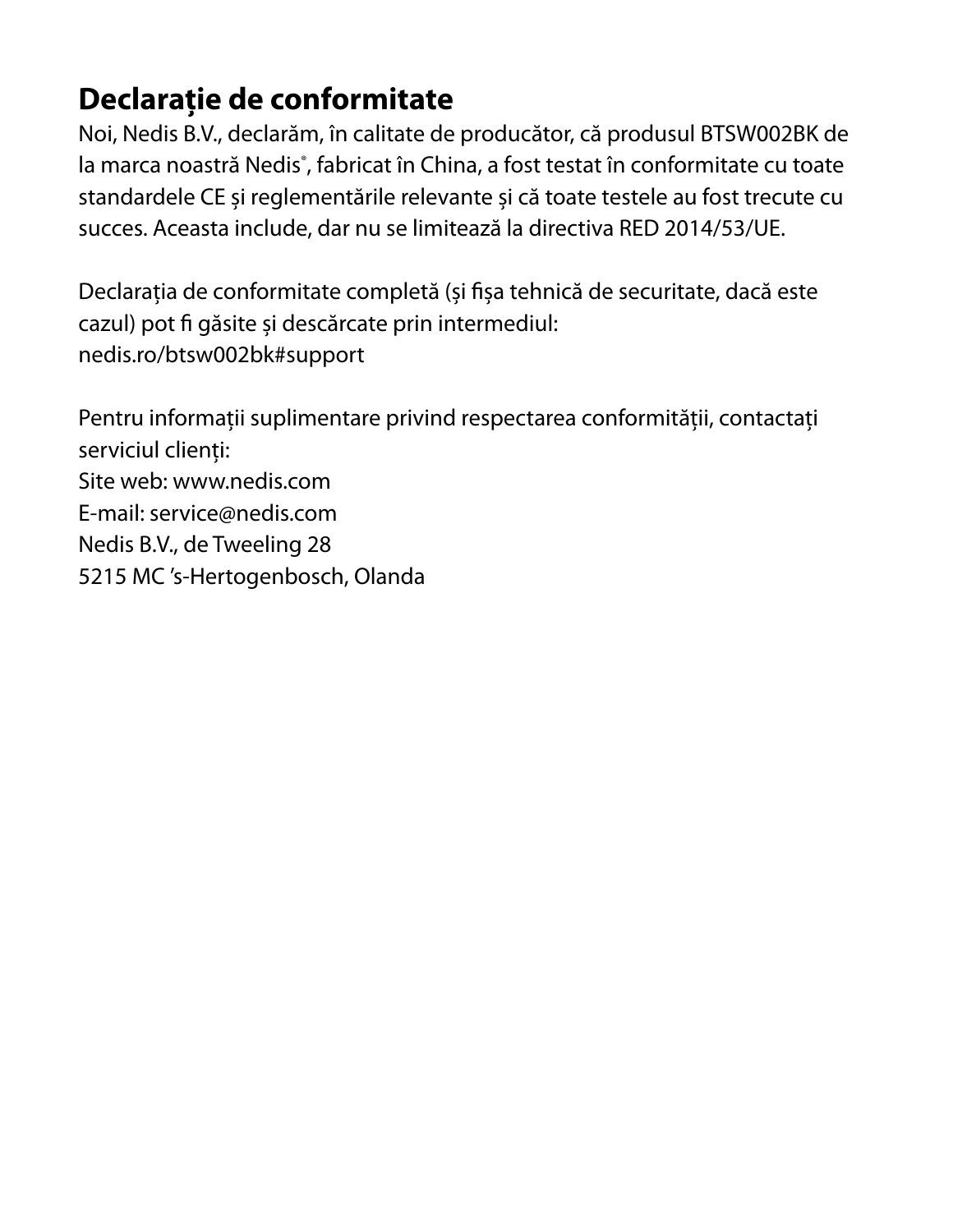## Declaraţie de conformitate

Noi, Nedis B.V., declarăm, în calitate de producător, că produsul BTSW002BK de la marca noastră Nedis®, fabricat în China, a fost testat în conformitate cu toate standardele CE și reglementările relevante și că toate testele au fost trecute cu succes. Aceasta include, dar nu se limitează la directiva RED 2014/53/UE.

Declarația de conformitate completă (și fișa tehnică de securitate, dacă este cazul) pot fi găsite și descărcate prin intermediul:
nedis.ro/btsw002bk#support

Pentru informații suplimentare privind respectarea conformității, contactați serviciul clienți:
Site web: www.nedis.com
E-mail: service@nedis.com
Nedis B.V., de Tweeling 28
5215 MC ’s-Hertogenbosch, Olanda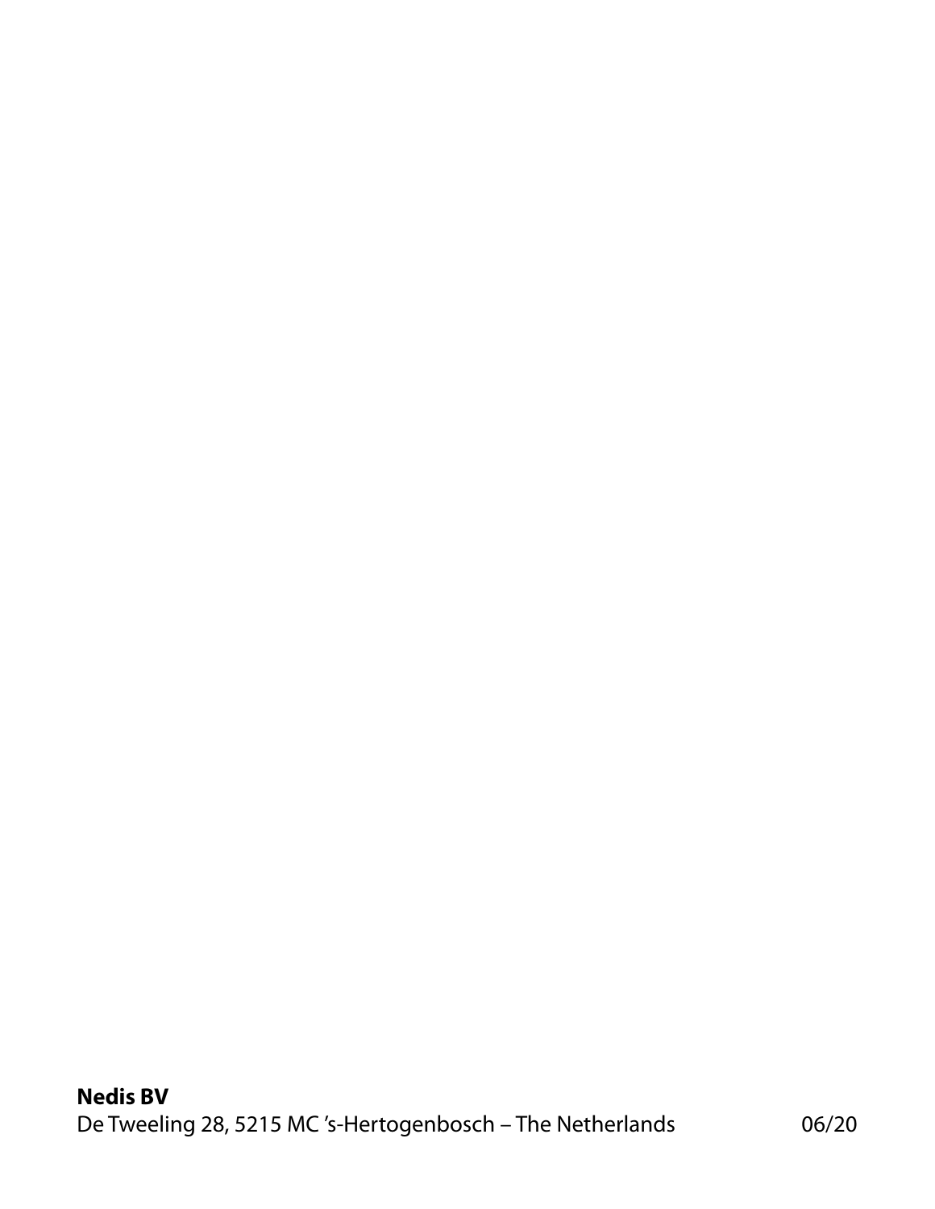**Nedis BV**
De Tweeling 28, 5215 MC 's-Hertogenbosch – The Netherlands 06/20